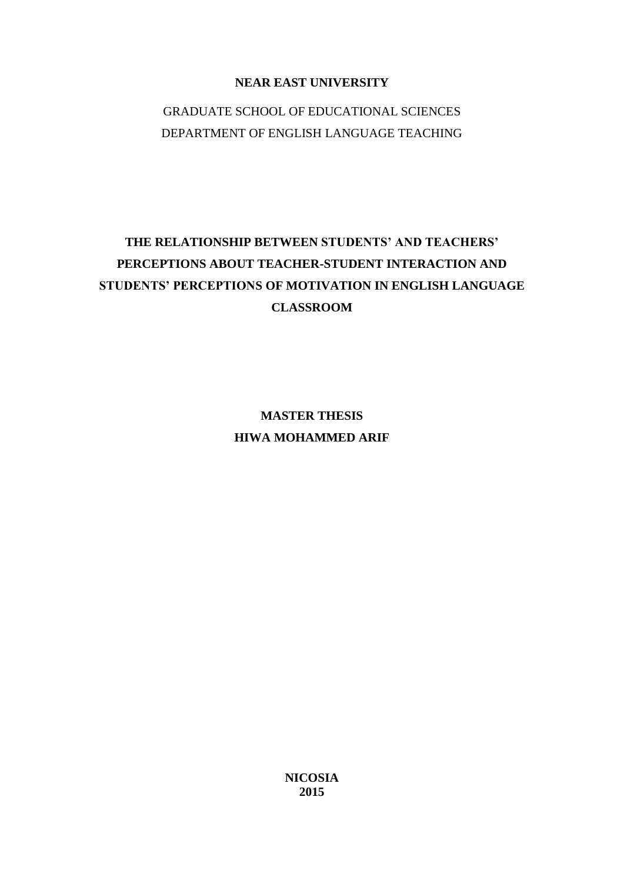**NEAR EAST UNIVERSITY**

GRADUATE SCHOOL OF EDUCATIONAL SCIENCES

DEPARTMENT OF ENGLISH LANGUAGE TEACHING

# THE RELATIONSHIP BETWEEN STUDENTS' AND TEACHERS' PERCEPTIONS ABOUT TEACHER-STUDENT INTERACTION AND STUDENTS' PERCEPTIONS OF MOTIVATION IN ENGLISH LANGUAGE CLASSROOM

**MASTER THESIS**

**HIWA MOHAMMED ARIF**

**NICOSIA**

**2015**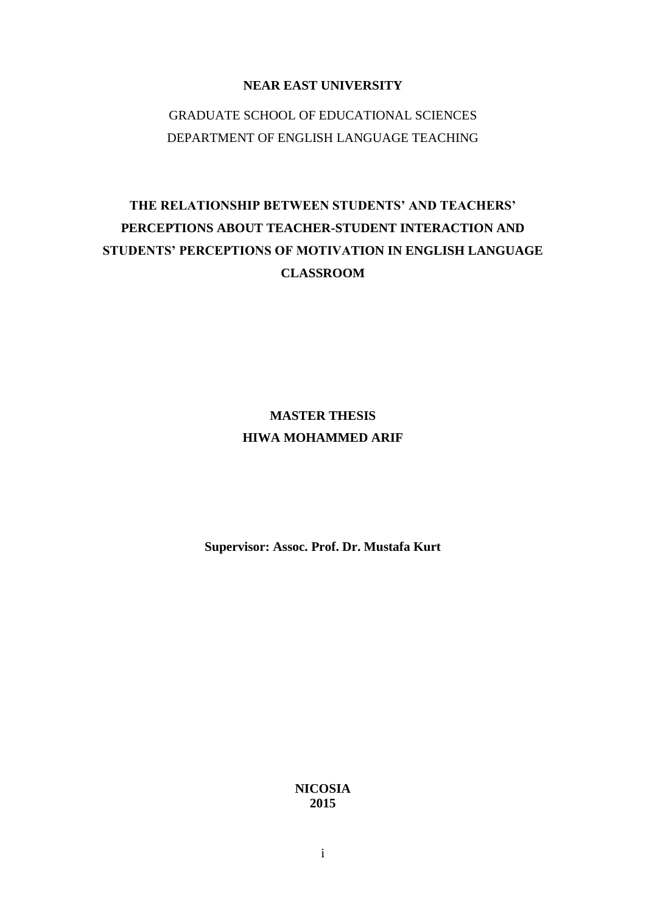**NEAR EAST UNIVERSITY**

GRADUATE SCHOOL OF EDUCATIONAL SCIENCES

DEPARTMENT OF ENGLISH LANGUAGE TEACHING

# THE RELATIONSHIP BETWEEN STUDENTS' AND TEACHERS' PERCEPTIONS ABOUT TEACHER-STUDENT INTERACTION AND STUDENTS' PERCEPTIONS OF MOTIVATION IN ENGLISH LANGUAGE CLASSROOM

**MASTER THESIS**

**HIWA MOHAMMED ARIF**

**Supervisor: Assoc. Prof. Dr. Mustafa Kurt**

**NICOSIA**

**2015**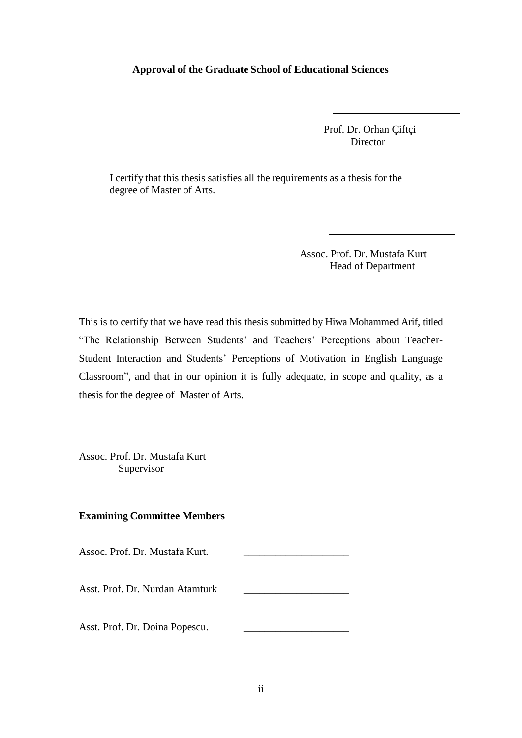**Approval of the Graduate School of Educational Sciences**

Prof. Dr. Orhan Çiftçi
Director

I certify that this thesis satisfies all the requirements as a thesis for the degree of Master of Arts.

Assoc. Prof. Dr. Mustafa Kurt
Head of Department

This is to certify that we have read this thesis submitted by Hiwa Mohammed Arif, titled "The Relationship Between Students' and Teachers' Perceptions about Teacher-Student Interaction and Students' Perceptions of Motivation in English Language Classroom", and that in our opinion it is fully adequate, in scope and quality, as a thesis for the degree of Master of Arts.

Assoc. Prof. Dr. Mustafa Kurt
Supervisor

**Examining Committee Members**

Assoc. Prof. Dr. Mustafa Kurt. ____________________

Asst. Prof. Dr. Nurdan Atamturk ____________________

Asst. Prof. Dr. Doina Popescu. ____________________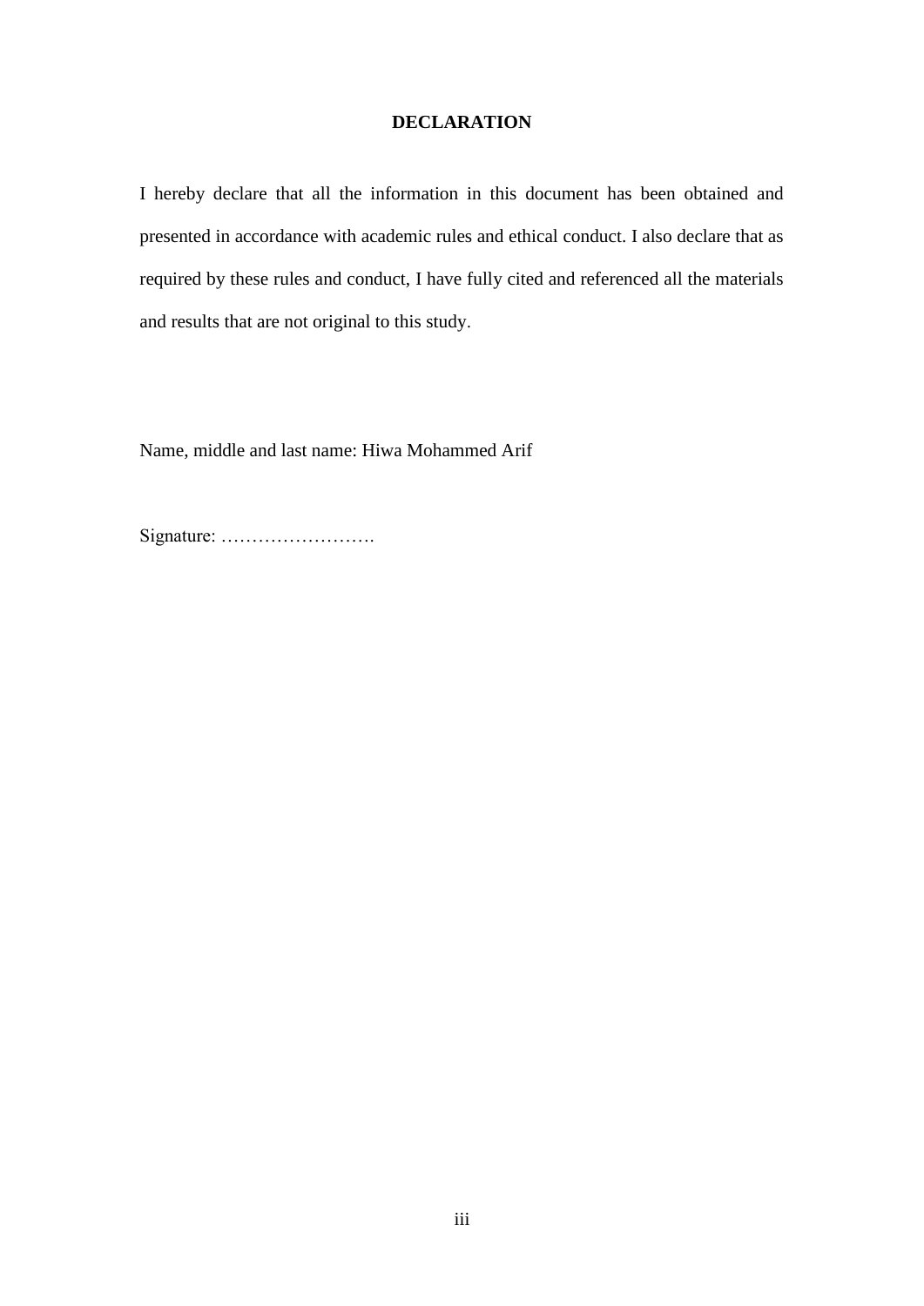# DECLARATION

I hereby declare that all the information in this document has been obtained and presented in accordance with academic rules and ethical conduct. I also declare that as required by these rules and conduct, I have fully cited and referenced all the materials and results that are not original to this study.

Name, middle and last name: Hiwa Mohammed Arif

Signature: …………………….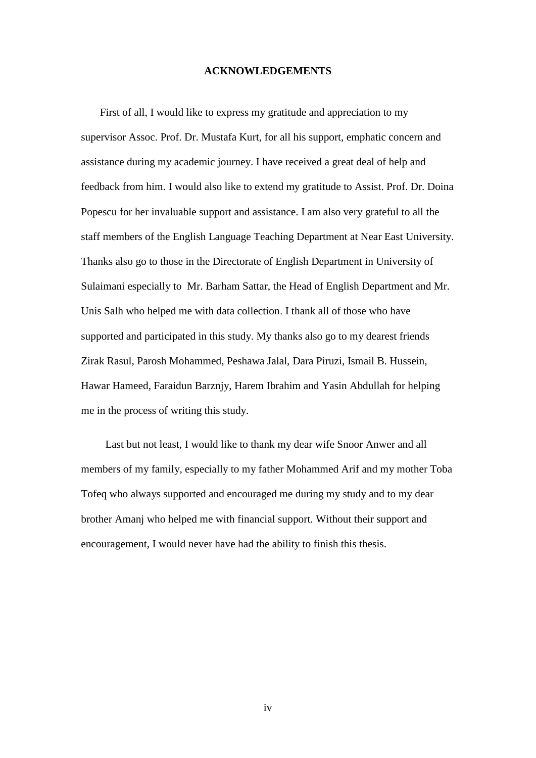# ACKNOWLEDGEMENTS

First of all, I would like to express my gratitude and appreciation to my supervisor Assoc. Prof. Dr. Mustafa Kurt, for all his support, emphatic concern and assistance during my academic journey. I have received a great deal of help and feedback from him. I would also like to extend my gratitude to Assist. Prof. Dr. Doina Popescu for her invaluable support and assistance. I am also very grateful to all the staff members of the English Language Teaching Department at Near East University. Thanks also go to those in the Directorate of English Department in University of Sulaimani especially to Mr. Barham Sattar, the Head of English Department and Mr. Unis Salh who helped me with data collection. I thank all of those who have supported and participated in this study. My thanks also go to my dearest friends Zirak Rasul, Parosh Mohammed, Peshawa Jalal, Dara Piruzi, Ismail B. Hussein, Hawar Hameed, Faraidun Barznjy, Harem Ibrahim and Yasin Abdullah for helping me in the process of writing this study.

Last but not least, I would like to thank my dear wife Snoor Anwer and all members of my family, especially to my father Mohammed Arif and my mother Toba Tofeq who always supported and encouraged me during my study and to my dear brother Amanj who helped me with financial support. Without their support and encouragement, I would never have had the ability to finish this thesis.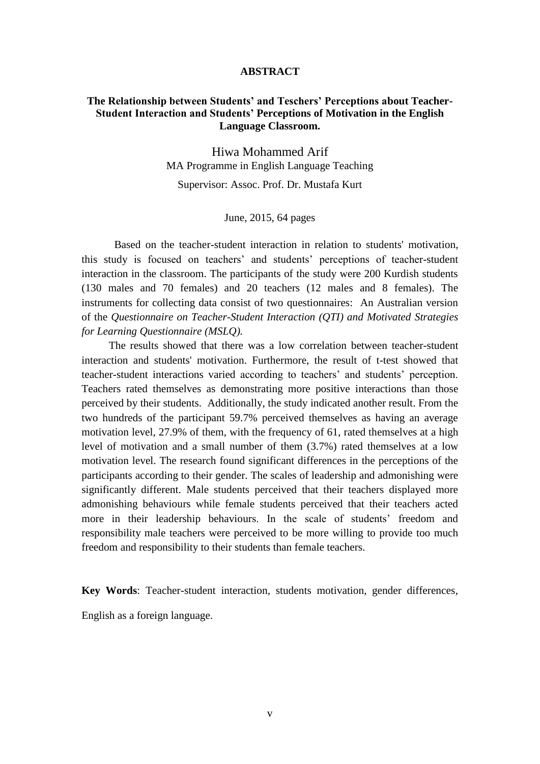# ABSTRACT

## The Relationship between Students' and Teschers' Perceptions about Teacher-Student Interaction and Students' Perceptions of Motivation in the English Language Classroom.

Hiwa Mohammed Arif

MA Programme in English Language Teaching

Supervisor: Assoc. Prof. Dr. Mustafa Kurt

June, 2015, 64 pages

Based on the teacher-student interaction in relation to students' motivation, this study is focused on teachers' and students' perceptions of teacher-student interaction in the classroom. The participants of the study were 200 Kurdish students (130 males and 70 females) and 20 teachers (12 males and 8 females). The instruments for collecting data consist of two questionnaires: An Australian version of the *Questionnaire on Teacher-Student Interaction (QTI) and Motivated Strategies for Learning Questionnaire (MSLQ).*

The results showed that there was a low correlation between teacher-student interaction and students' motivation. Furthermore, the result of t-test showed that teacher-student interactions varied according to teachers' and students' perception. Teachers rated themselves as demonstrating more positive interactions than those perceived by their students. Additionally, the study indicated another result. From the two hundreds of the participant 59.7% perceived themselves as having an average motivation level, 27.9% of them, with the frequency of 61, rated themselves at a high level of motivation and a small number of them (3.7%) rated themselves at a low motivation level. The research found significant differences in the perceptions of the participants according to their gender. The scales of leadership and admonishing were significantly different. Male students perceived that their teachers displayed more admonishing behaviours while female students perceived that their teachers acted more in their leadership behaviours. In the scale of students' freedom and responsibility male teachers were perceived to be more willing to provide too much freedom and responsibility to their students than female teachers.

**Key Words**: Teacher-student interaction, students motivation, gender differences, English as a foreign language.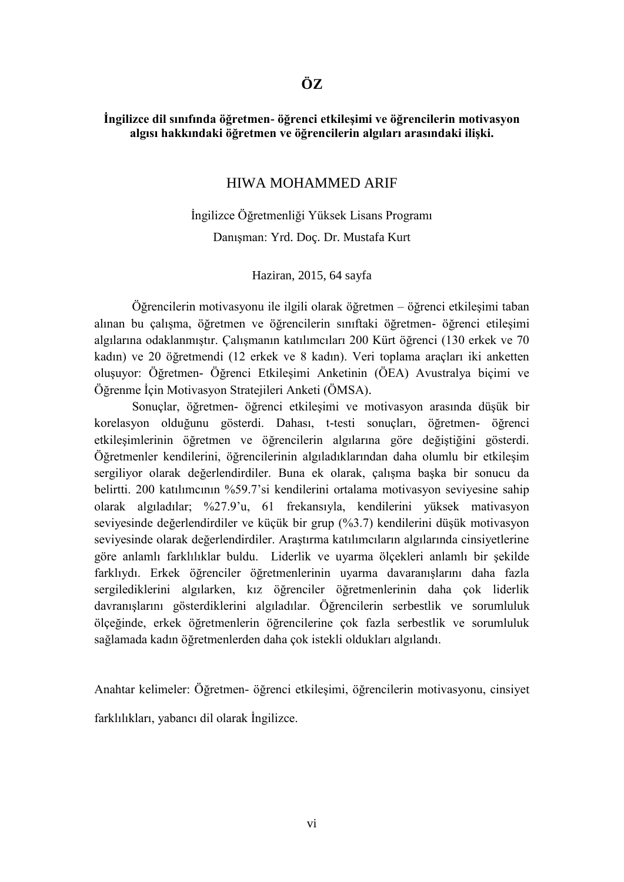# ÖZ

**İngilizce dil sınıfında öğretmen- öğrenci etkileşimi ve öğrencilerin motivasyon algısı hakkındaki öğretmen ve öğrencilerin algıları arasındaki ilişki.**

HIWA MOHAMMED ARIF

İngilizce Öğretmenliği Yüksek Lisans Programı

Danışman: Yrd. Doç. Dr. Mustafa Kurt

Haziran, 2015, 64 sayfa

Öğrencilerin motivasyonu ile ilgili olarak öğretmen – öğrenci etkileşimi taban alınan bu çalışma, öğretmen ve öğrencilerin sınıftaki öğretmen- öğrenci etileşimi algılarına odaklanmıştır. Çalışmanın katılımcıları 200 Kürt öğrenci (130 erkek ve 70 kadın) ve 20 öğretmendi (12 erkek ve 8 kadın). Veri toplama araçları iki anketten oluşuyor: Öğretmen- Öğrenci Etkileşimi Anketinin (ÖEA) Avustralya biçimi ve Öğrenme İçin Motivasyon Stratejileri Anketi (ÖMSA).

Sonuçlar, öğretmen- öğrenci etkileşimi ve motivasyon arasında düşük bir korelasyon olduğunu gösterdi. Dahası, t-testi sonuçları, öğretmen- öğrenci etkileşimlerinin öğretmen ve öğrencilerin algılarına göre değiştiğini gösterdi. Öğretmenler kendilerini, öğrencilerinin algıladıklarından daha olumlu bir etkileşim sergiliyor olarak değerlendirdiler. Buna ek olarak, çalışma başka bir sonucu da belirtti. 200 katılımcının %59.7'si kendilerini ortalama motivasyon seviyesine sahip olarak algıladılar; %27.9'u, 61 frekansıyla, kendilerini yüksek mativasyon seviyesinde değerlendirdiler ve küçük bir grup (%3.7) kendilerini düşük motivasyon seviyesinde olarak değerlendirdiler. Araştırma katılımcıların algılarında cinsiyetlerine göre anlamlı farklılıklar buldu. Liderlik ve uyarma ölçekleri anlamlı bir şekilde farklıydı. Erkek öğrenciler öğretmenlerinin uyarma davaranışlarını daha fazla sergilediklerini algılarken, kız öğrenciler öğretmenlerinin daha çok liderlik davranışlarını gösterdiklerini algıladılar. Öğrencilerin serbestlik ve sorumluluk ölçeğinde, erkek öğretmenlerin öğrencilerine çok fazla serbestlik ve sorumluluk sağlamada kadın öğretmenlerden daha çok istekli oldukları algılandı.

Anahtar kelimeler: Öğretmen- öğrenci etkileşimi, öğrencilerin motivasyonu, cinsiyet farklılıkları, yabancı dil olarak İngilizce.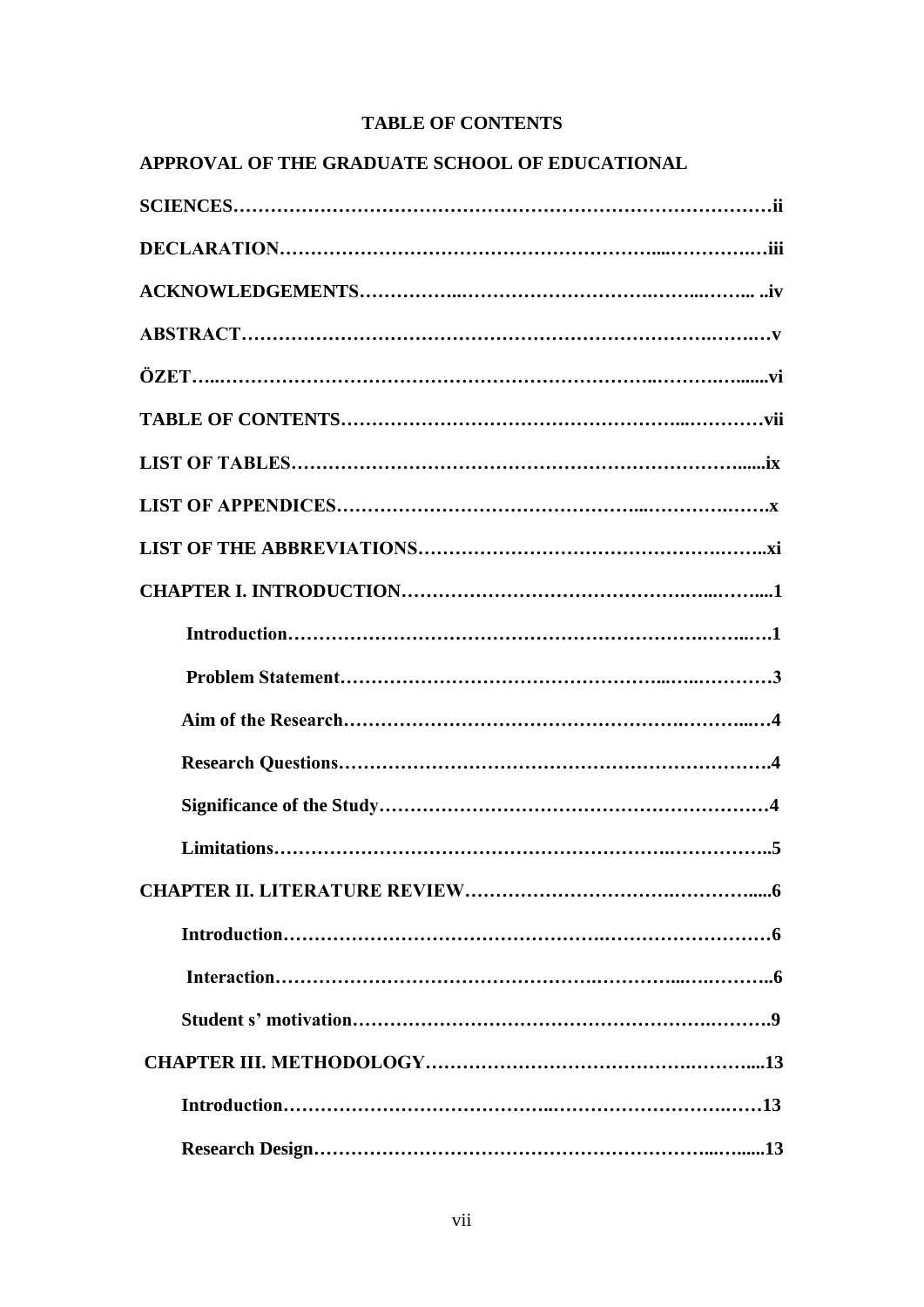## TABLE OF CONTENTS

**APPROVAL OF THE GRADUATE SCHOOL OF EDUCATIONAL SCIENCES……………………………………………………………………………ii**

**DECLARATION…………………………………………………....……………iii**

**ACKNOWLEDGEMENTS……………..……………………….……..……... ..iv**

**ABSTRACT…………………………………………………………….…….…v**

**ÖZET…..…………………………………………………………..………........vi**

**TABLE OF CONTENTS……………………………………………...…………vii**

**LIST OF TABLES………………………………………………………….......ix**

**LIST OF APPENDICES…………………………………...……………….…….x**

**LIST OF THE ABBREVIATIONS……………………………………….……..xi**

**CHAPTER I. INTRODUCTION…………………………………….…...……....1**

- **Introduction……………………………………………………….……..…1**
- **Problem Statement………………………………………...…..…………3**
- **Aim of the Research……………………………………………….……...…4**
- **Research Questions…………………………………………………………….4**
- **Significance of the Study…………………………………………………4**
- **Limitations……………………………………………………….……………..5**

**CHAPTER II. LITERATURE REVIEW……………………….……….…......6**

- **Introduction……………………………………….………………………6**
- **Interaction…………………………………………………...….………..6**
- **Student s' motivation……………………………………………….……….9**

**CHAPTER III. METHODOLOGY……………………………….………....13**

- **Introduction…………………………..…………………….……13**
- **Research Design……………………………………………...…......13**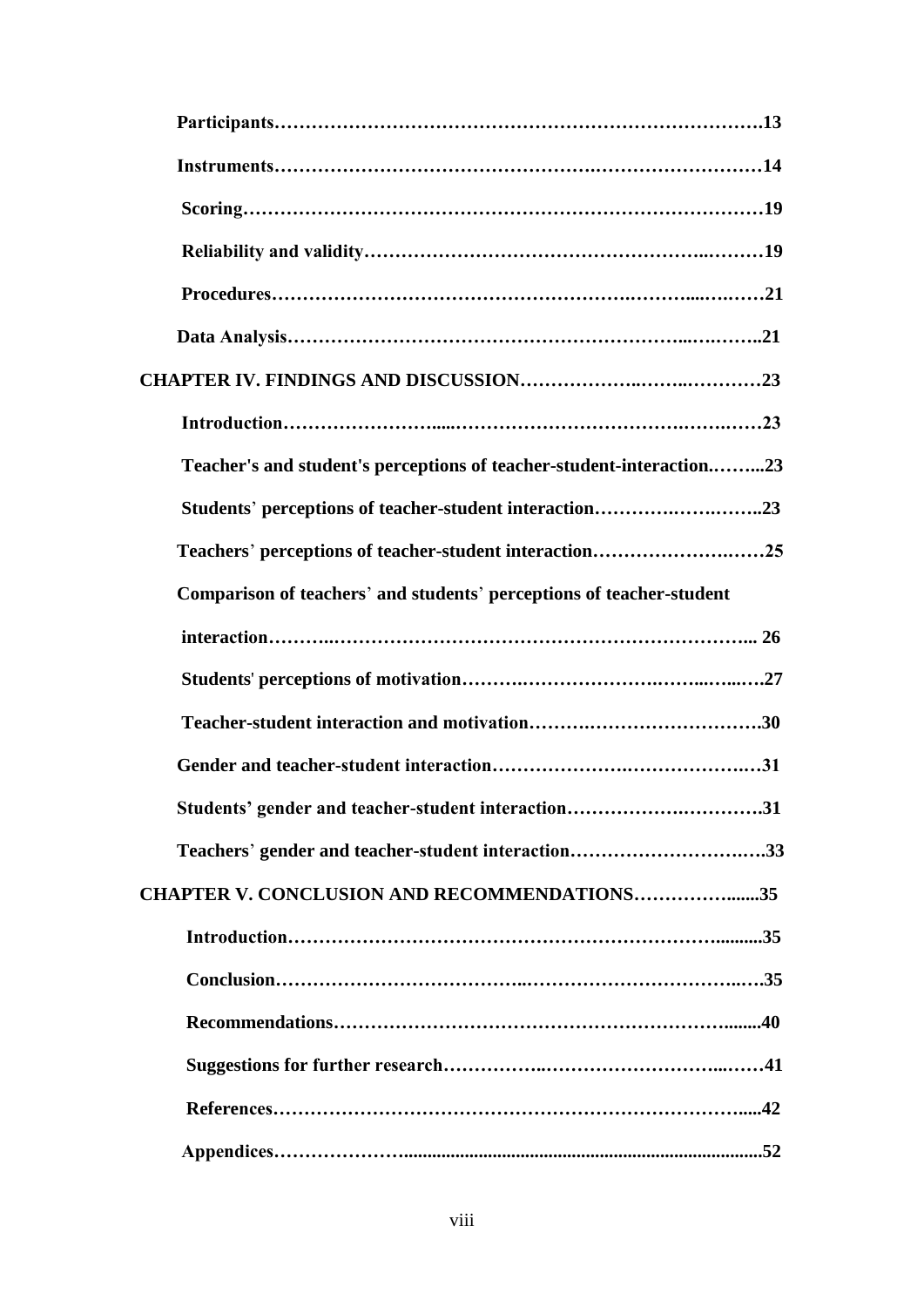**Participants……………………………………………………………………13**

**Instruments……………………………………………………………………14**

**Scoring…………………………………………………………………………19**

**Reliability and validity…………………………………………………………19**

**Procedures………………………………………………………………………21**

**Data Analysis……………………………………………………………………21**

**CHAPTER IV. FINDINGS AND DISCUSSION………………………………23**

**Introduction………………………………………………………………………23**

**Teacher's and student's perceptions of teacher-student-interaction…………23**

**Students' perceptions of teacher-student interaction…………………………23**

**Teachers' perceptions of teacher-student interaction…………………………25**

**Comparison of teachers' and students' perceptions of teacher-student interaction……………………………………………………………………… 26**

**Students' perceptions of motivation……………………………………………27**

**Teacher-student interaction and motivation……………………………………30**

**Gender and teacher-student interaction…………………………………………31**

**Students' gender and teacher-student interaction………………………………31**

**Teachers' gender and teacher-student interaction………………………………33**

**CHAPTER V. CONCLUSION AND RECOMMENDATIONS………………35**

**Introduction………………………………………………………………………35**

**Conclusion…………………………………………………………………………35**

**Recommendations…………………………………………………………………40**

**Suggestions for further research…………………………………………………41**

**References…………………………………………………………………………42**

**Appendices…………………………………………………………………………52**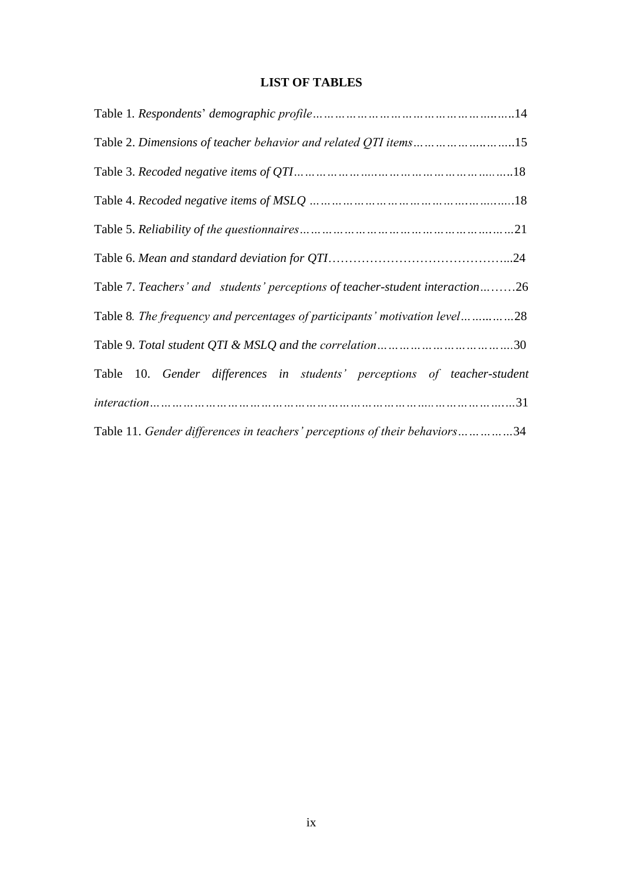# LIST OF TABLES

Table 1. *Respondents' demographic profile*……………………………………………..14

Table 2. *Dimensions of teacher behavior and related QTI items*……………………..15

Table 3. *Recoded negative items of QTI*………………..…………………………..….18

Table 4. *Recoded negative items of MSLQ* ………………………………….……..….18

Table 5. *Reliability of the questionnaires*…………………………………………..……21

Table 6. *Mean and standard deviation for QTI*…………………………………...24

Table 7. *Teachers' and students' perceptions of teacher-student interaction*…..…..26

Table 8. *The frequency and percentages of participants' motivation level*…….……28

Table 9. *Total student QTI & MSLQ and the correlation*…………………………….30

Table 10. *Gender differences in students' perceptions of teacher-student interaction*…………………………………………………………..………………..…31

Table 11. *Gender differences in teachers' perceptions of their behaviors*……………34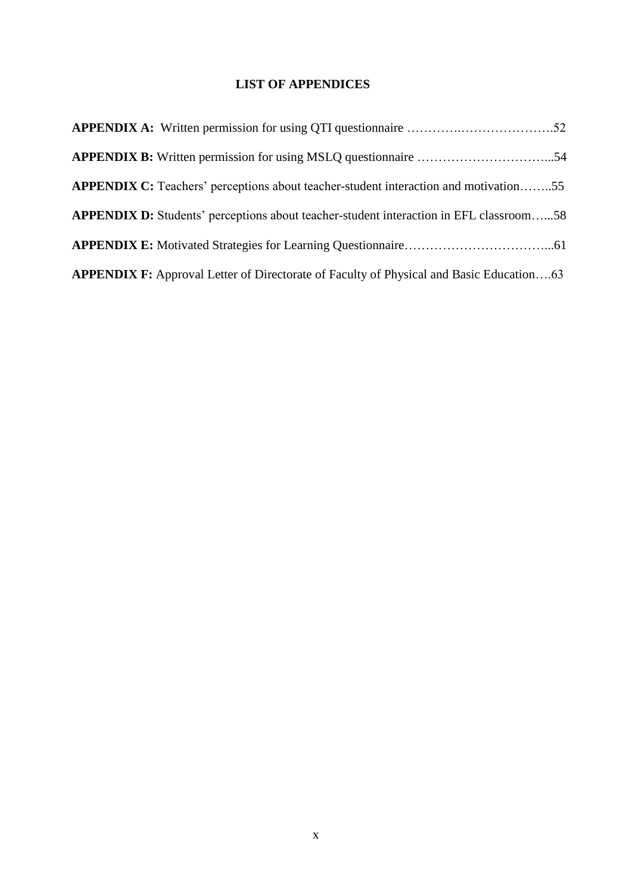# LIST OF APPENDICES

**APPENDIX A:** Written permission for using QTI questionnaire …………….………………….52

**APPENDIX B:** Written permission for using MSLQ questionnaire …………………………...54

**APPENDIX C:** Teachers' perceptions about teacher-student interaction and motivation……..55

**APPENDIX D:** Students' perceptions about teacher-student interaction in EFL classroom…...58

**APPENDIX E:** Motivated Strategies for Learning Questionnaire……………………………...61

**APPENDIX F:** Approval Letter of Directorate of Faculty of Physical and Basic Education….63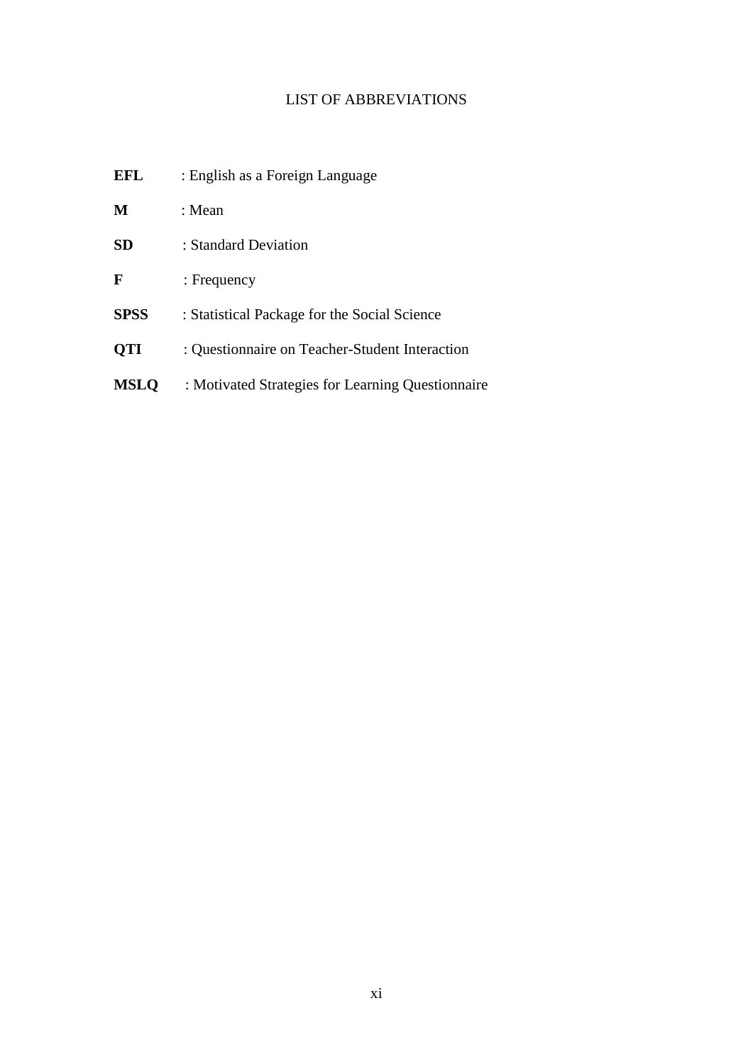# LIST OF ABBREVIATIONS

**EFL** : English as a Foreign Language

**M** : Mean

**SD** : Standard Deviation

**F** : Frequency

**SPSS** : Statistical Package for the Social Science

**QTI** : Questionnaire on Teacher-Student Interaction

**MSLQ** : Motivated Strategies for Learning Questionnaire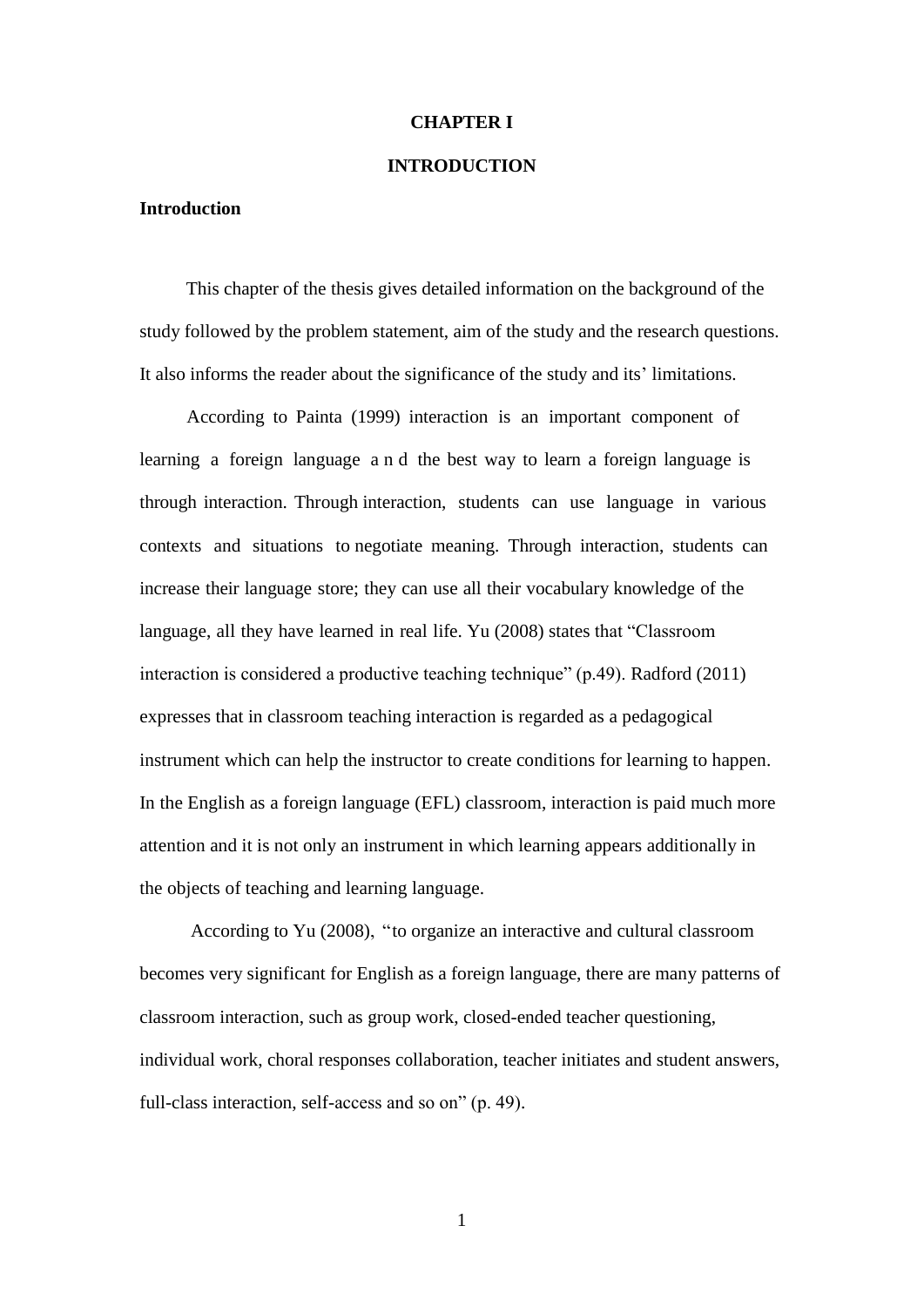# CHAPTER I

# INTRODUCTION

## Introduction

This chapter of the thesis gives detailed information on the background of the study followed by the problem statement, aim of the study and the research questions. It also informs the reader about the significance of the study and its' limitations.

According to Painta (1999) interaction is an important component of learning a foreign language and the best way to learn a foreign language is through interaction. Through interaction, students can use language in various contexts and situations to negotiate meaning. Through interaction, students can increase their language store; they can use all their vocabulary knowledge of the language, all they have learned in real life. Yu (2008) states that "Classroom interaction is considered a productive teaching technique" (p.49). Radford (2011) expresses that in classroom teaching interaction is regarded as a pedagogical instrument which can help the instructor to create conditions for learning to happen. In the English as a foreign language (EFL) classroom, interaction is paid much more attention and it is not only an instrument in which learning appears additionally in the objects of teaching and learning language.

According to Yu (2008), "to organize an interactive and cultural classroom becomes very significant for English as a foreign language, there are many patterns of classroom interaction, such as group work, closed-ended teacher questioning, individual work, choral responses collaboration, teacher initiates and student answers, full-class interaction, self-access and so on" (p. 49).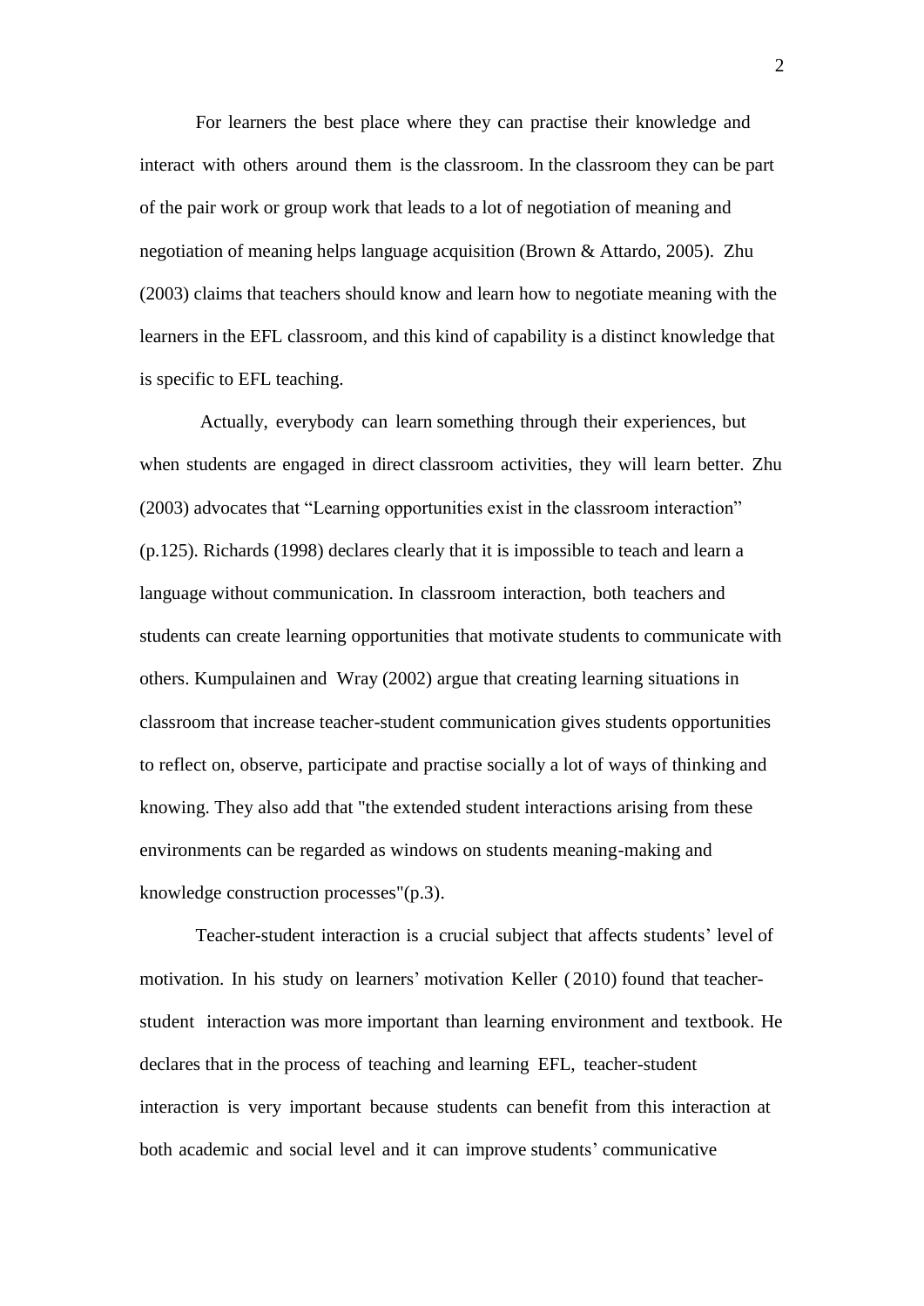For learners the best place where they can practise their knowledge and interact with others around them is the classroom. In the classroom they can be part of the pair work or group work that leads to a lot of negotiation of meaning and negotiation of meaning helps language acquisition (Brown & Attardo, 2005). Zhu (2003) claims that teachers should know and learn how to negotiate meaning with the learners in the EFL classroom, and this kind of capability is a distinct knowledge that is specific to EFL teaching.

Actually, everybody can learn something through their experiences, but when students are engaged in direct classroom activities, they will learn better. Zhu (2003) advocates that "Learning opportunities exist in the classroom interaction" (p.125). Richards (1998) declares clearly that it is impossible to teach and learn a language without communication. In classroom interaction, both teachers and students can create learning opportunities that motivate students to communicate with others. Kumpulainen and Wray (2002) argue that creating learning situations in classroom that increase teacher-student communication gives students opportunities to reflect on, observe, participate and practise socially a lot of ways of thinking and knowing. They also add that "the extended student interactions arising from these environments can be regarded as windows on students meaning-making and knowledge construction processes"(p.3).

Teacher-student interaction is a crucial subject that affects students' level of motivation. In his study on learners' motivation Keller (2010) found that teacher-student interaction was more important than learning environment and textbook. He declares that in the process of teaching and learning EFL, teacher-student interaction is very important because students can benefit from this interaction at both academic and social level and it can improve students' communicative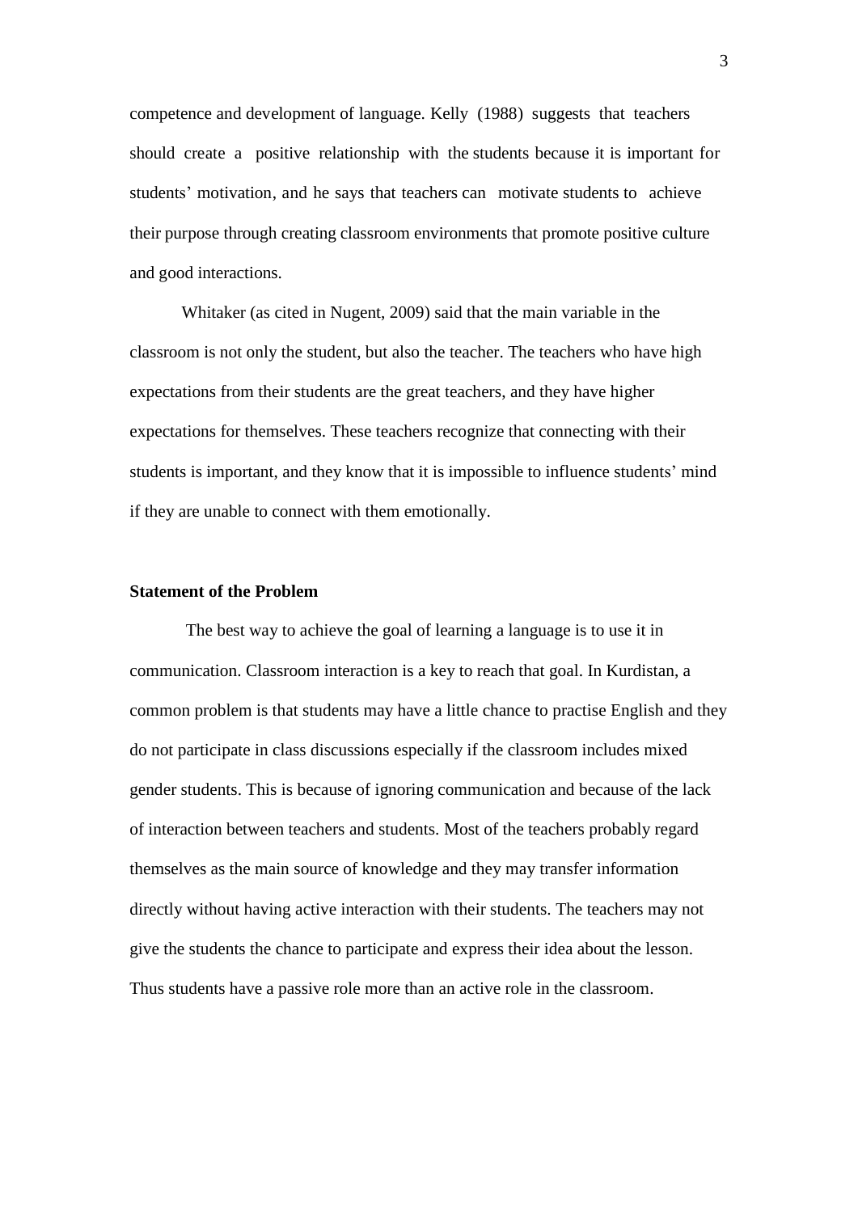competence and development of language. Kelly (1988) suggests that teachers should create a positive relationship with the students because it is important for students' motivation, and he says that teachers can motivate students to achieve their purpose through creating classroom environments that promote positive culture and good interactions.

Whitaker (as cited in Nugent, 2009) said that the main variable in the classroom is not only the student, but also the teacher. The teachers who have high expectations from their students are the great teachers, and they have higher expectations for themselves. These teachers recognize that connecting with their students is important, and they know that it is impossible to influence students' mind if they are unable to connect with them emotionally.

**Statement of the Problem**

The best way to achieve the goal of learning a language is to use it in communication. Classroom interaction is a key to reach that goal. In Kurdistan, a common problem is that students may have a little chance to practise English and they do not participate in class discussions especially if the classroom includes mixed gender students. This is because of ignoring communication and because of the lack of interaction between teachers and students. Most of the teachers probably regard themselves as the main source of knowledge and they may transfer information directly without having active interaction with their students. The teachers may not give the students the chance to participate and express their idea about the lesson. Thus students have a passive role more than an active role in the classroom.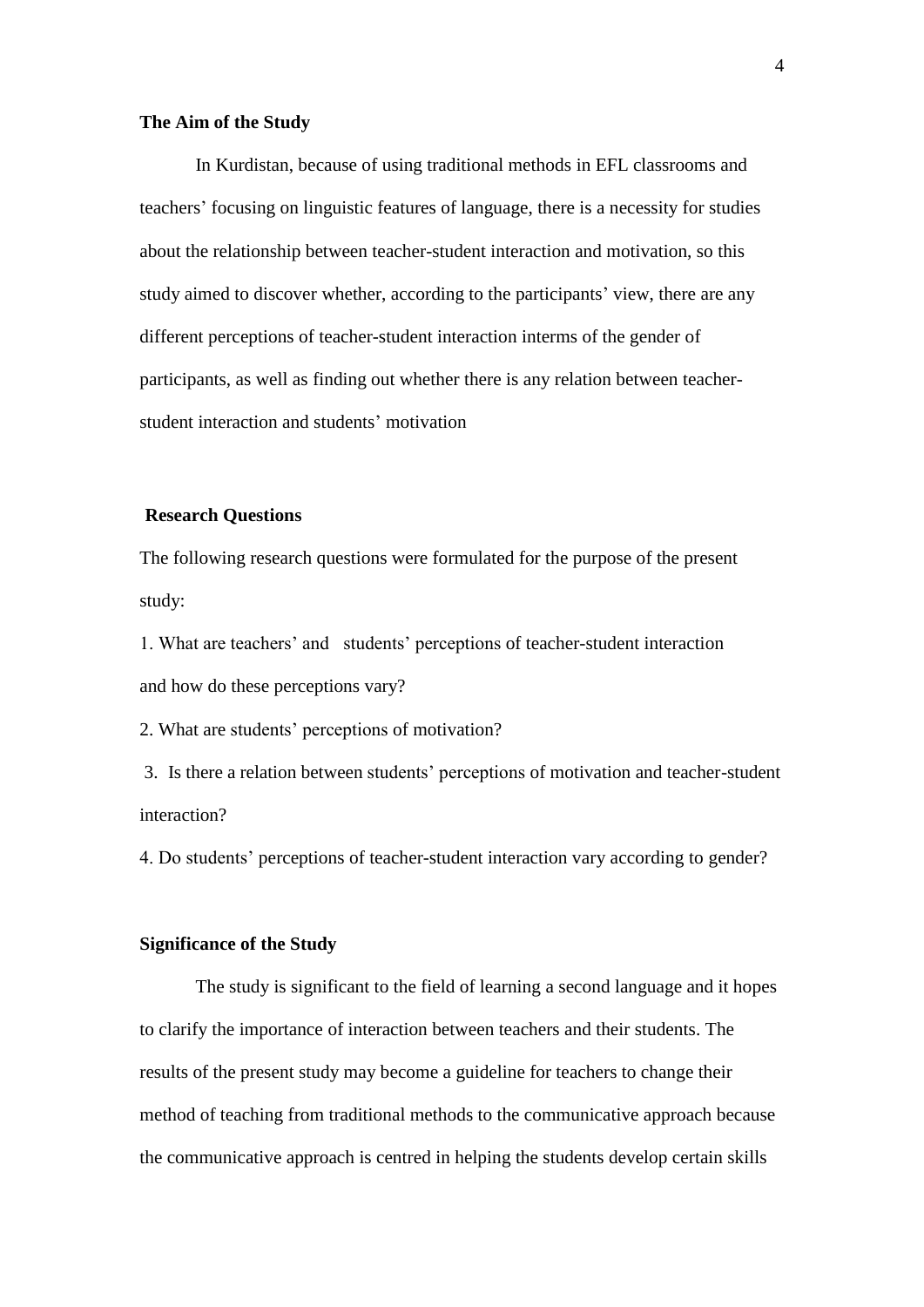### The Aim of the Study

In Kurdistan, because of using traditional methods in EFL classrooms and teachers' focusing on linguistic features of language, there is a necessity for studies about the relationship between teacher-student interaction and motivation, so this study aimed to discover whether, according to the participants' view, there are any different perceptions of teacher-student interaction interms of the gender of participants, as well as finding out whether there is any relation between teacher-student interaction and students' motivation

### Research Questions

The following research questions were formulated for the purpose of the present study:

1. What are teachers' and students' perceptions of teacher-student interaction and how do these perceptions vary?
2. What are students' perceptions of motivation?
3. Is there a relation between students' perceptions of motivation and teacher-student interaction?
4. Do students' perceptions of teacher-student interaction vary according to gender?

### Significance of the Study

The study is significant to the field of learning a second language and it hopes to clarify the importance of interaction between teachers and their students. The results of the present study may become a guideline for teachers to change their method of teaching from traditional methods to the communicative approach because the communicative approach is centred in helping the students develop certain skills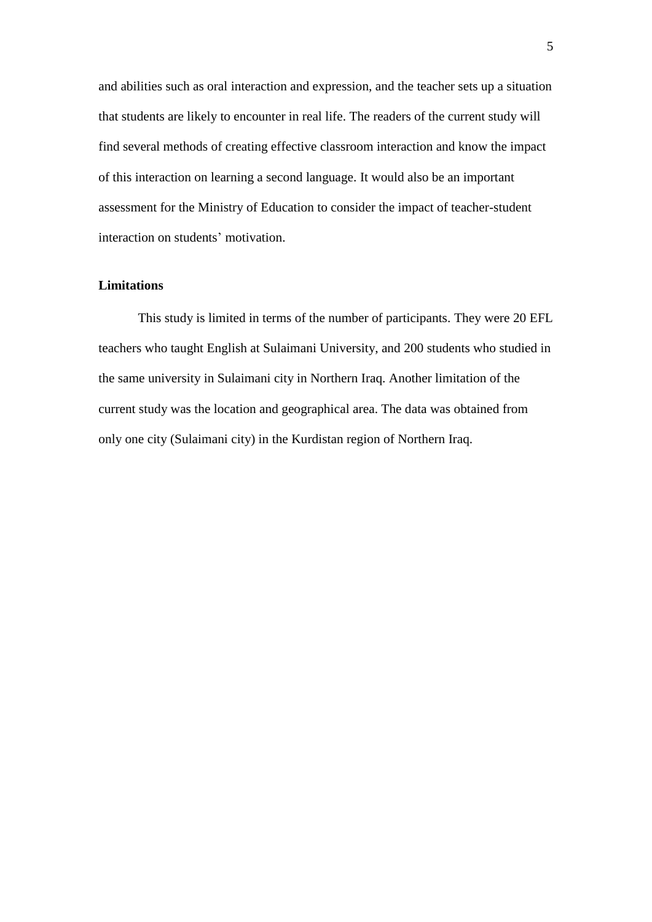and abilities such as oral interaction and expression, and the teacher sets up a situation that students are likely to encounter in real life. The readers of the current study will find several methods of creating effective classroom interaction and know the impact of this interaction on learning a second language. It would also be an important assessment for the Ministry of Education to consider the impact of teacher-student interaction on students' motivation.

## Limitations

This study is limited in terms of the number of participants. They were 20 EFL teachers who taught English at Sulaimani University, and 200 students who studied in the same university in Sulaimani city in Northern Iraq. Another limitation of the current study was the location and geographical area. The data was obtained from only one city (Sulaimani city) in the Kurdistan region of Northern Iraq.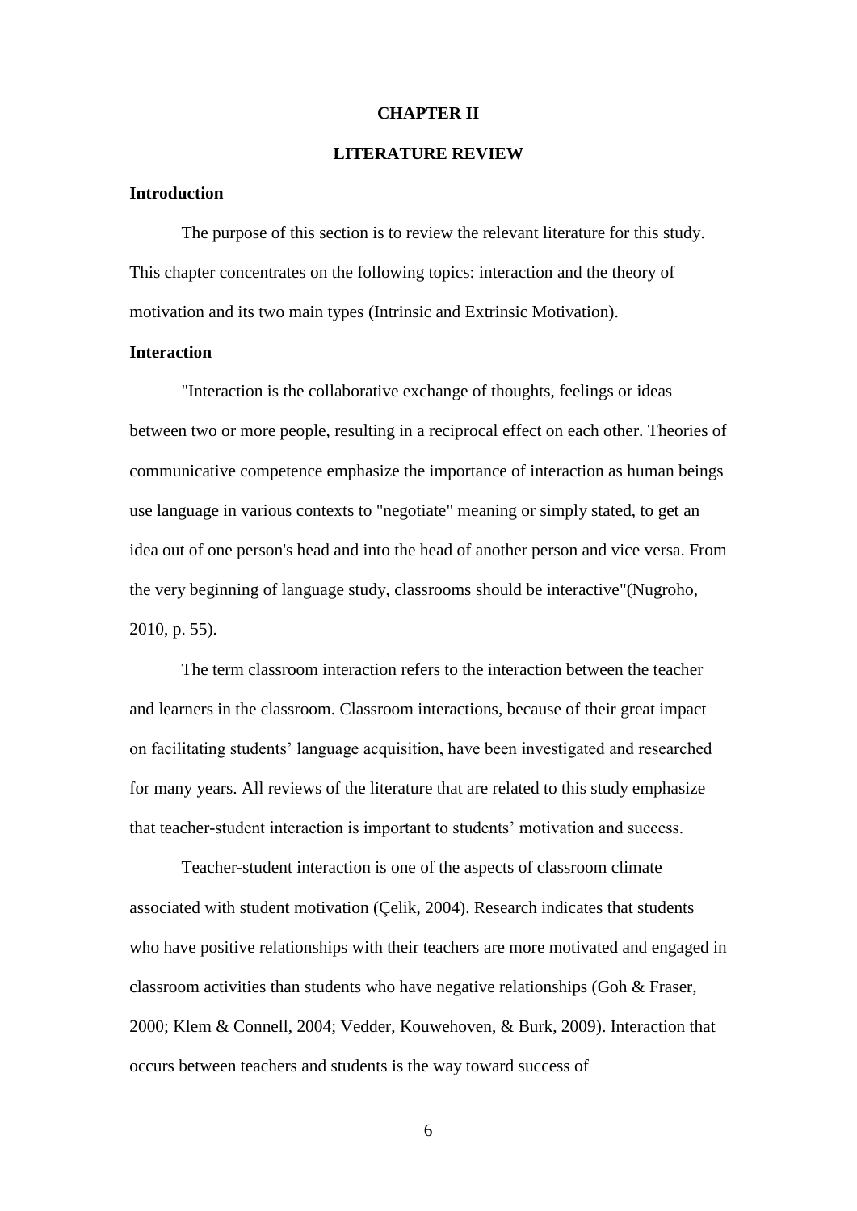# CHAPTER II

# LITERATURE REVIEW

## Introduction

The purpose of this section is to review the relevant literature for this study. This chapter concentrates on the following topics: interaction and the theory of motivation and its two main types (Intrinsic and Extrinsic Motivation).

## Interaction

"Interaction is the collaborative exchange of thoughts, feelings or ideas between two or more people, resulting in a reciprocal effect on each other. Theories of communicative competence emphasize the importance of interaction as human beings use language in various contexts to "negotiate" meaning or simply stated, to get an idea out of one person's head and into the head of another person and vice versa. From the very beginning of language study, classrooms should be interactive"(Nugroho, 2010, p. 55).

The term classroom interaction refers to the interaction between the teacher and learners in the classroom. Classroom interactions, because of their great impact on facilitating students' language acquisition, have been investigated and researched for many years. All reviews of the literature that are related to this study emphasize that teacher-student interaction is important to students' motivation and success.

Teacher-student interaction is one of the aspects of classroom climate associated with student motivation (Çelik, 2004). Research indicates that students who have positive relationships with their teachers are more motivated and engaged in classroom activities than students who have negative relationships (Goh & Fraser, 2000; Klem & Connell, 2004; Vedder, Kouwehoven, & Burk, 2009). Interaction that occurs between teachers and students is the way toward success of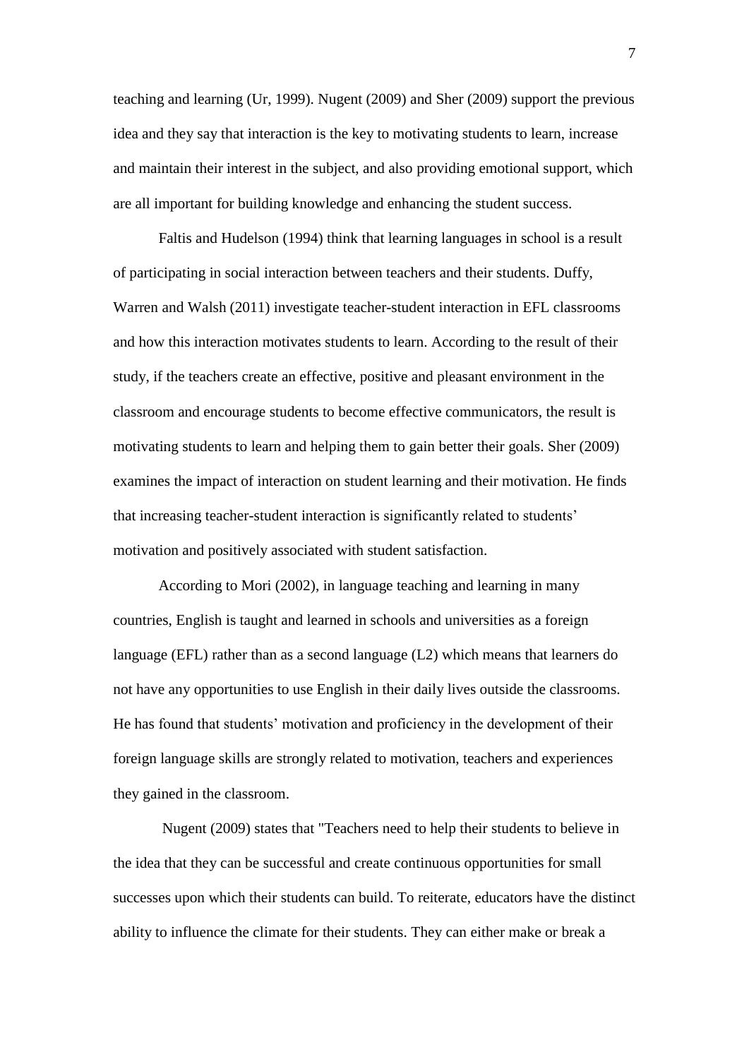teaching and learning (Ur, 1999). Nugent (2009) and Sher (2009) support the previous idea and they say that interaction is the key to motivating students to learn, increase and maintain their interest in the subject, and also providing emotional support, which are all important for building knowledge and enhancing the student success.

Faltis and Hudelson (1994) think that learning languages in school is a result of participating in social interaction between teachers and their students. Duffy, Warren and Walsh (2011) investigate teacher-student interaction in EFL classrooms and how this interaction motivates students to learn. According to the result of their study, if the teachers create an effective, positive and pleasant environment in the classroom and encourage students to become effective communicators, the result is motivating students to learn and helping them to gain better their goals. Sher (2009) examines the impact of interaction on student learning and their motivation. He finds that increasing teacher-student interaction is significantly related to students' motivation and positively associated with student satisfaction.

According to Mori (2002), in language teaching and learning in many countries, English is taught and learned in schools and universities as a foreign language (EFL) rather than as a second language (L2) which means that learners do not have any opportunities to use English in their daily lives outside the classrooms. He has found that students' motivation and proficiency in the development of their foreign language skills are strongly related to motivation, teachers and experiences they gained in the classroom.

Nugent (2009) states that "Teachers need to help their students to believe in the idea that they can be successful and create continuous opportunities for small successes upon which their students can build. To reiterate, educators have the distinct ability to influence the climate for their students. They can either make or break a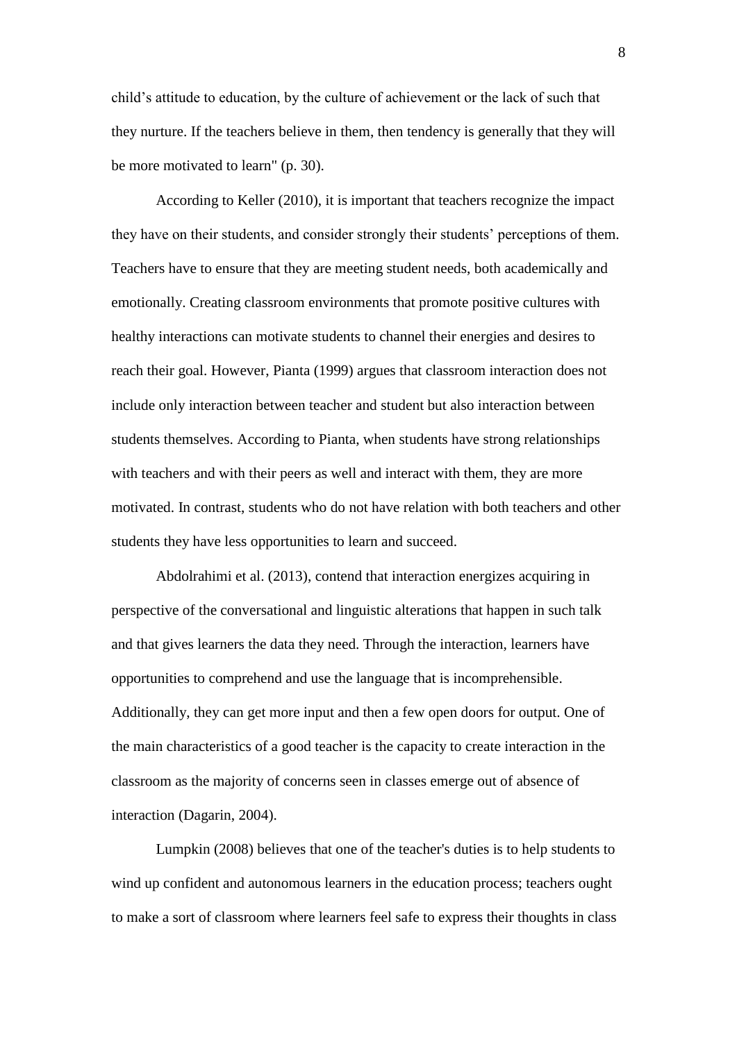child’s attitude to education, by the culture of achievement or the lack of such that they nurture. If the teachers believe in them, then tendency is generally that they will be more motivated to learn" (p. 30).

According to Keller (2010), it is important that teachers recognize the impact they have on their students, and consider strongly their students’ perceptions of them. Teachers have to ensure that they are meeting student needs, both academically and emotionally. Creating classroom environments that promote positive cultures with healthy interactions can motivate students to channel their energies and desires to reach their goal. However, Pianta (1999) argues that classroom interaction does not include only interaction between teacher and student but also interaction between students themselves. According to Pianta, when students have strong relationships with teachers and with their peers as well and interact with them, they are more motivated. In contrast, students who do not have relation with both teachers and other students they have less opportunities to learn and succeed.

Abdolrahimi et al. (2013), contend that interaction energizes acquiring in perspective of the conversational and linguistic alterations that happen in such talk and that gives learners the data they need. Through the interaction, learners have opportunities to comprehend and use the language that is incomprehensible. Additionally, they can get more input and then a few open doors for output. One of the main characteristics of a good teacher is the capacity to create interaction in the classroom as the majority of concerns seen in classes emerge out of absence of interaction (Dagarin, 2004).

Lumpkin (2008) believes that one of the teacher's duties is to help students to wind up confident and autonomous learners in the education process; teachers ought to make a sort of classroom where learners feel safe to express their thoughts in class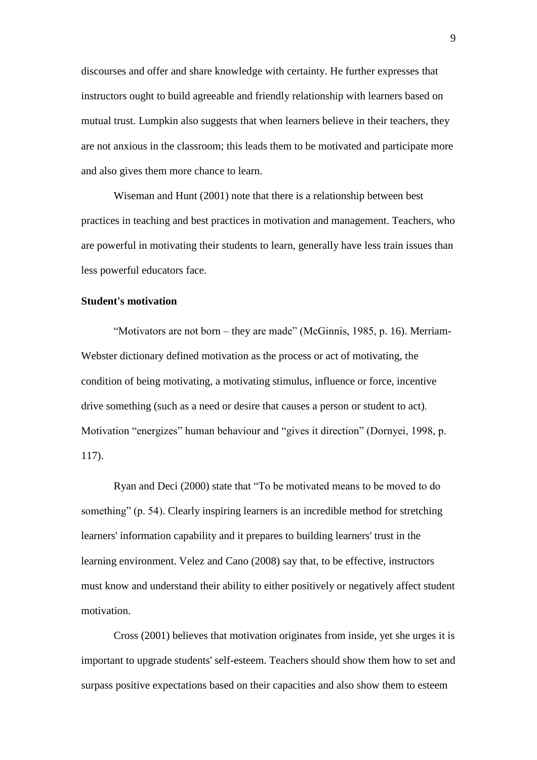discourses and offer and share knowledge with certainty. He further expresses that instructors ought to build agreeable and friendly relationship with learners based on mutual trust. Lumpkin also suggests that when learners believe in their teachers, they are not anxious in the classroom; this leads them to be motivated and participate more and also gives them more chance to learn.

Wiseman and Hunt (2001) note that there is a relationship between best practices in teaching and best practices in motivation and management. Teachers, who are powerful in motivating their students to learn, generally have less train issues than less powerful educators face.

**Student's motivation**

“Motivators are not born – they are made” (McGinnis, 1985, p. 16). Merriam-Webster dictionary defined motivation as the process or act of motivating, the condition of being motivating, a motivating stimulus, influence or force, incentive drive something (such as a need or desire that causes a person or student to act). Motivation “energizes” human behaviour and “gives it direction” (Dornyei, 1998, p. 117).

Ryan and Deci (2000) state that “To be motivated means to be moved to do something” (p. 54). Clearly inspiring learners is an incredible method for stretching learners' information capability and it prepares to building learners' trust in the learning environment. Velez and Cano (2008) say that, to be effective, instructors must know and understand their ability to either positively or negatively affect student motivation.

Cross (2001) believes that motivation originates from inside, yet she urges it is important to upgrade students' self-esteem. Teachers should show them how to set and surpass positive expectations based on their capacities and also show them to esteem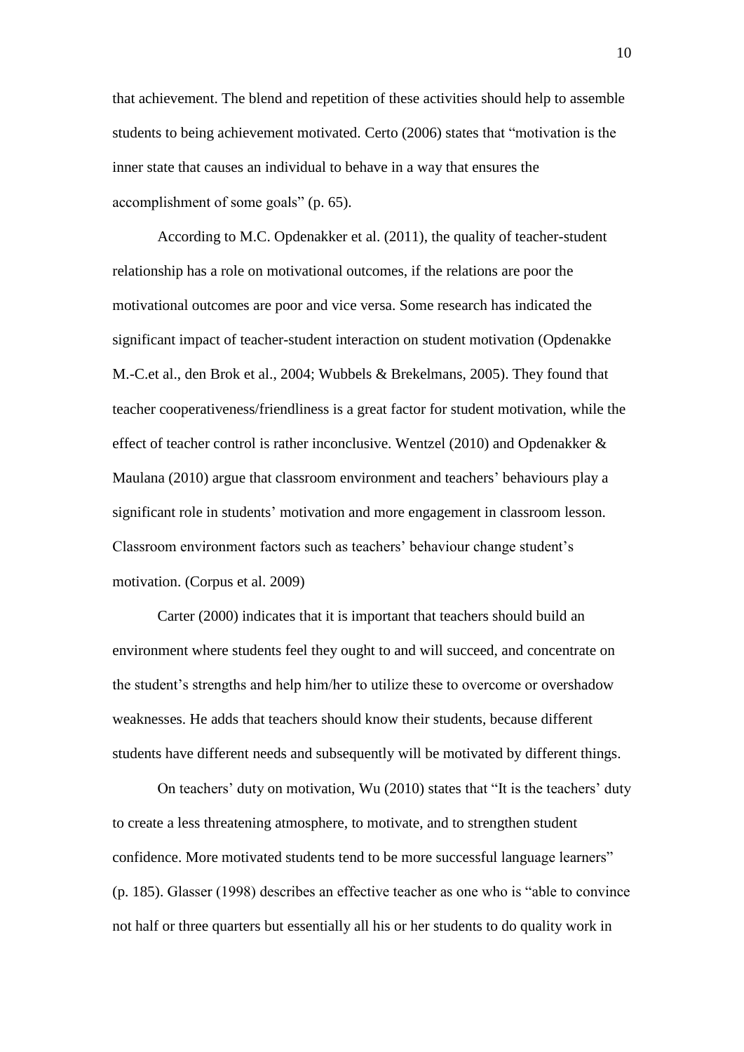that achievement. The blend and repetition of these activities should help to assemble students to being achievement motivated. Certo (2006) states that "motivation is the inner state that causes an individual to behave in a way that ensures the accomplishment of some goals" (p. 65).

According to M.C. Opdenakker et al. (2011), the quality of teacher-student relationship has a role on motivational outcomes, if the relations are poor the motivational outcomes are poor and vice versa. Some research has indicated the significant impact of teacher-student interaction on student motivation (Opdenakke M.-C.et al., den Brok et al., 2004; Wubbels & Brekelmans, 2005). They found that teacher cooperativeness/friendliness is a great factor for student motivation, while the effect of teacher control is rather inconclusive. Wentzel (2010) and Opdenakker & Maulana (2010) argue that classroom environment and teachers' behaviours play a significant role in students' motivation and more engagement in classroom lesson. Classroom environment factors such as teachers' behaviour change student's motivation. (Corpus et al. 2009)

Carter (2000) indicates that it is important that teachers should build an environment where students feel they ought to and will succeed, and concentrate on the student's strengths and help him/her to utilize these to overcome or overshadow weaknesses. He adds that teachers should know their students, because different students have different needs and subsequently will be motivated by different things.

On teachers' duty on motivation, Wu (2010) states that "It is the teachers' duty to create a less threatening atmosphere, to motivate, and to strengthen student confidence. More motivated students tend to be more successful language learners" (p. 185). Glasser (1998) describes an effective teacher as one who is "able to convince not half or three quarters but essentially all his or her students to do quality work in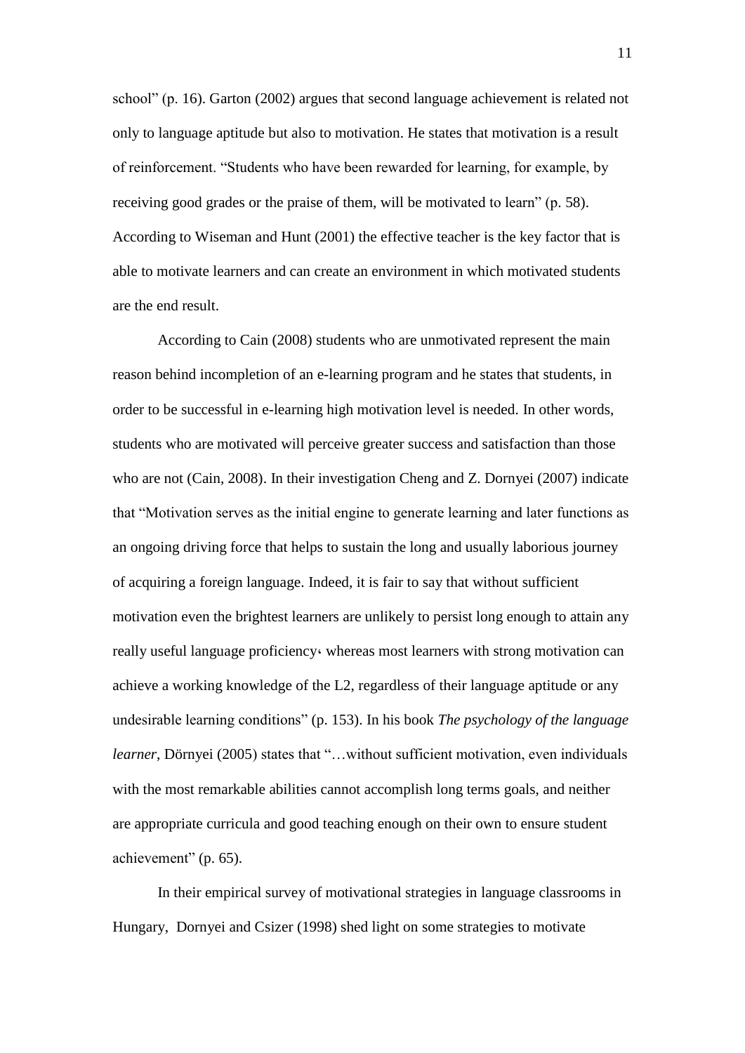school" (p. 16). Garton (2002) argues that second language achievement is related not only to language aptitude but also to motivation. He states that motivation is a result of reinforcement. "Students who have been rewarded for learning, for example, by receiving good grades or the praise of them, will be motivated to learn" (p. 58). According to Wiseman and Hunt (2001) the effective teacher is the key factor that is able to motivate learners and can create an environment in which motivated students are the end result.

According to Cain (2008) students who are unmotivated represent the main reason behind incompletion of an e-learning program and he states that students, in order to be successful in e-learning high motivation level is needed. In other words, students who are motivated will perceive greater success and satisfaction than those who are not (Cain, 2008). In their investigation Cheng and Z. Dornyei (2007) indicate that "Motivation serves as the initial engine to generate learning and later functions as an ongoing driving force that helps to sustain the long and usually laborious journey of acquiring a foreign language. Indeed, it is fair to say that without sufficient motivation even the brightest learners are unlikely to persist long enough to attain any really useful language proficiency، whereas most learners with strong motivation can achieve a working knowledge of the L2, regardless of their language aptitude or any undesirable learning conditions" (p. 153). In his book *The psychology of the language learner*, Dörnyei (2005) states that "…without sufficient motivation, even individuals with the most remarkable abilities cannot accomplish long terms goals, and neither are appropriate curricula and good teaching enough on their own to ensure student achievement" (p. 65).

In their empirical survey of motivational strategies in language classrooms in Hungary, Dornyei and Csizer (1998) shed light on some strategies to motivate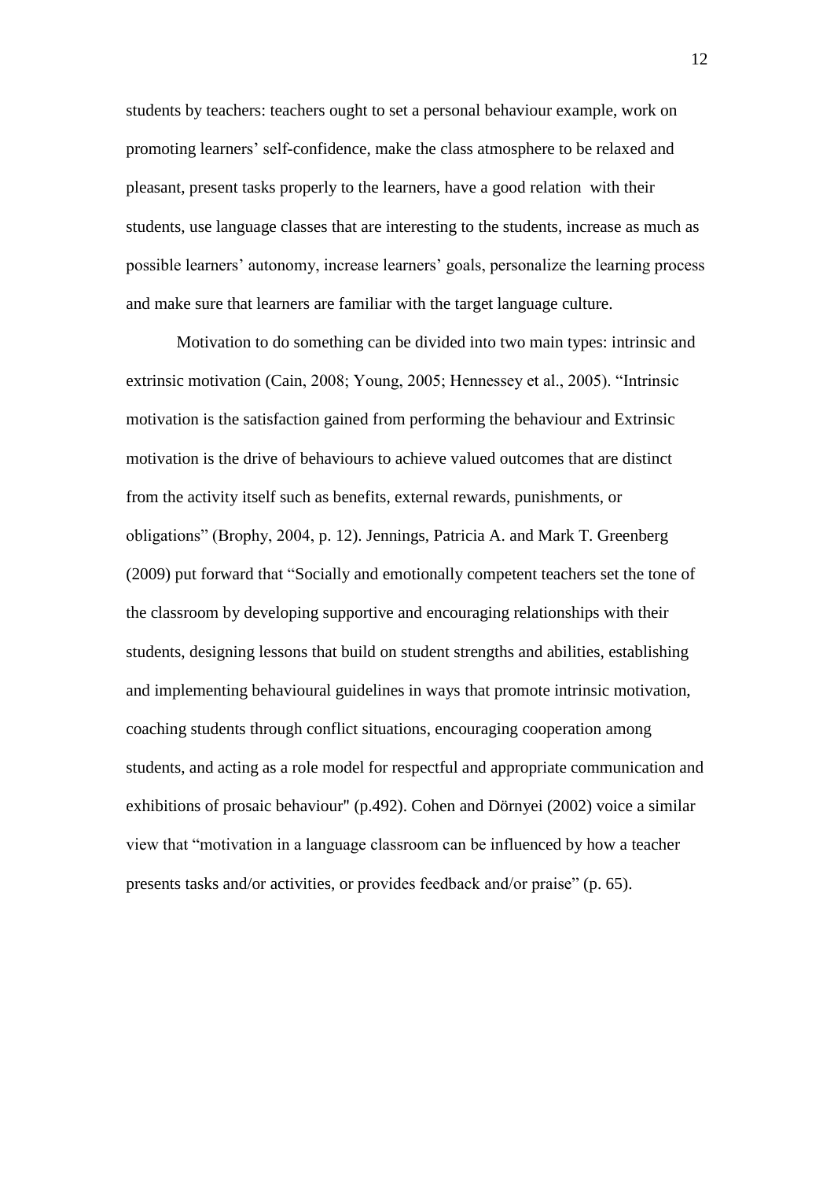students by teachers: teachers ought to set a personal behaviour example, work on promoting learners' self-confidence, make the class atmosphere to be relaxed and pleasant, present tasks properly to the learners, have a good relation with their students, use language classes that are interesting to the students, increase as much as possible learners' autonomy, increase learners' goals, personalize the learning process and make sure that learners are familiar with the target language culture.

Motivation to do something can be divided into two main types: intrinsic and extrinsic motivation (Cain, 2008; Young, 2005; Hennessey et al., 2005). "Intrinsic motivation is the satisfaction gained from performing the behaviour and Extrinsic motivation is the drive of behaviours to achieve valued outcomes that are distinct from the activity itself such as benefits, external rewards, punishments, or obligations" (Brophy, 2004, p. 12). Jennings, Patricia A. and Mark T. Greenberg (2009) put forward that "Socially and emotionally competent teachers set the tone of the classroom by developing supportive and encouraging relationships with their students, designing lessons that build on student strengths and abilities, establishing and implementing behavioural guidelines in ways that promote intrinsic motivation, coaching students through conflict situations, encouraging cooperation among students, and acting as a role model for respectful and appropriate communication and exhibitions of prosaic behaviour" (p.492). Cohen and Dörnyei (2002) voice a similar view that "motivation in a language classroom can be influenced by how a teacher presents tasks and/or activities, or provides feedback and/or praise" (p. 65).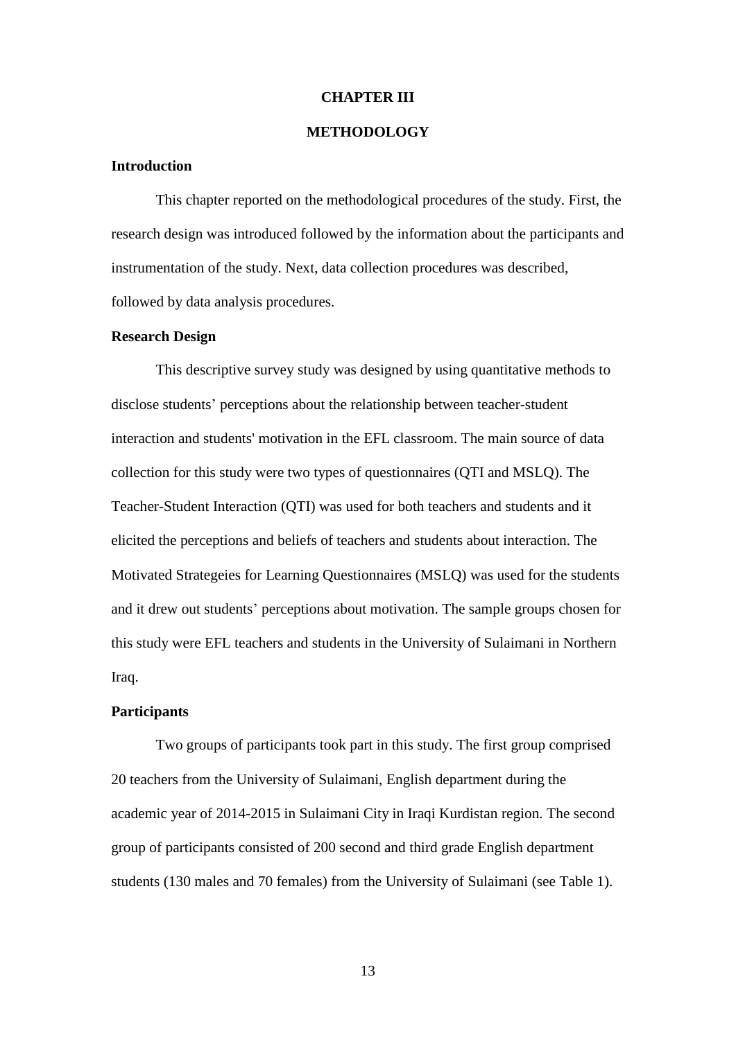# CHAPTER III

# METHODOLOGY

### Introduction

This chapter reported on the methodological procedures of the study. First, the research design was introduced followed by the information about the participants and instrumentation of the study. Next, data collection procedures was described, followed by data analysis procedures.

### Research Design

This descriptive survey study was designed by using quantitative methods to disclose students' perceptions about the relationship between teacher-student interaction and students' motivation in the EFL classroom. The main source of data collection for this study were two types of questionnaires (QTI and MSLQ). The Teacher-Student Interaction (QTI) was used for both teachers and students and it elicited the perceptions and beliefs of teachers and students about interaction. The Motivated Strategeies for Learning Questionnaires (MSLQ) was used for the students and it drew out students' perceptions about motivation. The sample groups chosen for this study were EFL teachers and students in the University of Sulaimani in Northern Iraq.

### Participants

Two groups of participants took part in this study. The first group comprised 20 teachers from the University of Sulaimani, English department during the academic year of 2014-2015 in Sulaimani City in Iraqi Kurdistan region. The second group of participants consisted of 200 second and third grade English department students (130 males and 70 females) from the University of Sulaimani (see Table 1).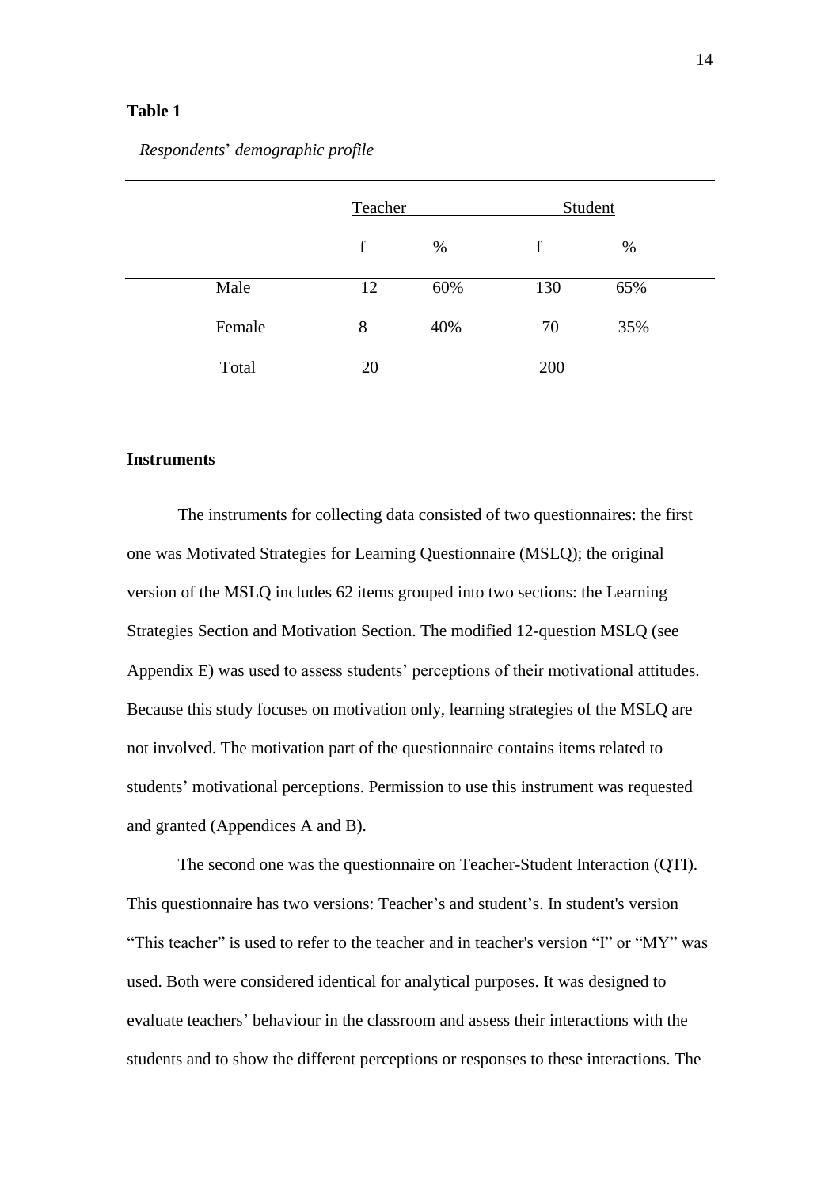**Table 1**

*Respondents*' *demographic profile*

| | Teacher | | Student | |
|---|---|---|---|---|
| | f | % | f | % |
| Male | 12 | 60% | 130 | 65% |
| Female | 8 | 40% | 70 | 35% |
| Total | 20 | | 200 | |

**Instruments**

The instruments for collecting data consisted of two questionnaires: the first one was Motivated Strategies for Learning Questionnaire (MSLQ); the original version of the MSLQ includes 62 items grouped into two sections: the Learning Strategies Section and Motivation Section. The modified 12-question MSLQ (see Appendix E) was used to assess students' perceptions of their motivational attitudes. Because this study focuses on motivation only, learning strategies of the MSLQ are not involved. The motivation part of the questionnaire contains items related to students' motivational perceptions. Permission to use this instrument was requested and granted (Appendices A and B).

The second one was the questionnaire on Teacher-Student Interaction (QTI). This questionnaire has two versions: Teacher's and student's. In student's version "This teacher" is used to refer to the teacher and in teacher's version "I" or "MY" was used. Both were considered identical for analytical purposes. It was designed to evaluate teachers' behaviour in the classroom and assess their interactions with the students and to show the different perceptions or responses to these interactions. The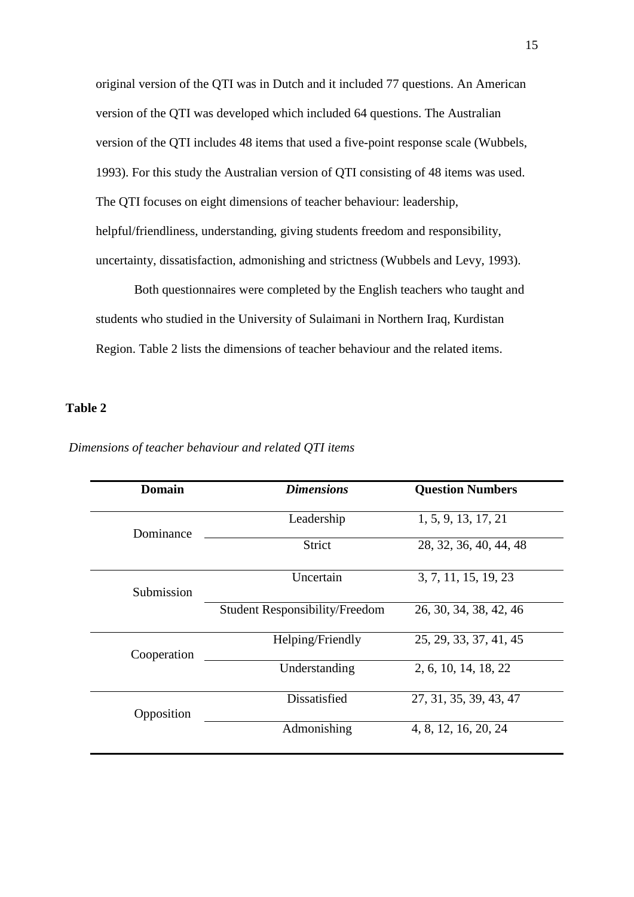original version of the QTI was in Dutch and it included 77 questions. An American version of the QTI was developed which included 64 questions. The Australian version of the QTI includes 48 items that used a five-point response scale (Wubbels, 1993). For this study the Australian version of QTI consisting of 48 items was used. The QTI focuses on eight dimensions of teacher behaviour: leadership, helpful/friendliness, understanding, giving students freedom and responsibility, uncertainty, dissatisfaction, admonishing and strictness (Wubbels and Levy, 1993).

Both questionnaires were completed by the English teachers who taught and students who studied in the University of Sulaimani in Northern Iraq, Kurdistan Region. Table 2 lists the dimensions of teacher behaviour and the related items.

**Table 2**

*Dimensions of teacher behaviour and related QTI items*

| Domain | *Dimensions* | Question Numbers |
|---|---|---|
| Dominance | Leadership | 1, 5, 9, 13, 17, 21 |
| | Strict | 28, 32, 36, 40, 44, 48 |
| Submission | Uncertain | 3, 7, 11, 15, 19, 23 |
| | Student Responsibility/Freedom | 26, 30, 34, 38, 42, 46 |
| Cooperation | Helping/Friendly | 25, 29, 33, 37, 41, 45 |
| | Understanding | 2, 6, 10, 14, 18, 22 |
| Opposition | Dissatisfied | 27, 31, 35, 39, 43, 47 |
| | Admonishing | 4, 8, 12, 16, 20, 24 |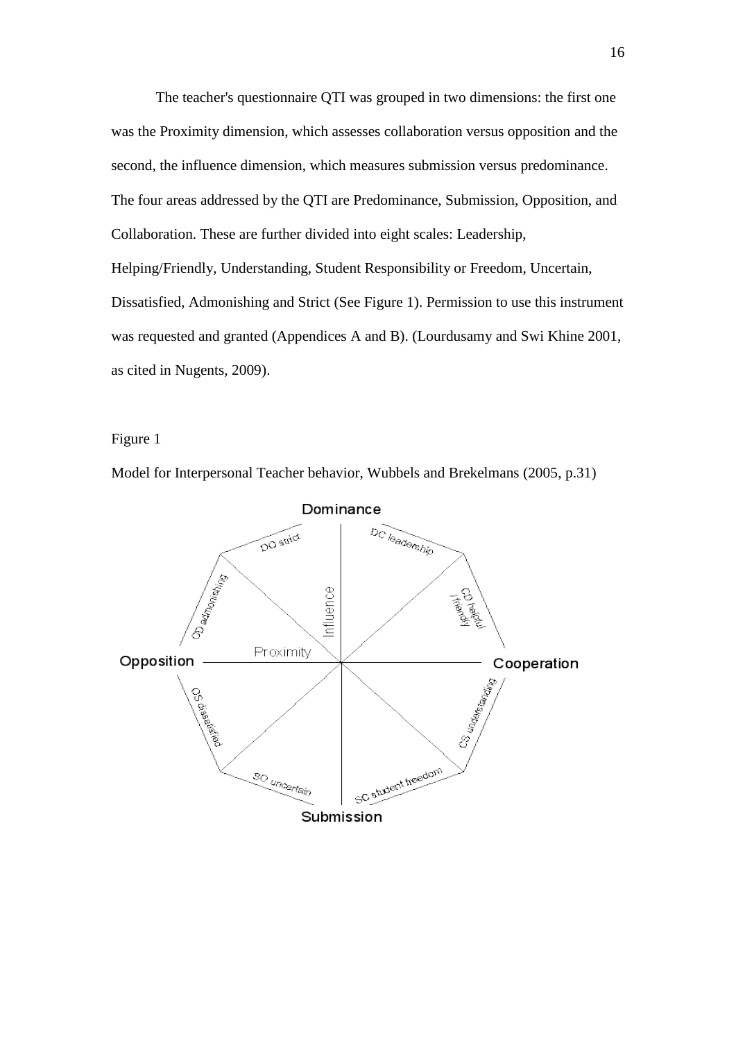The teacher's questionnaire QTI was grouped in two dimensions: the first one was the Proximity dimension, which assesses collaboration versus opposition and the second, the influence dimension, which measures submission versus predominance. The four areas addressed by the QTI are Predominance, Submission, Opposition, and Collaboration. These are further divided into eight scales: Leadership, Helping/Friendly, Understanding, Student Responsibility or Freedom, Uncertain, Dissatisfied, Admonishing and Strict (See Figure 1). Permission to use this instrument was requested and granted (Appendices A and B). (Lourdusamy and Swi Khine 2001, as cited in Nugents, 2009).

Figure 1

Model for Interpersonal Teacher behavior, Wubbels and Brekelmans (2005, p.31)

Dominance

DO strict

DC leadership

OD admonishing

CD helpful / friendly

Influence

Proximity

Opposition

Cooperation

OS dissatisfied

CS understanding

SO uncertain

SC student freedom

Submission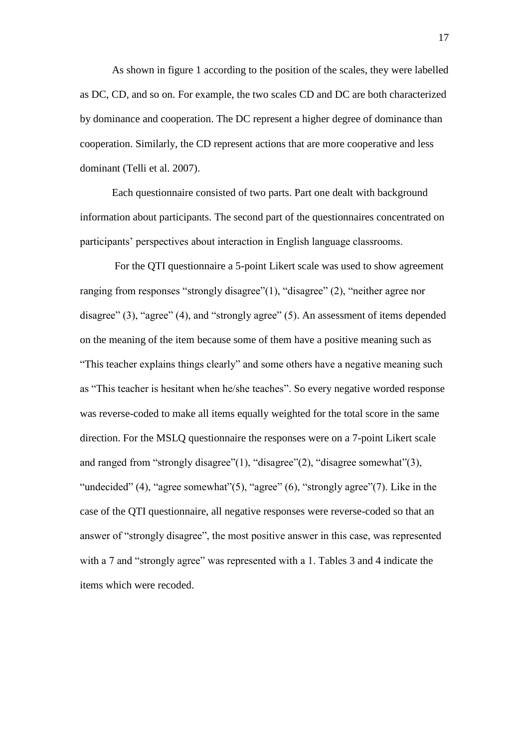As shown in figure 1 according to the position of the scales, they were labelled as DC, CD, and so on. For example, the two scales CD and DC are both characterized by dominance and cooperation. The DC represent a higher degree of dominance than cooperation. Similarly, the CD represent actions that are more cooperative and less dominant (Telli et al. 2007).

Each questionnaire consisted of two parts. Part one dealt with background information about participants. The second part of the questionnaires concentrated on participants' perspectives about interaction in English language classrooms.

For the QTI questionnaire a 5-point Likert scale was used to show agreement ranging from responses "strongly disagree"(1), "disagree" (2), "neither agree nor disagree" (3), "agree" (4), and "strongly agree" (5). An assessment of items depended on the meaning of the item because some of them have a positive meaning such as "This teacher explains things clearly" and some others have a negative meaning such as "This teacher is hesitant when he/she teaches". So every negative worded response was reverse-coded to make all items equally weighted for the total score in the same direction. For the MSLQ questionnaire the responses were on a 7-point Likert scale and ranged from "strongly disagree"(1), "disagree"(2), "disagree somewhat"(3), "undecided" (4), "agree somewhat"(5), "agree" (6), "strongly agree"(7). Like in the case of the QTI questionnaire, all negative responses were reverse-coded so that an answer of "strongly disagree", the most positive answer in this case, was represented with a 7 and "strongly agree" was represented with a 1. Tables 3 and 4 indicate the items which were recoded.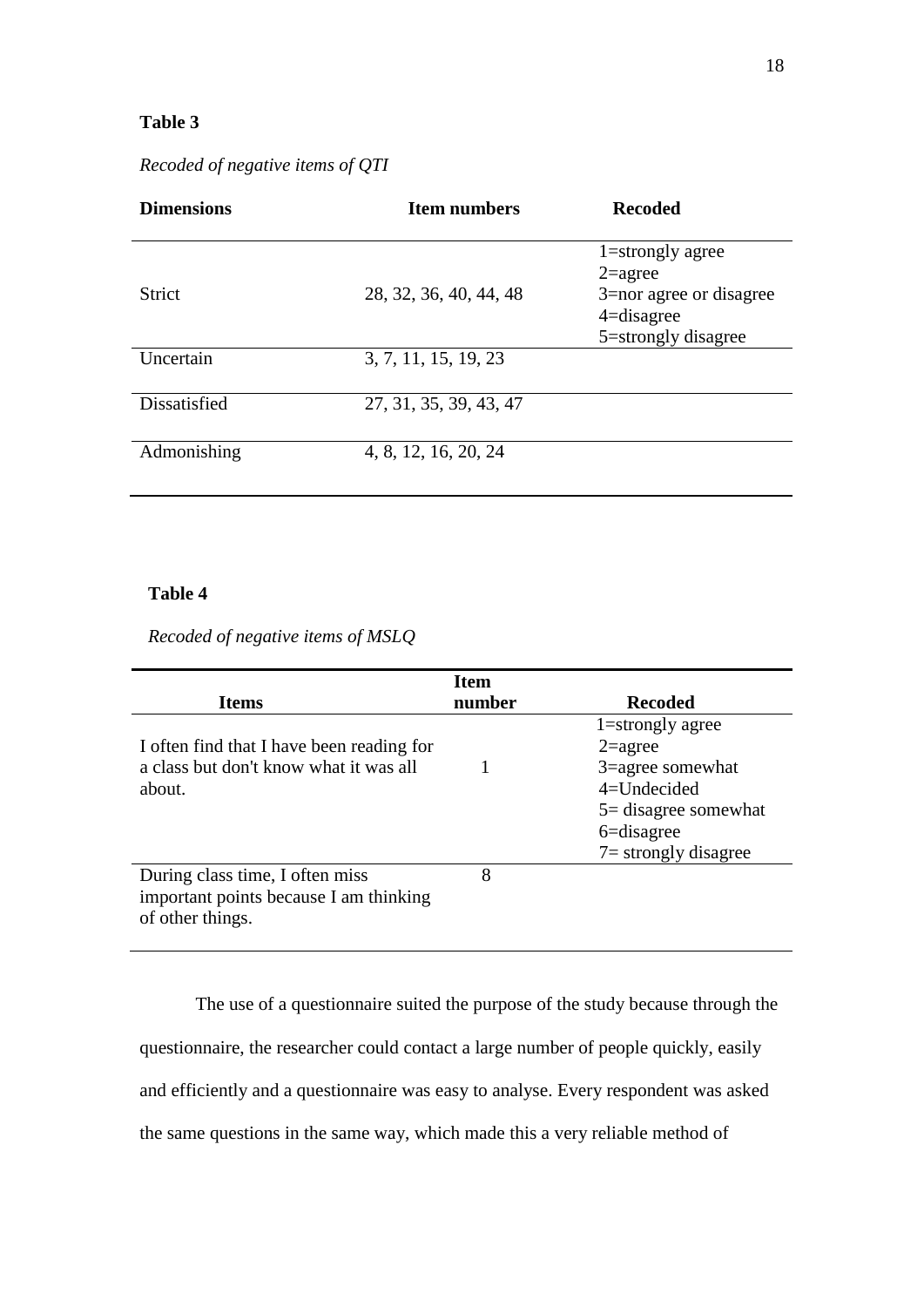**Table 3**

*Recoded of negative items of QTI*

| Dimensions | Item numbers | Recoded |
|---|---|---|
| Strict | 28, 32, 36, 40, 44, 48 | 1=strongly agree<br>2=agree<br>3=nor agree or disagree<br>4=disagree<br>5=strongly disagree |
| Uncertain | 3, 7, 11, 15, 19, 23 | |
| Dissatisfied | 27, 31, 35, 39, 43, 47 | |
| Admonishing | 4, 8, 12, 16, 20, 24 | |

**Table 4**

*Recoded of negative items of MSLQ*

| Items | Item number | Recoded |
|---|---|---|
| I often find that I have been reading for a class but don't know what it was all about. | 1 | 1=strongly agree<br>2=agree<br>3=agree somewhat<br>4=Undecided<br>5= disagree somewhat<br>6=disagree<br>7= strongly disagree |
| During class time, I often miss important points because I am thinking of other things. | 8 | |

The use of a questionnaire suited the purpose of the study because through the questionnaire, the researcher could contact a large number of people quickly, easily and efficiently and a questionnaire was easy to analyse. Every respondent was asked the same questions in the same way, which made this a very reliable method of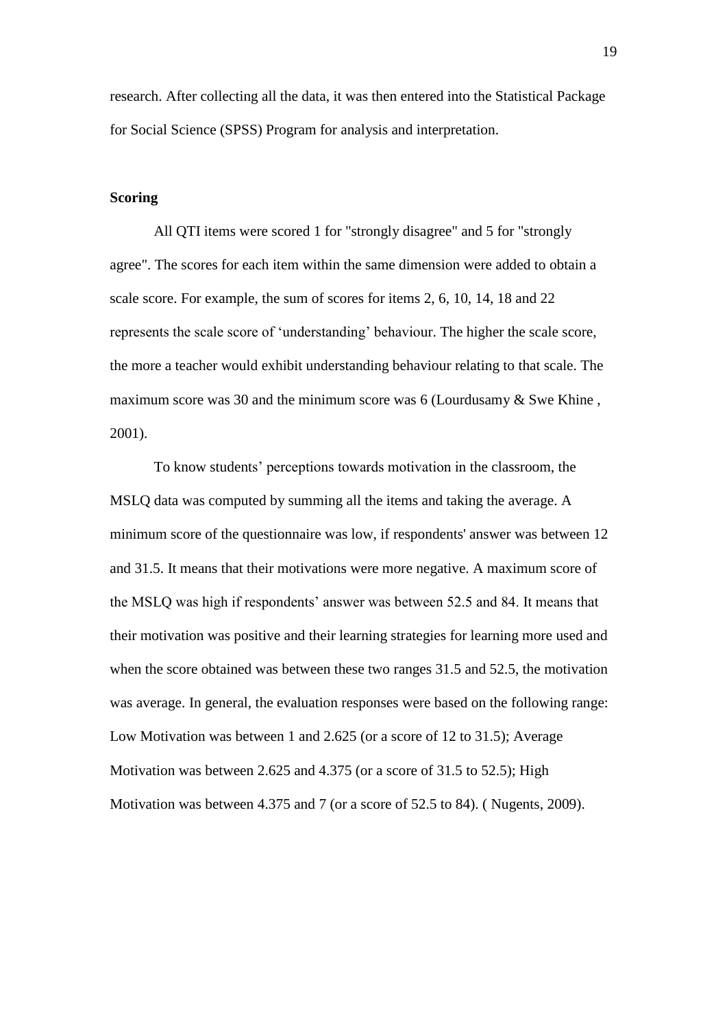research. After collecting all the data, it was then entered into the Statistical Package for Social Science (SPSS) Program for analysis and interpretation.

**Scoring**

All QTI items were scored 1 for "strongly disagree" and 5 for "strongly agree". The scores for each item within the same dimension were added to obtain a scale score. For example, the sum of scores for items 2, 6, 10, 14, 18 and 22 represents the scale score of 'understanding' behaviour. The higher the scale score, the more a teacher would exhibit understanding behaviour relating to that scale. The maximum score was 30 and the minimum score was 6 (Lourdusamy & Swe Khine , 2001).

To know students' perceptions towards motivation in the classroom, the MSLQ data was computed by summing all the items and taking the average. A minimum score of the questionnaire was low, if respondents' answer was between 12 and 31.5. It means that their motivations were more negative. A maximum score of the MSLQ was high if respondents' answer was between 52.5 and 84. It means that their motivation was positive and their learning strategies for learning more used and when the score obtained was between these two ranges 31.5 and 52.5, the motivation was average. In general, the evaluation responses were based on the following range: Low Motivation was between 1 and 2.625 (or a score of 12 to 31.5); Average Motivation was between 2.625 and 4.375 (or a score of 31.5 to 52.5); High Motivation was between 4.375 and 7 (or a score of 52.5 to 84). ( Nugents, 2009).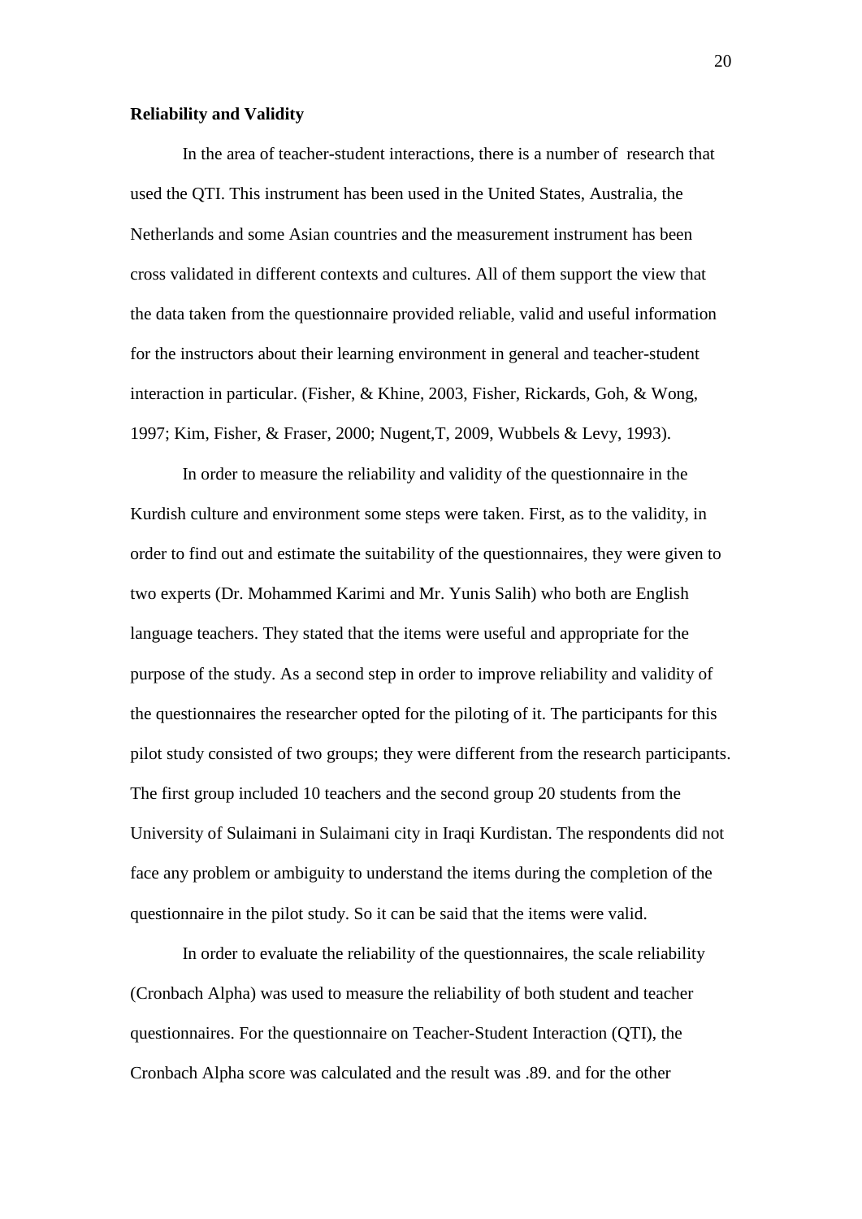**Reliability and Validity**

In the area of teacher-student interactions, there is a number of research that used the QTI. This instrument has been used in the United States, Australia, the Netherlands and some Asian countries and the measurement instrument has been cross validated in different contexts and cultures. All of them support the view that the data taken from the questionnaire provided reliable, valid and useful information for the instructors about their learning environment in general and teacher-student interaction in particular. (Fisher, & Khine, 2003, Fisher, Rickards, Goh, & Wong, 1997; Kim, Fisher, & Fraser, 2000; Nugent,T, 2009, Wubbels & Levy, 1993).

In order to measure the reliability and validity of the questionnaire in the Kurdish culture and environment some steps were taken. First, as to the validity, in order to find out and estimate the suitability of the questionnaires, they were given to two experts (Dr. Mohammed Karimi and Mr. Yunis Salih) who both are English language teachers. They stated that the items were useful and appropriate for the purpose of the study. As a second step in order to improve reliability and validity of the questionnaires the researcher opted for the piloting of it. The participants for this pilot study consisted of two groups; they were different from the research participants. The first group included 10 teachers and the second group 20 students from the University of Sulaimani in Sulaimani city in Iraqi Kurdistan. The respondents did not face any problem or ambiguity to understand the items during the completion of the questionnaire in the pilot study. So it can be said that the items were valid.

In order to evaluate the reliability of the questionnaires, the scale reliability (Cronbach Alpha) was used to measure the reliability of both student and teacher questionnaires. For the questionnaire on Teacher-Student Interaction (QTI), the Cronbach Alpha score was calculated and the result was .89. and for the other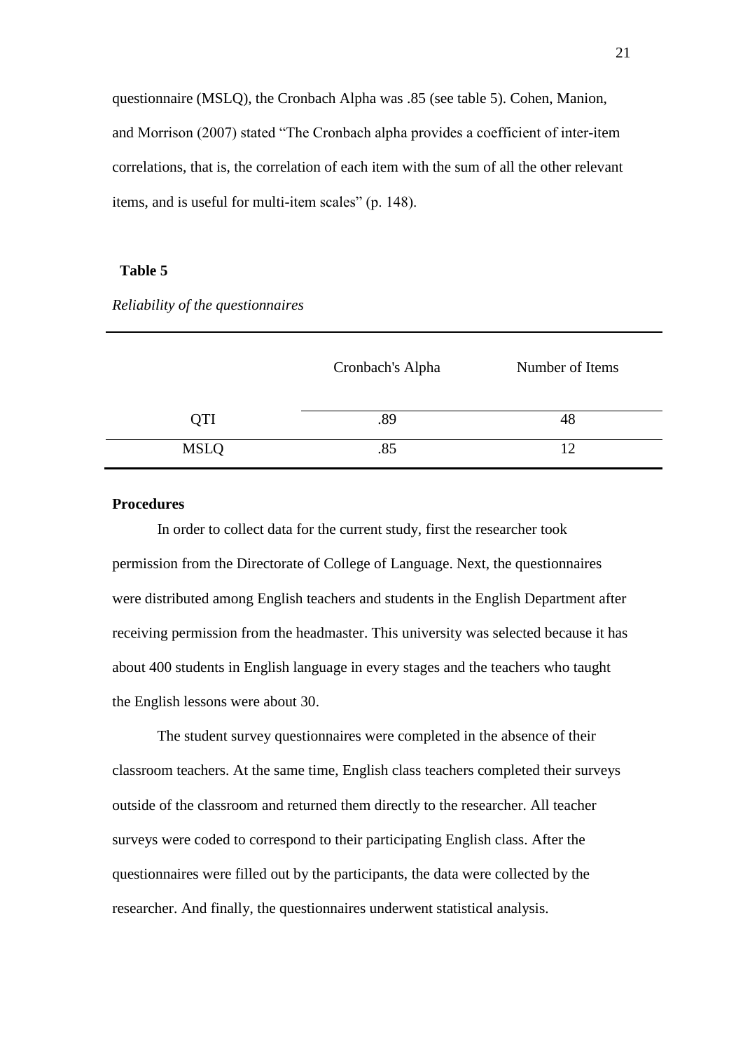questionnaire (MSLQ), the Cronbach Alpha was .85 (see table 5). Cohen, Manion, and Morrison (2007) stated "The Cronbach alpha provides a coefficient of inter-item correlations, that is, the correlation of each item with the sum of all the other relevant items, and is useful for multi-item scales" (p. 148).

**Table 5**

*Reliability of the questionnaires*

| | Cronbach's Alpha | Number of Items |
|---|---|---|
| QTI | .89 | 48 |
| MSLQ | .85 | 12 |

**Procedures**

In order to collect data for the current study, first the researcher took permission from the Directorate of College of Language. Next, the questionnaires were distributed among English teachers and students in the English Department after receiving permission from the headmaster. This university was selected because it has about 400 students in English language in every stages and the teachers who taught the English lessons were about 30.

The student survey questionnaires were completed in the absence of their classroom teachers. At the same time, English class teachers completed their surveys outside of the classroom and returned them directly to the researcher. All teacher surveys were coded to correspond to their participating English class. After the questionnaires were filled out by the participants, the data were collected by the researcher. And finally, the questionnaires underwent statistical analysis.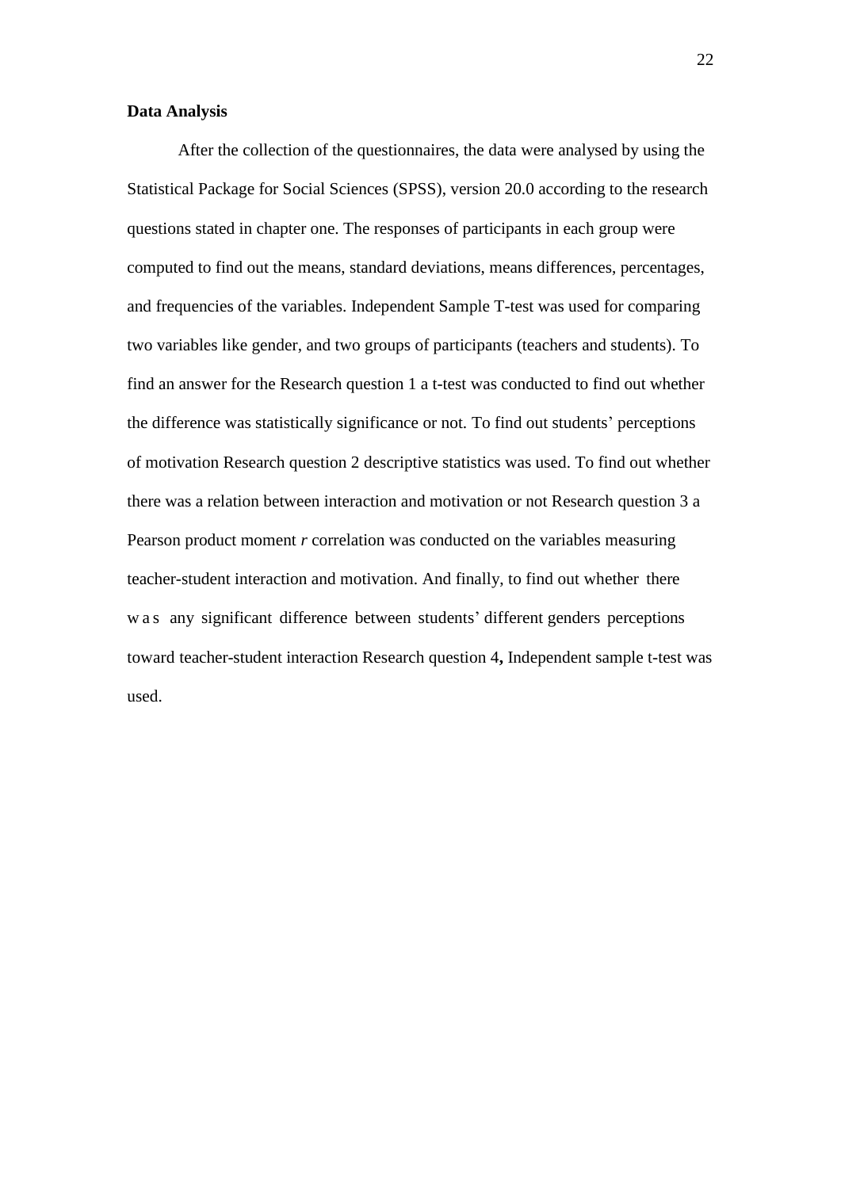**Data Analysis**

After the collection of the questionnaires, the data were analysed by using the Statistical Package for Social Sciences (SPSS), version 20.0 according to the research questions stated in chapter one. The responses of participants in each group were computed to find out the means, standard deviations, means differences, percentages, and frequencies of the variables. Independent Sample T-test was used for comparing two variables like gender, and two groups of participants (teachers and students). To find an answer for the Research question 1 a t-test was conducted to find out whether the difference was statistically significance or not. To find out students' perceptions of motivation Research question 2 descriptive statistics was used. To find out whether there was a relation between interaction and motivation or not Research question 3 a Pearson product moment *r* correlation was conducted on the variables measuring teacher-student interaction and motivation. And finally, to find out whether there was any significant difference between students' different genders perceptions toward teacher-student interaction Research question 4**,** Independent sample t-test was used.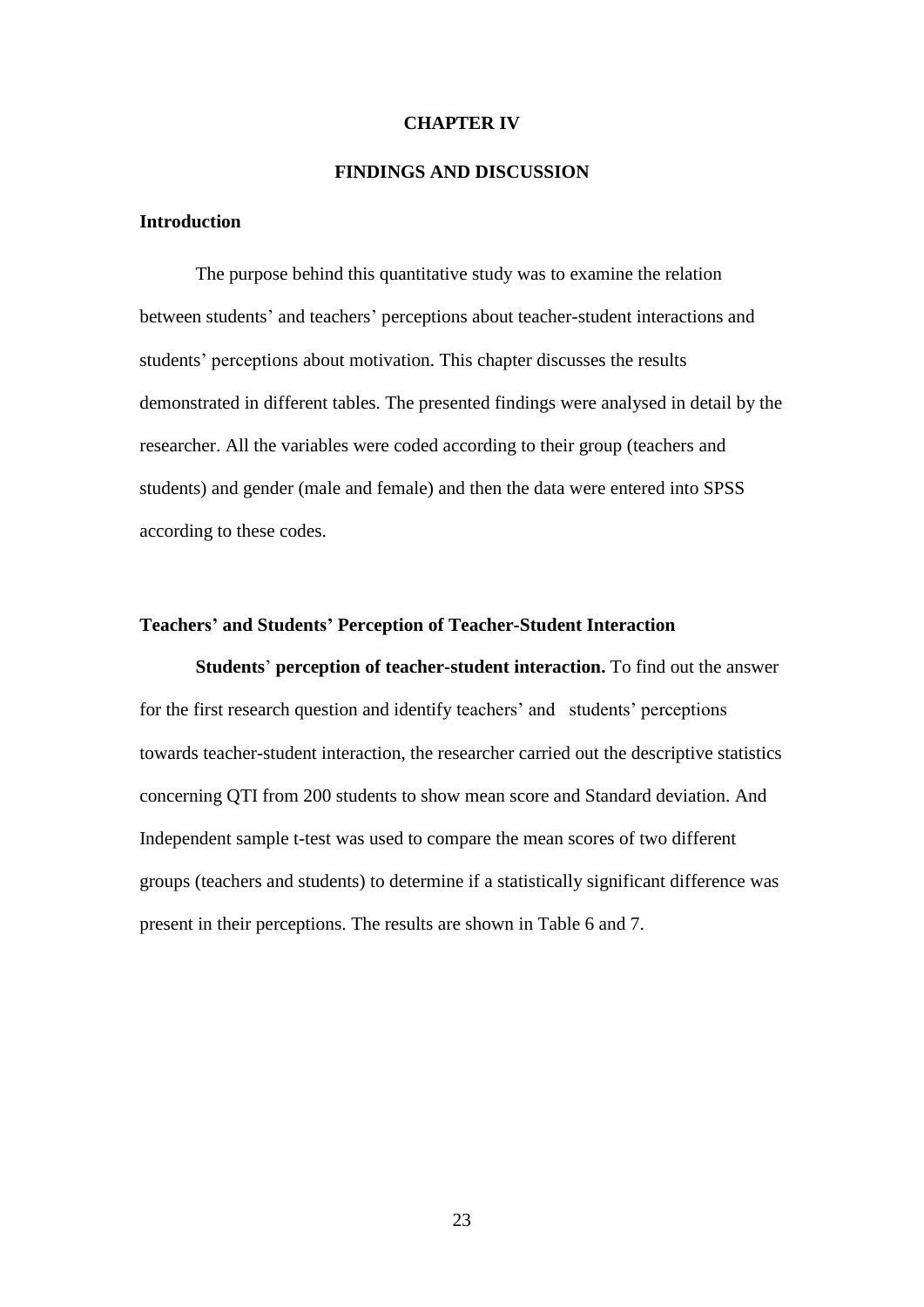# CHAPTER IV

# FINDINGS AND DISCUSSION

## Introduction

The purpose behind this quantitative study was to examine the relation between students' and teachers' perceptions about teacher-student interactions and students' perceptions about motivation. This chapter discusses the results demonstrated in different tables. The presented findings were analysed in detail by the researcher. All the variables were coded according to their group (teachers and students) and gender (male and female) and then the data were entered into SPSS according to these codes.

## Teachers' and Students' Perception of Teacher-Student Interaction

**Students' perception of teacher-student interaction.** To find out the answer for the first research question and identify teachers' and students' perceptions towards teacher-student interaction, the researcher carried out the descriptive statistics concerning QTI from 200 students to show mean score and Standard deviation. And Independent sample t-test was used to compare the mean scores of two different groups (teachers and students) to determine if a statistically significant difference was present in their perceptions. The results are shown in Table 6 and 7.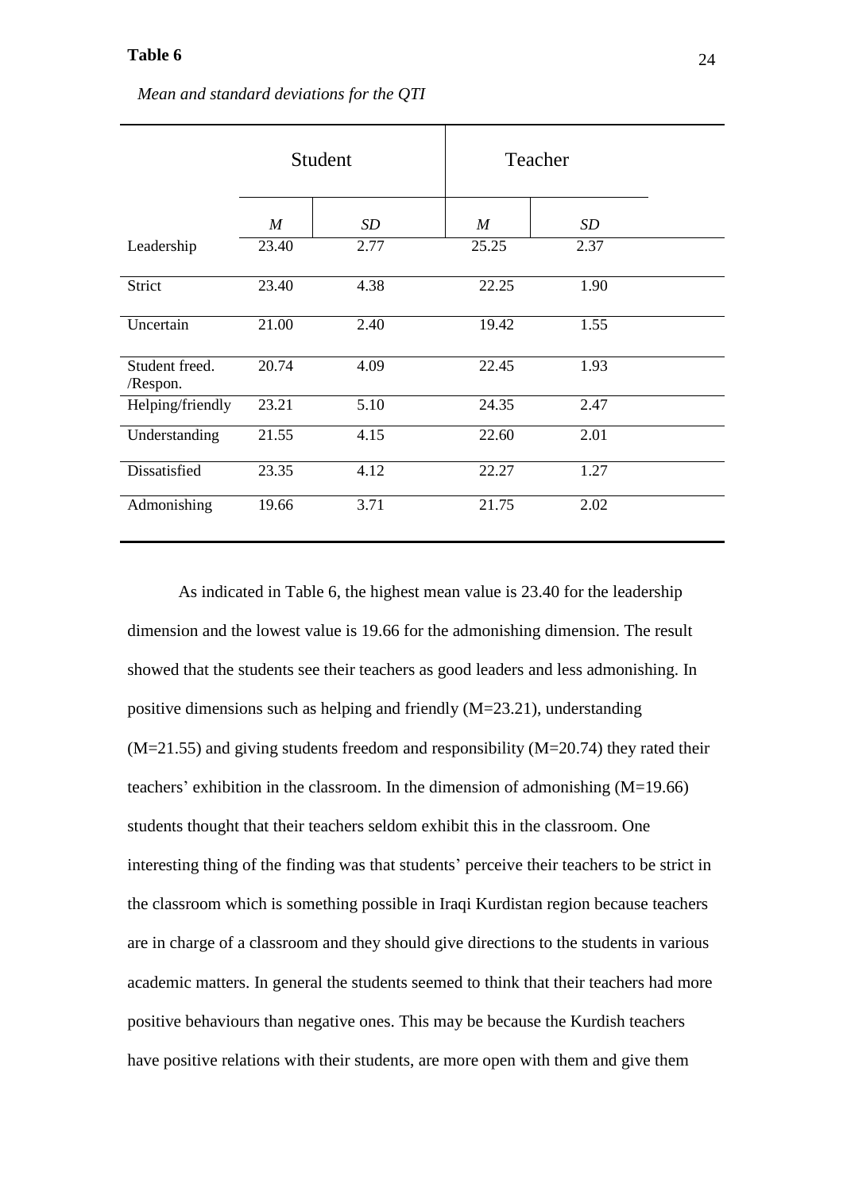**Table 6**

*Mean and standard deviations for the QTI*

| | Student | | Teacher | |
|---|---|---|---|---|
| | *M* | *SD* | *M* | *SD* |
| Leadership | 23.40 | 2.77 | 25.25 | 2.37 |
| Strict | 23.40 | 4.38 | 22.25 | 1.90 |
| Uncertain | 21.00 | 2.40 | 19.42 | 1.55 |
| Student freed. /Respon. | 20.74 | 4.09 | 22.45 | 1.93 |
| Helping/friendly | 23.21 | 5.10 | 24.35 | 2.47 |
| Understanding | 21.55 | 4.15 | 22.60 | 2.01 |
| Dissatisfied | 23.35 | 4.12 | 22.27 | 1.27 |
| Admonishing | 19.66 | 3.71 | 21.75 | 2.02 |

As indicated in Table 6, the highest mean value is 23.40 for the leadership dimension and the lowest value is 19.66 for the admonishing dimension. The result showed that the students see their teachers as good leaders and less admonishing. In positive dimensions such as helping and friendly (M=23.21), understanding (M=21.55) and giving students freedom and responsibility (M=20.74) they rated their teachers' exhibition in the classroom. In the dimension of admonishing (M=19.66) students thought that their teachers seldom exhibit this in the classroom. One interesting thing of the finding was that students' perceive their teachers to be strict in the classroom which is something possible in Iraqi Kurdistan region because teachers are in charge of a classroom and they should give directions to the students in various academic matters. In general the students seemed to think that their teachers had more positive behaviours than negative ones. This may be because the Kurdish teachers have positive relations with their students, are more open with them and give them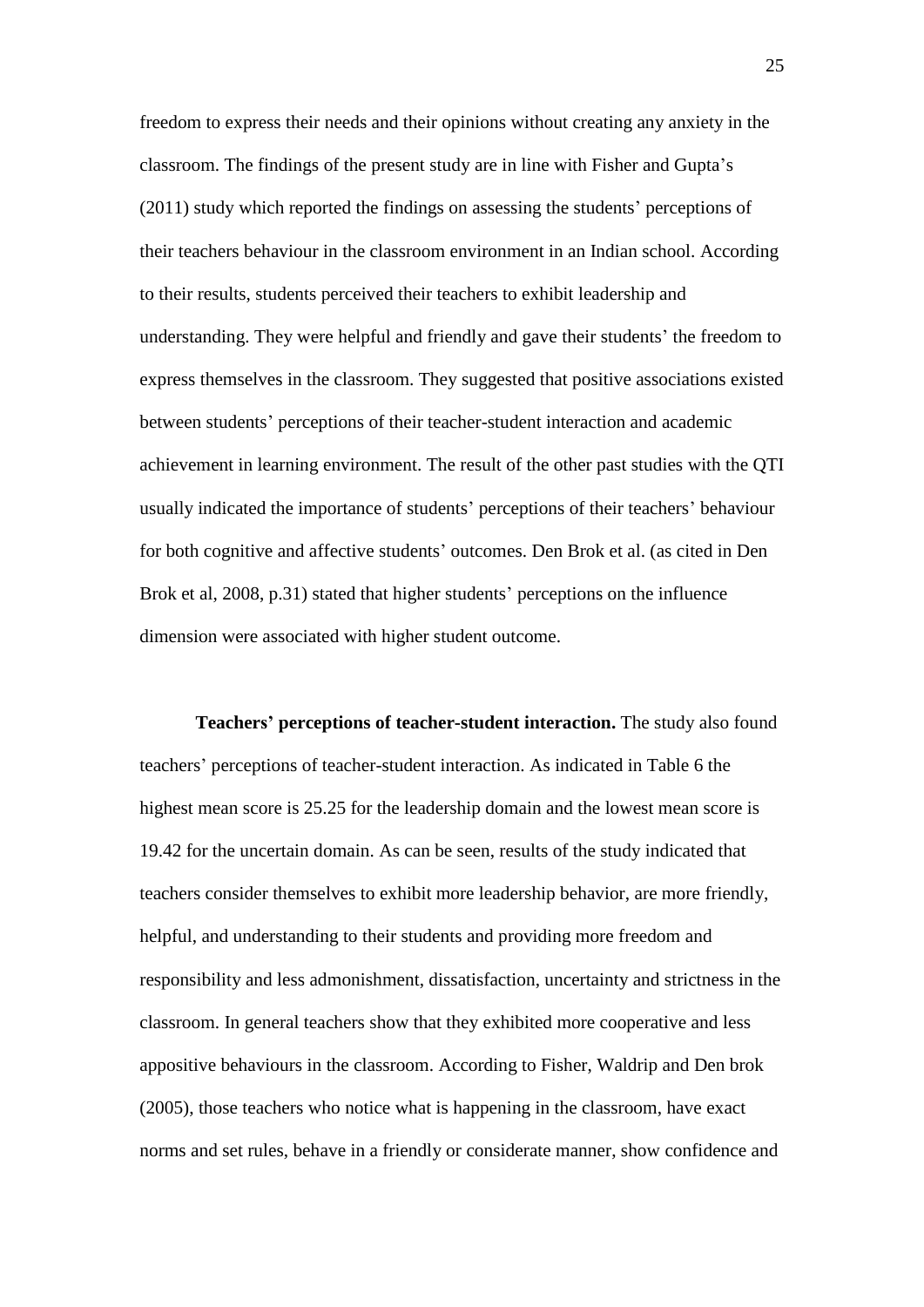freedom to express their needs and their opinions without creating any anxiety in the classroom. The findings of the present study are in line with Fisher and Gupta's (2011) study which reported the findings on assessing the students' perceptions of their teachers behaviour in the classroom environment in an Indian school. According to their results, students perceived their teachers to exhibit leadership and understanding. They were helpful and friendly and gave their students' the freedom to express themselves in the classroom. They suggested that positive associations existed between students' perceptions of their teacher-student interaction and academic achievement in learning environment. The result of the other past studies with the QTI usually indicated the importance of students' perceptions of their teachers' behaviour for both cognitive and affective students' outcomes. Den Brok et al. (as cited in Den Brok et al, 2008, p.31) stated that higher students' perceptions on the influence dimension were associated with higher student outcome.

**Teachers' perceptions of teacher-student interaction.** The study also found teachers' perceptions of teacher-student interaction. As indicated in Table 6 the highest mean score is 25.25 for the leadership domain and the lowest mean score is 19.42 for the uncertain domain. As can be seen, results of the study indicated that teachers consider themselves to exhibit more leadership behavior, are more friendly, helpful, and understanding to their students and providing more freedom and responsibility and less admonishment, dissatisfaction, uncertainty and strictness in the classroom. In general teachers show that they exhibited more cooperative and less appositive behaviours in the classroom. According to Fisher, Waldrip and Den brok (2005), those teachers who notice what is happening in the classroom, have exact norms and set rules, behave in a friendly or considerate manner, show confidence and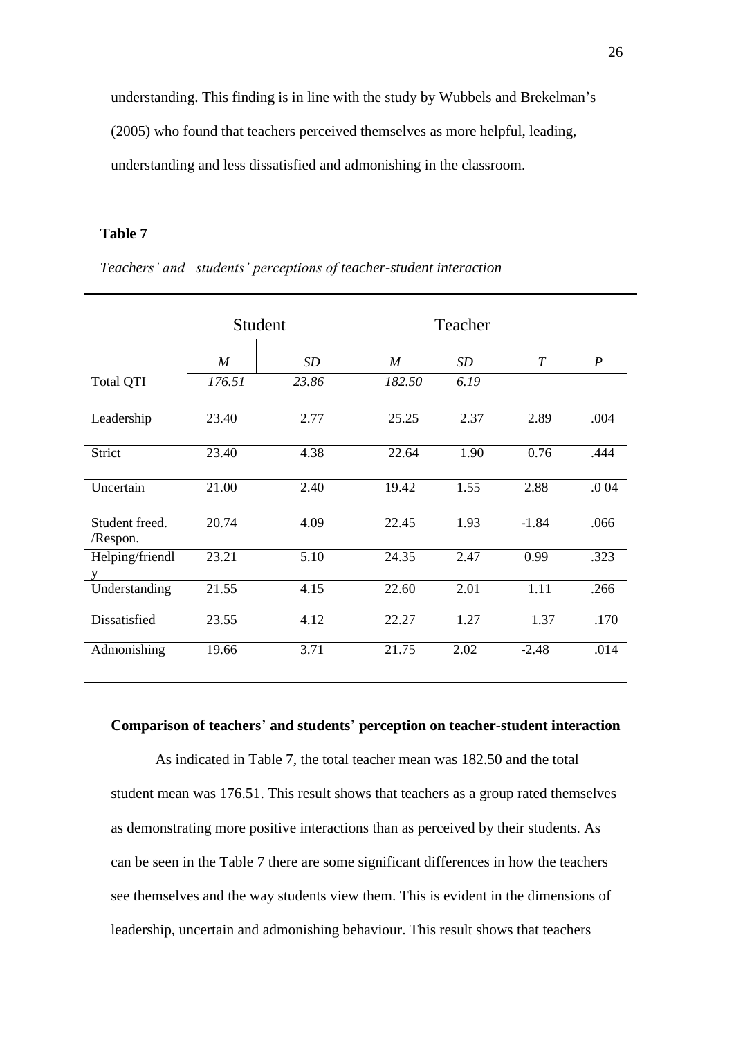understanding. This finding is in line with the study by Wubbels and Brekelman's (2005) who found that teachers perceived themselves as more helpful, leading, understanding and less dissatisfied and admonishing in the classroom.

**Table 7**

*Teachers' and students' perceptions of teacher-student interaction*

| | Student | | Teacher | | | |
|---|---|---|---|---|---|---|
| | *M* | *SD* | *M* | *SD* | *T* | *P* |
| Total QTI | *176.51* | *23.86* | *182.50* | *6.19* | | |
| Leadership | 23.40 | 2.77 | 25.25 | 2.37 | 2.89 | .004 |
| Strict | 23.40 | 4.38 | 22.64 | 1.90 | 0.76 | .444 |
| Uncertain | 21.00 | 2.40 | 19.42 | 1.55 | 2.88 | .0 04 |
| Student freed. /Respon. | 20.74 | 4.09 | 22.45 | 1.93 | -1.84 | .066 |
| Helping/friendly | 23.21 | 5.10 | 24.35 | 2.47 | 0.99 | .323 |
| Understanding | 21.55 | 4.15 | 22.60 | 2.01 | 1.11 | .266 |
| Dissatisfied | 23.55 | 4.12 | 22.27 | 1.27 | 1.37 | .170 |
| Admonishing | 19.66 | 3.71 | 21.75 | 2.02 | -2.48 | .014 |

**Comparison of teachers' and students' perception on teacher-student interaction**

As indicated in Table 7, the total teacher mean was 182.50 and the total student mean was 176.51. This result shows that teachers as a group rated themselves as demonstrating more positive interactions than as perceived by their students. As can be seen in the Table 7 there are some significant differences in how the teachers see themselves and the way students view them. This is evident in the dimensions of leadership, uncertain and admonishing behaviour. This result shows that teachers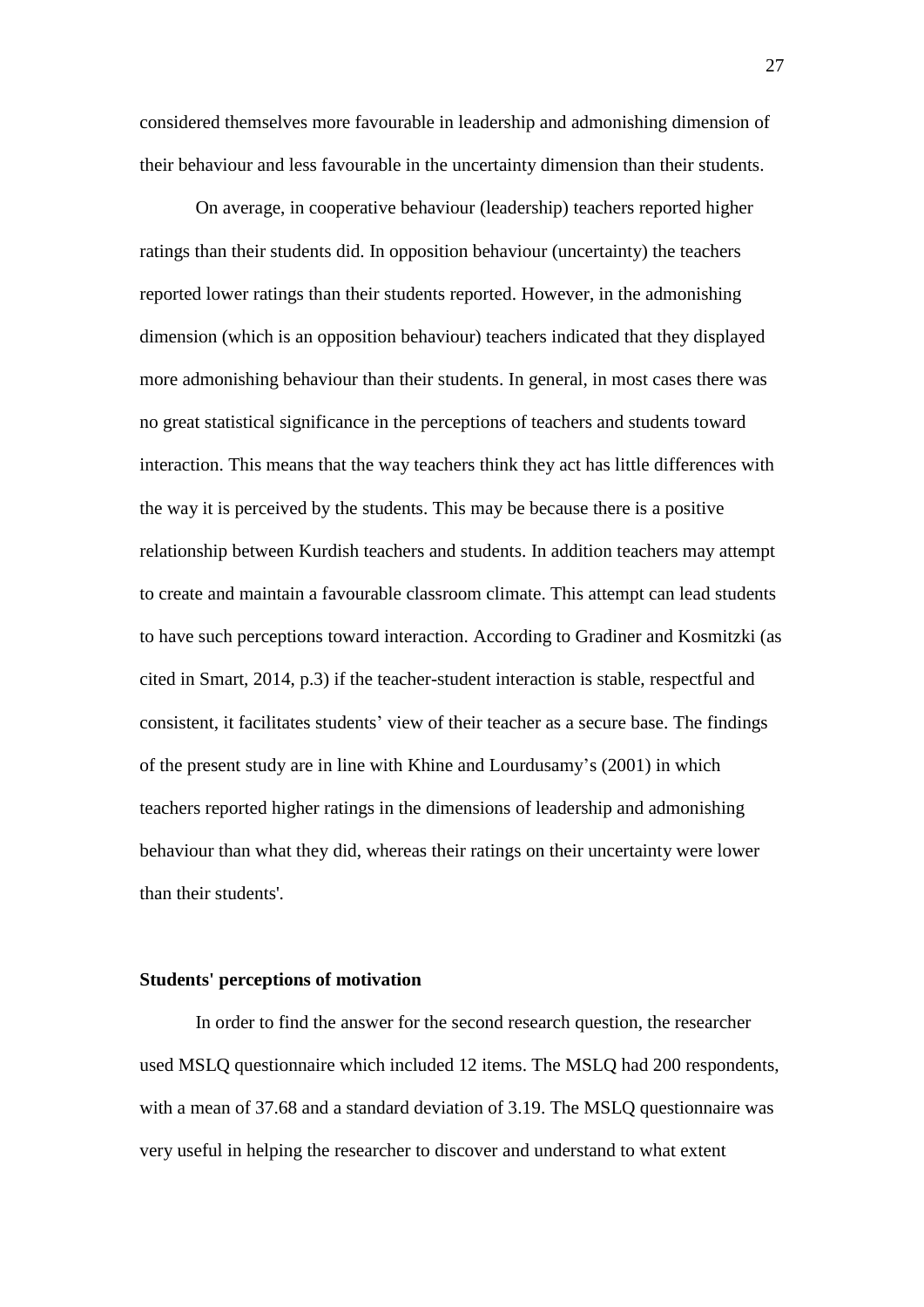considered themselves more favourable in leadership and admonishing dimension of their behaviour and less favourable in the uncertainty dimension than their students.

On average, in cooperative behaviour (leadership) teachers reported higher ratings than their students did. In opposition behaviour (uncertainty) the teachers reported lower ratings than their students reported. However, in the admonishing dimension (which is an opposition behaviour) teachers indicated that they displayed more admonishing behaviour than their students. In general, in most cases there was no great statistical significance in the perceptions of teachers and students toward interaction. This means that the way teachers think they act has little differences with the way it is perceived by the students. This may be because there is a positive relationship between Kurdish teachers and students. In addition teachers may attempt to create and maintain a favourable classroom climate. This attempt can lead students to have such perceptions toward interaction. According to Gradiner and Kosmitzki (as cited in Smart, 2014, p.3) if the teacher-student interaction is stable, respectful and consistent, it facilitates students' view of their teacher as a secure base. The findings of the present study are in line with Khine and Lourdusamy's (2001) in which teachers reported higher ratings in the dimensions of leadership and admonishing behaviour than what they did, whereas their ratings on their uncertainty were lower than their students'.

**Students' perceptions of motivation**

In order to find the answer for the second research question, the researcher used MSLQ questionnaire which included 12 items. The MSLQ had 200 respondents, with a mean of 37.68 and a standard deviation of 3.19. The MSLQ questionnaire was very useful in helping the researcher to discover and understand to what extent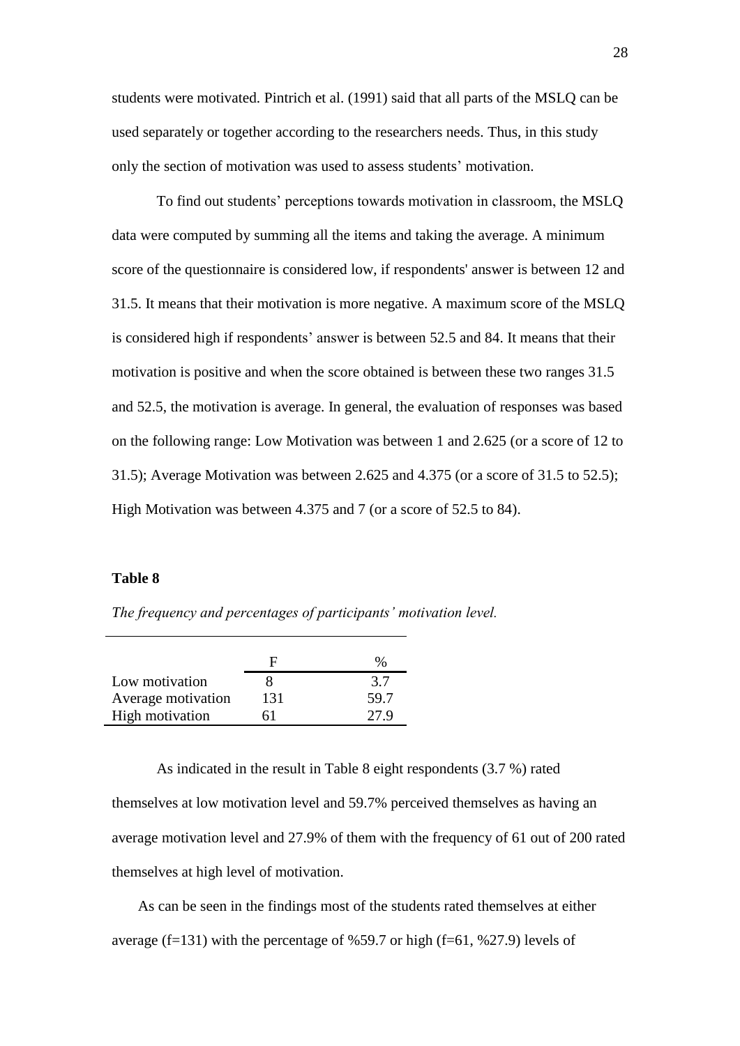students were motivated. Pintrich et al. (1991) said that all parts of the MSLQ can be used separately or together according to the researchers needs. Thus, in this study only the section of motivation was used to assess students' motivation.

To find out students' perceptions towards motivation in classroom, the MSLQ data were computed by summing all the items and taking the average. A minimum score of the questionnaire is considered low, if respondents' answer is between 12 and 31.5. It means that their motivation is more negative. A maximum score of the MSLQ is considered high if respondents' answer is between 52.5 and 84. It means that their motivation is positive and when the score obtained is between these two ranges 31.5 and 52.5, the motivation is average. In general, the evaluation of responses was based on the following range: Low Motivation was between 1 and 2.625 (or a score of 12 to 31.5); Average Motivation was between 2.625 and 4.375 (or a score of 31.5 to 52.5); High Motivation was between 4.375 and 7 (or a score of 52.5 to 84).

**Table 8**

*The frequency and percentages of participants' motivation level.*

| | F | % |
|---|---|---|
| Low motivation | 8 | 3.7 |
| Average motivation | 131 | 59.7 |
| High motivation | 61 | 27.9 |

As indicated in the result in Table 8 eight respondents (3.7 %) rated themselves at low motivation level and 59.7% perceived themselves as having an average motivation level and 27.9% of them with the frequency of 61 out of 200 rated themselves at high level of motivation.

As can be seen in the findings most of the students rated themselves at either average (f=131) with the percentage of %59.7 or high (f=61, %27.9) levels of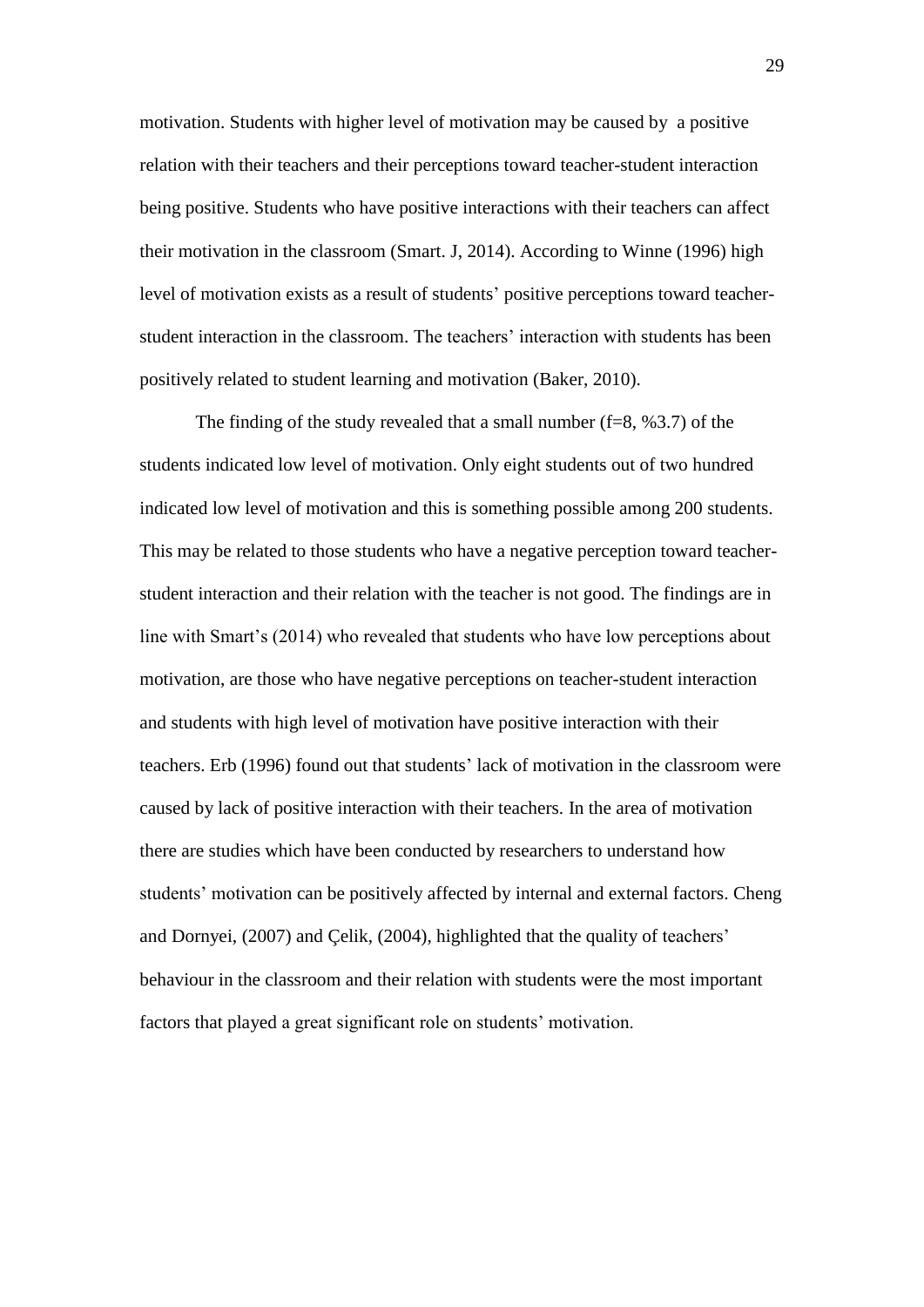motivation. Students with higher level of motivation may be caused by a positive relation with their teachers and their perceptions toward teacher-student interaction being positive. Students who have positive interactions with their teachers can affect their motivation in the classroom (Smart. J, 2014). According to Winne (1996) high level of motivation exists as a result of students' positive perceptions toward teacher-student interaction in the classroom. The teachers' interaction with students has been positively related to student learning and motivation (Baker, 2010).

The finding of the study revealed that a small number (f=8, %3.7) of the students indicated low level of motivation. Only eight students out of two hundred indicated low level of motivation and this is something possible among 200 students. This may be related to those students who have a negative perception toward teacher-student interaction and their relation with the teacher is not good. The findings are in line with Smart's (2014) who revealed that students who have low perceptions about motivation, are those who have negative perceptions on teacher-student interaction and students with high level of motivation have positive interaction with their teachers. Erb (1996) found out that students' lack of motivation in the classroom were caused by lack of positive interaction with their teachers. In the area of motivation there are studies which have been conducted by researchers to understand how students' motivation can be positively affected by internal and external factors. Cheng and Dornyei, (2007) and Çelik, (2004), highlighted that the quality of teachers' behaviour in the classroom and their relation with students were the most important factors that played a great significant role on students' motivation.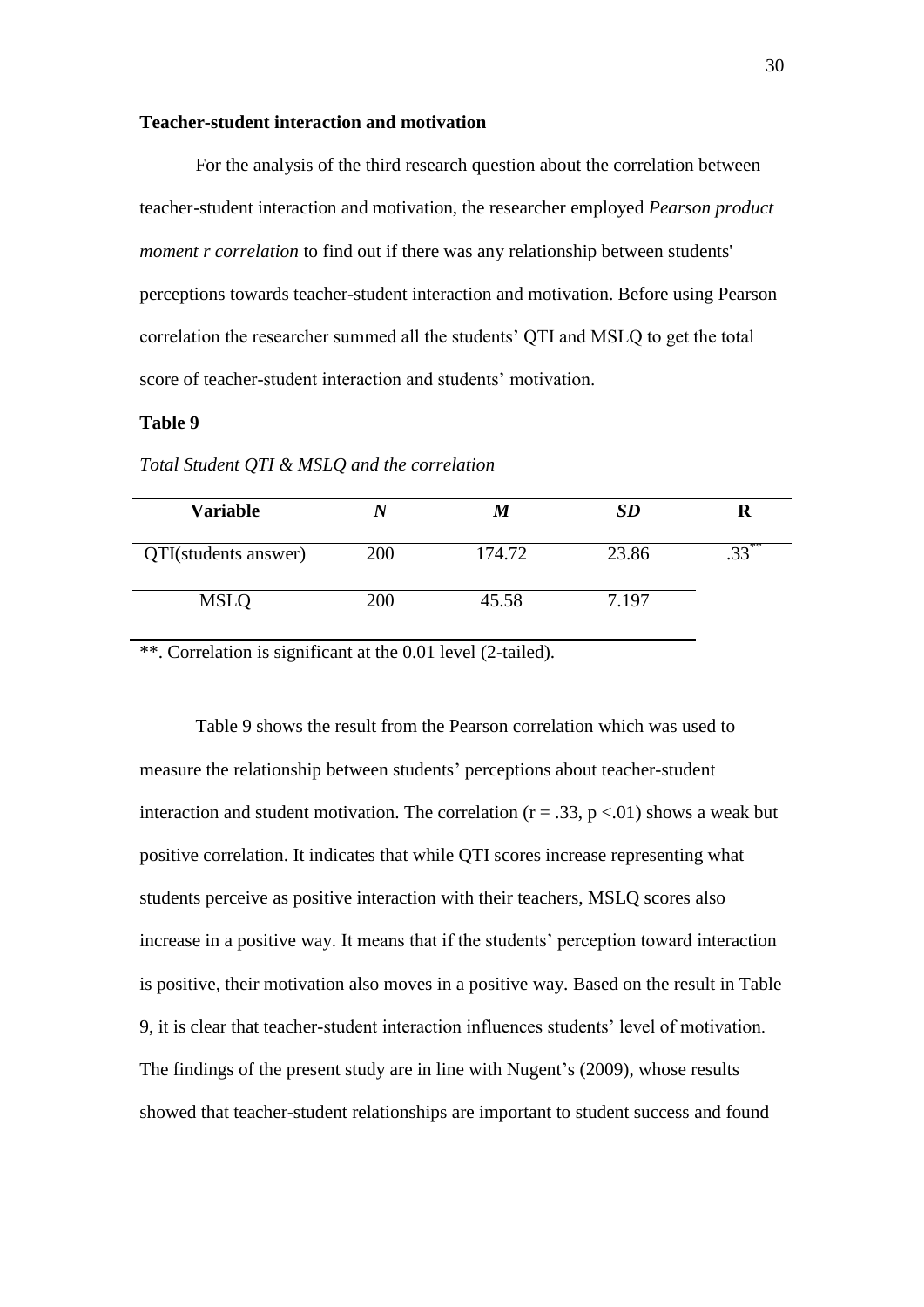**Teacher-student interaction and motivation**

For the analysis of the third research question about the correlation between teacher-student interaction and motivation, the researcher employed *Pearson product moment r correlation* to find out if there was any relationship between students' perceptions towards teacher-student interaction and motivation. Before using Pearson correlation the researcher summed all the students' QTI and MSLQ to get the total score of teacher-student interaction and students' motivation.

**Table 9**

*Total Student QTI & MSLQ and the correlation*

| Variable | *N* | *M* | *SD* | R |
|---|---|---|---|---|
| QTI(students answer) | 200 | 174.72 | 23.86 | .33** |
| MSLQ | 200 | 45.58 | 7.197 | |

**. Correlation is significant at the 0.01 level (2-tailed).

Table 9 shows the result from the Pearson correlation which was used to measure the relationship between students' perceptions about teacher-student interaction and student motivation. The correlation ($r = .33$, $p < .01$) shows a weak but positive correlation. It indicates that while QTI scores increase representing what students perceive as positive interaction with their teachers, MSLQ scores also increase in a positive way. It means that if the students' perception toward interaction is positive, their motivation also moves in a positive way. Based on the result in Table 9, it is clear that teacher-student interaction influences students' level of motivation. The findings of the present study are in line with Nugent's (2009), whose results showed that teacher-student relationships are important to student success and found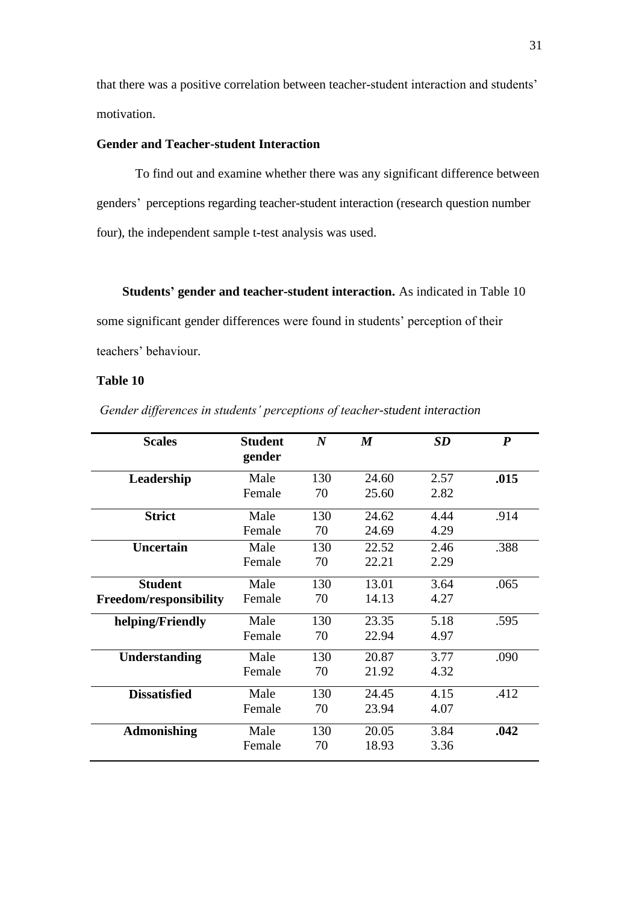that there was a positive correlation between teacher-student interaction and students' motivation.

### Gender and Teacher-student Interaction

To find out and examine whether there was any significant difference between genders' perceptions regarding teacher-student interaction (research question number four), the independent sample t-test analysis was used.

**Students' gender and teacher-student interaction.** As indicated in Table 10 some significant gender differences were found in students' perception of their teachers' behaviour.

**Table 10**

*Gender differences in students' perceptions of teacher-student interaction*

| Scales | Student gender | *N* | *M* | *SD* | *P* |
|---|---|---|---|---|---|
| **Leadership** | Male | 130 | 24.60 | 2.57 | **.015** |
| | Female | 70 | 25.60 | 2.82 | |
| **Strict** | Male | 130 | 24.62 | 4.44 | .914 |
| | Female | 70 | 24.69 | 4.29 | |
| **Uncertain** | Male | 130 | 22.52 | 2.46 | .388 |
| | Female | 70 | 22.21 | 2.29 | |
| **Student Freedom/responsibility** | Male | 130 | 13.01 | 3.64 | .065 |
| | Female | 70 | 14.13 | 4.27 | |
| **helping/Friendly** | Male | 130 | 23.35 | 5.18 | .595 |
| | Female | 70 | 22.94 | 4.97 | |
| **Understanding** | Male | 130 | 20.87 | 3.77 | .090 |
| | Female | 70 | 21.92 | 4.32 | |
| **Dissatisfied** | Male | 130 | 24.45 | 4.15 | .412 |
| | Female | 70 | 23.94 | 4.07 | |
| **Admonishing** | Male | 130 | 20.05 | 3.84 | **.042** |
| | Female | 70 | 18.93 | 3.36 | |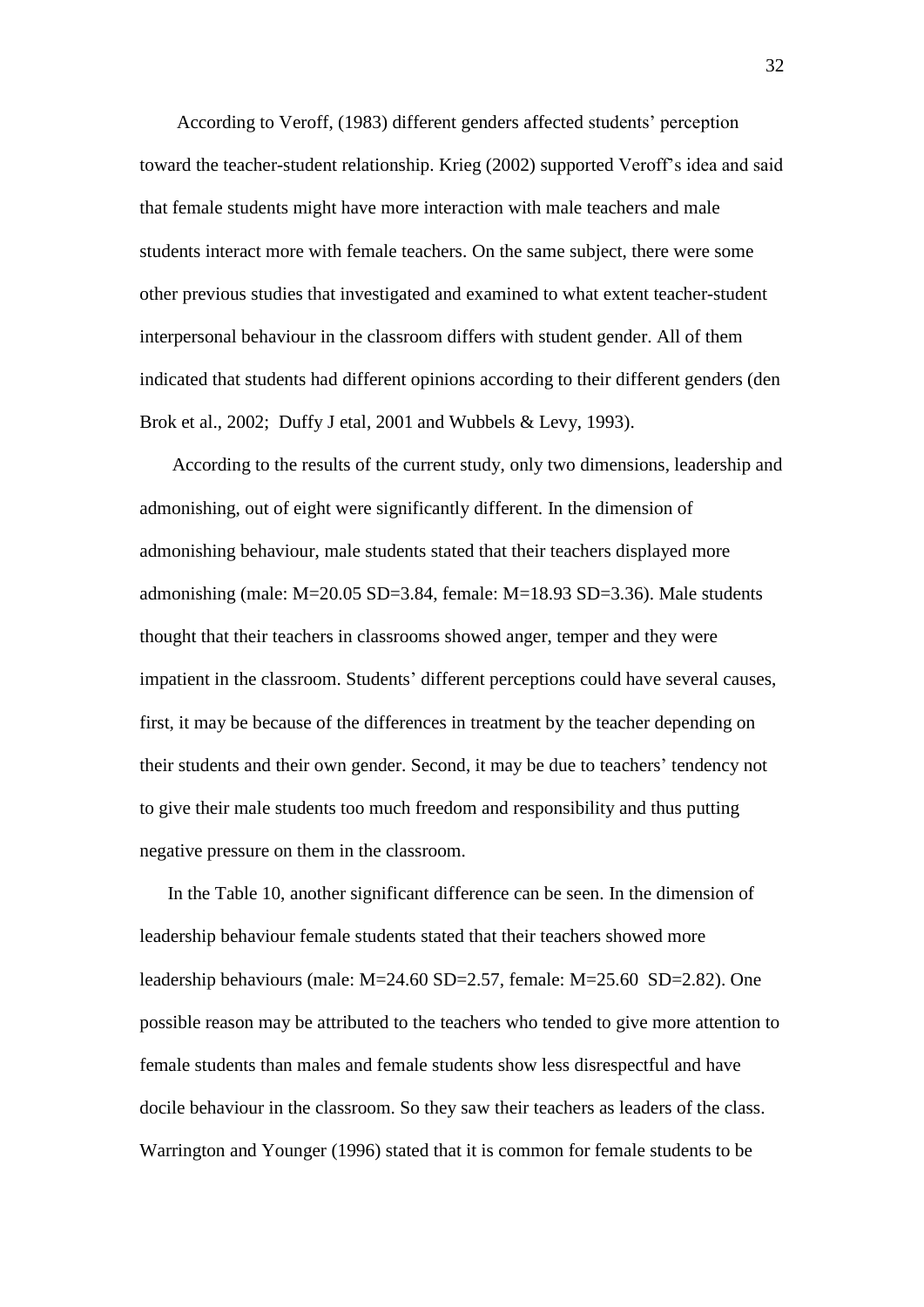According to Veroff, (1983) different genders affected students' perception toward the teacher-student relationship. Krieg (2002) supported Veroff's idea and said that female students might have more interaction with male teachers and male students interact more with female teachers. On the same subject, there were some other previous studies that investigated and examined to what extent teacher-student interpersonal behaviour in the classroom differs with student gender. All of them indicated that students had different opinions according to their different genders (den Brok et al., 2002; Duffy J etal, 2001 and Wubbels & Levy, 1993).

According to the results of the current study, only two dimensions, leadership and admonishing, out of eight were significantly different. In the dimension of admonishing behaviour, male students stated that their teachers displayed more admonishing (male: $M=20.05$ $SD=3.84$, female: $M=18.93$ $SD=3.36$). Male students thought that their teachers in classrooms showed anger, temper and they were impatient in the classroom. Students' different perceptions could have several causes, first, it may be because of the differences in treatment by the teacher depending on their students and their own gender. Second, it may be due to teachers' tendency not to give their male students too much freedom and responsibility and thus putting negative pressure on them in the classroom.

In the Table 10, another significant difference can be seen. In the dimension of leadership behaviour female students stated that their teachers showed more leadership behaviours (male: $M=24.60$ $SD=2.57$, female: $M=25.60$ $SD=2.82$). One possible reason may be attributed to the teachers who tended to give more attention to female students than males and female students show less disrespectful and have docile behaviour in the classroom. So they saw their teachers as leaders of the class. Warrington and Younger (1996) stated that it is common for female students to be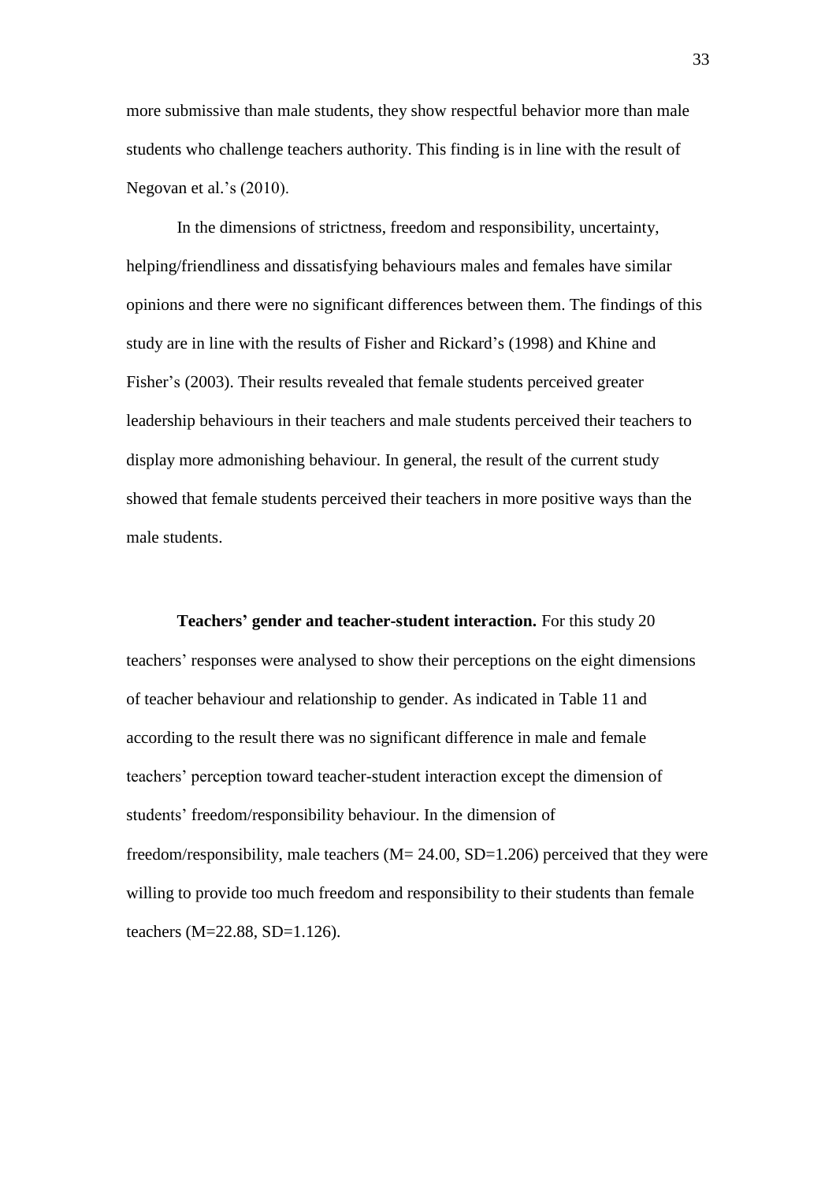more submissive than male students, they show respectful behavior more than male students who challenge teachers authority. This finding is in line with the result of Negovan et al.'s (2010).

In the dimensions of strictness, freedom and responsibility, uncertainty, helping/friendliness and dissatisfying behaviours males and females have similar opinions and there were no significant differences between them. The findings of this study are in line with the results of Fisher and Rickard's (1998) and Khine and Fisher's (2003). Their results revealed that female students perceived greater leadership behaviours in their teachers and male students perceived their teachers to display more admonishing behaviour. In general, the result of the current study showed that female students perceived their teachers in more positive ways than the male students.

**Teachers' gender and teacher-student interaction.** For this study 20 teachers' responses were analysed to show their perceptions on the eight dimensions of teacher behaviour and relationship to gender. As indicated in Table 11 and according to the result there was no significant difference in male and female teachers' perception toward teacher-student interaction except the dimension of students' freedom/responsibility behaviour. In the dimension of freedom/responsibility, male teachers ($M= 24.00$, $SD=1.206$) perceived that they were willing to provide too much freedom and responsibility to their students than female teachers ($M=22.88$, $SD=1.126$).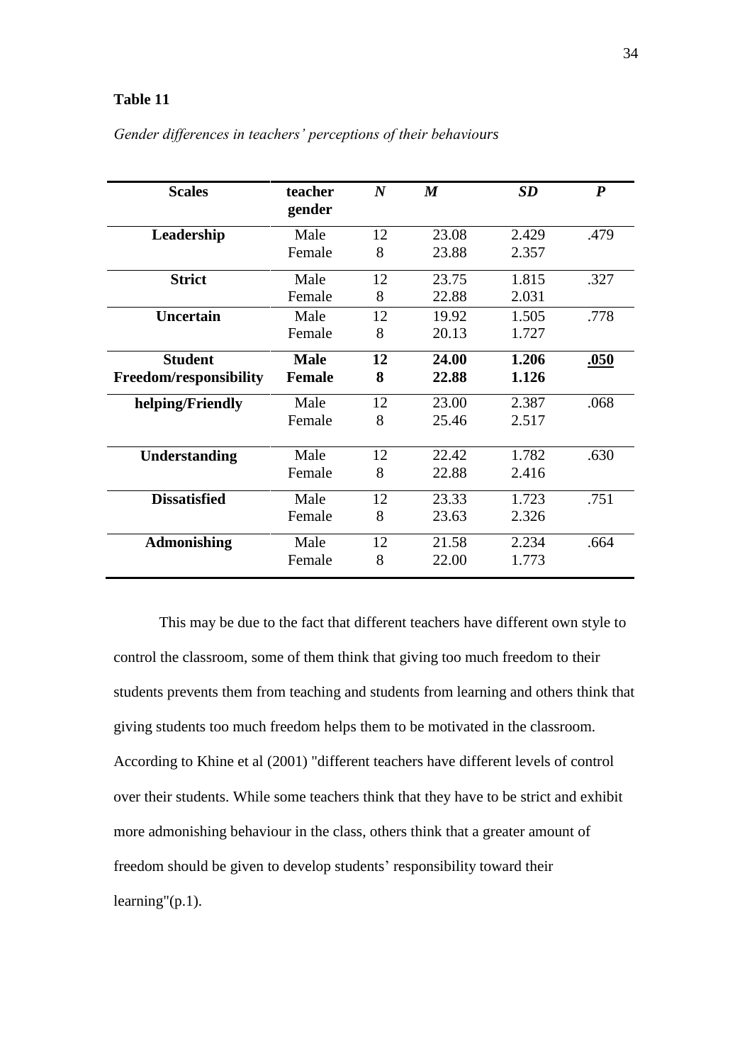**Table 11**

*Gender differences in teachers' perceptions of their behaviours*

| Scales | teacher gender | *N* | *M* | *SD* | *P* |
|---|---|---|---|---|---|
| **Leadership** | Male | 12 | 23.08 | 2.429 | .479 |
| | Female | 8 | 23.88 | 2.357 | |
| **Strict** | Male | 12 | 23.75 | 1.815 | .327 |
| | Female | 8 | 22.88 | 2.031 | |
| **Uncertain** | Male | 12 | 19.92 | 1.505 | .778 |
| | Female | 8 | 20.13 | 1.727 | |
| **Student Freedom/responsibility** | **Male** | **12** | **24.00** | **1.206** | **.050** |
| | **Female** | **8** | **22.88** | **1.126** | |
| **helping/Friendly** | Male | 12 | 23.00 | 2.387 | .068 |
| | Female | 8 | 25.46 | 2.517 | |
| **Understanding** | Male | 12 | 22.42 | 1.782 | .630 |
| | Female | 8 | 22.88 | 2.416 | |
| **Dissatisfied** | Male | 12 | 23.33 | 1.723 | .751 |
| | Female | 8 | 23.63 | 2.326 | |
| **Admonishing** | Male | 12 | 21.58 | 2.234 | .664 |
| | Female | 8 | 22.00 | 1.773 | |

This may be due to the fact that different teachers have different own style to control the classroom, some of them think that giving too much freedom to their students prevents them from teaching and students from learning and others think that giving students too much freedom helps them to be motivated in the classroom. According to Khine et al (2001) "different teachers have different levels of control over their students. While some teachers think that they have to be strict and exhibit more admonishing behaviour in the class, others think that a greater amount of freedom should be given to develop students' responsibility toward their learning"(p.1).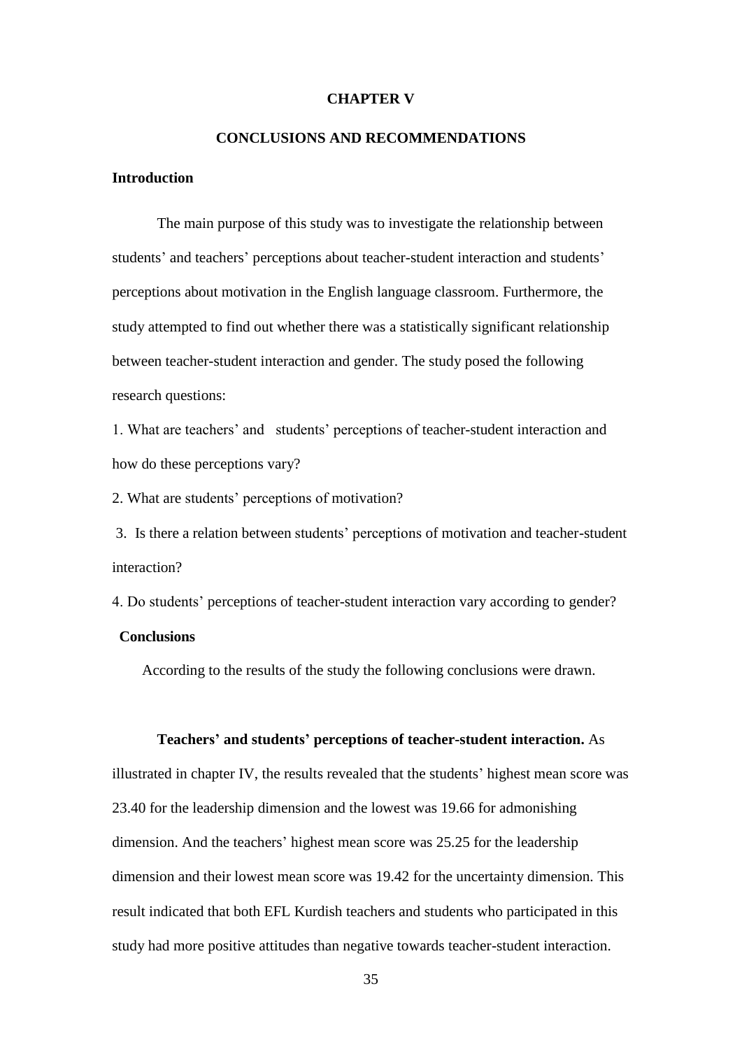# CHAPTER V

# CONCLUSIONS AND RECOMMENDATIONS

## Introduction

The main purpose of this study was to investigate the relationship between students' and teachers' perceptions about teacher-student interaction and students' perceptions about motivation in the English language classroom. Furthermore, the study attempted to find out whether there was a statistically significant relationship between teacher-student interaction and gender. The study posed the following research questions:

1. What are teachers' and students' perceptions of teacher-student interaction and how do these perceptions vary?

2. What are students' perceptions of motivation?

3. Is there a relation between students' perceptions of motivation and teacher-student interaction?

4. Do students' perceptions of teacher-student interaction vary according to gender?

## Conclusions

According to the results of the study the following conclusions were drawn.

**Teachers' and students' perceptions of teacher-student interaction.** As illustrated in chapter IV, the results revealed that the students' highest mean score was 23.40 for the leadership dimension and the lowest was 19.66 for admonishing dimension. And the teachers' highest mean score was 25.25 for the leadership dimension and their lowest mean score was 19.42 for the uncertainty dimension. This result indicated that both EFL Kurdish teachers and students who participated in this study had more positive attitudes than negative towards teacher-student interaction.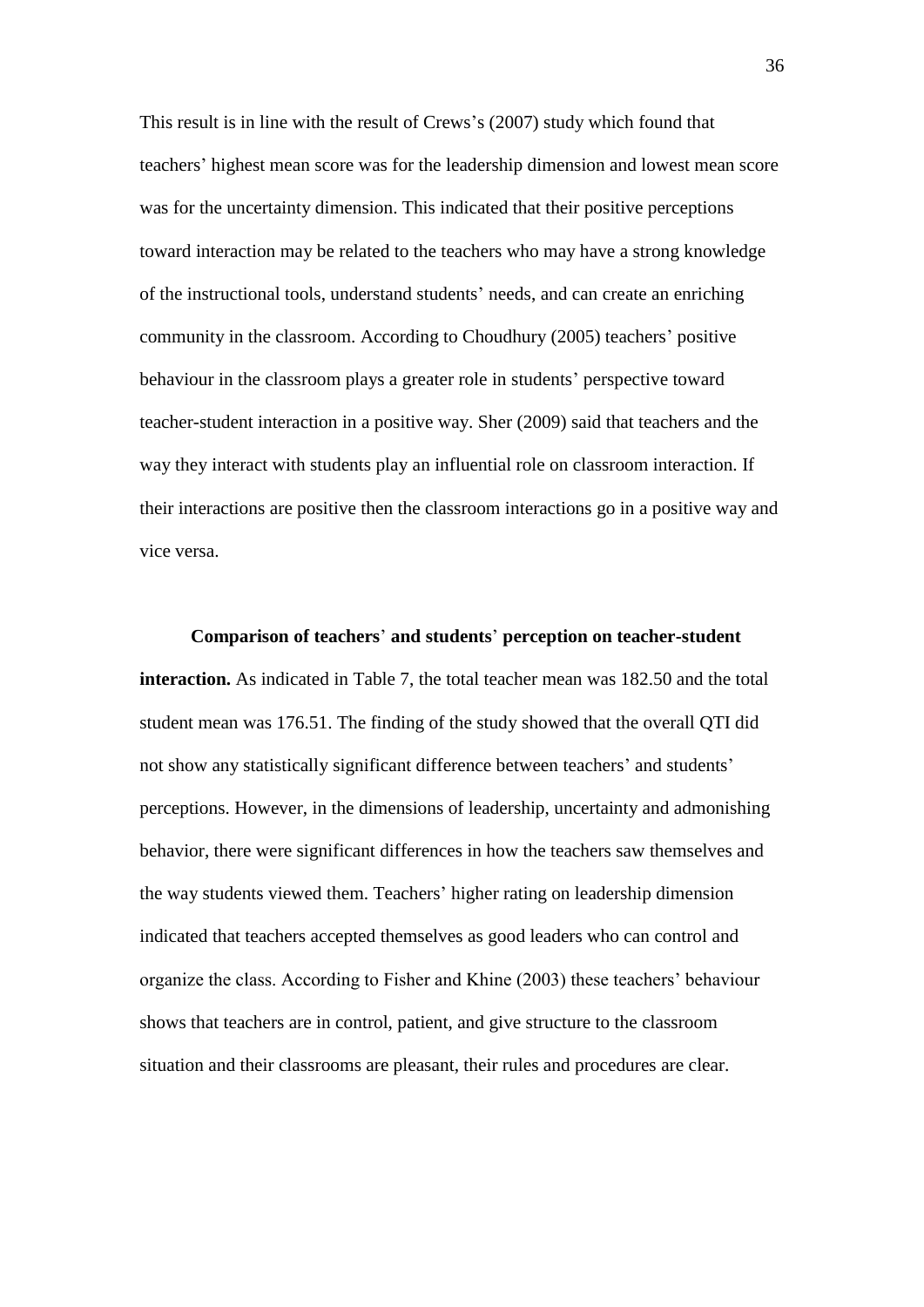This result is in line with the result of Crews's (2007) study which found that teachers' highest mean score was for the leadership dimension and lowest mean score was for the uncertainty dimension. This indicated that their positive perceptions toward interaction may be related to the teachers who may have a strong knowledge of the instructional tools, understand students' needs, and can create an enriching community in the classroom. According to Choudhury (2005) teachers' positive behaviour in the classroom plays a greater role in students' perspective toward teacher-student interaction in a positive way. Sher (2009) said that teachers and the way they interact with students play an influential role on classroom interaction. If their interactions are positive then the classroom interactions go in a positive way and vice versa.

**Comparison of teachers' and students' perception on teacher-student interaction.** As indicated in Table 7, the total teacher mean was 182.50 and the total student mean was 176.51. The finding of the study showed that the overall QTI did not show any statistically significant difference between teachers' and students' perceptions. However, in the dimensions of leadership, uncertainty and admonishing behavior, there were significant differences in how the teachers saw themselves and the way students viewed them. Teachers' higher rating on leadership dimension indicated that teachers accepted themselves as good leaders who can control and organize the class. According to Fisher and Khine (2003) these teachers' behaviour shows that teachers are in control, patient, and give structure to the classroom situation and their classrooms are pleasant, their rules and procedures are clear.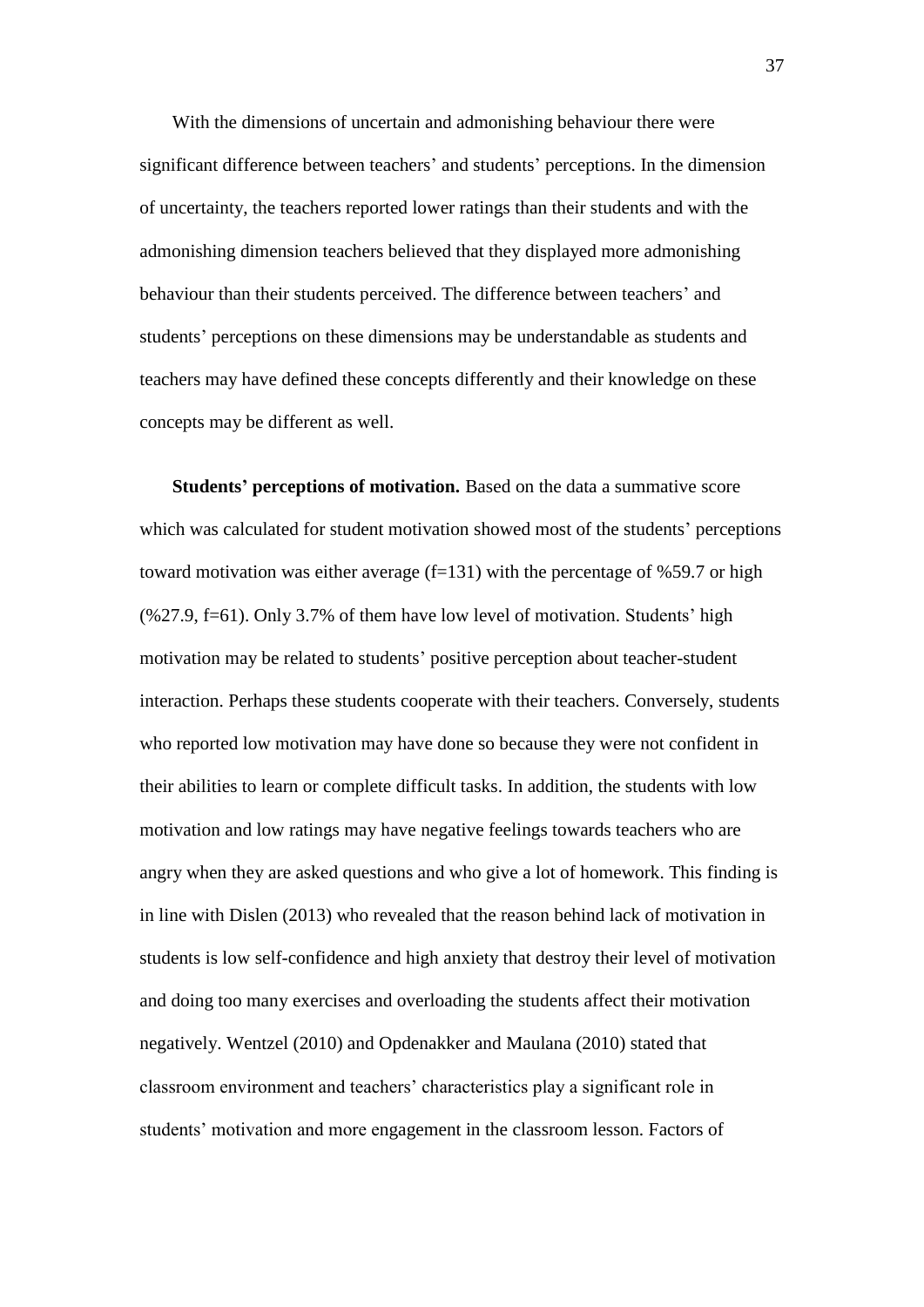With the dimensions of uncertain and admonishing behaviour there were significant difference between teachers' and students' perceptions. In the dimension of uncertainty, the teachers reported lower ratings than their students and with the admonishing dimension teachers believed that they displayed more admonishing behaviour than their students perceived. The difference between teachers' and students' perceptions on these dimensions may be understandable as students and teachers may have defined these concepts differently and their knowledge on these concepts may be different as well.

**Students' perceptions of motivation.** Based on the data a summative score which was calculated for student motivation showed most of the students' perceptions toward motivation was either average (f=131) with the percentage of %59.7 or high (%27.9, f=61). Only 3.7% of them have low level of motivation. Students' high motivation may be related to students' positive perception about teacher-student interaction. Perhaps these students cooperate with their teachers. Conversely, students who reported low motivation may have done so because they were not confident in their abilities to learn or complete difficult tasks. In addition, the students with low motivation and low ratings may have negative feelings towards teachers who are angry when they are asked questions and who give a lot of homework. This finding is in line with Dislen (2013) who revealed that the reason behind lack of motivation in students is low self-confidence and high anxiety that destroy their level of motivation and doing too many exercises and overloading the students affect their motivation negatively. Wentzel (2010) and Opdenakker and Maulana (2010) stated that classroom environment and teachers' characteristics play a significant role in students' motivation and more engagement in the classroom lesson. Factors of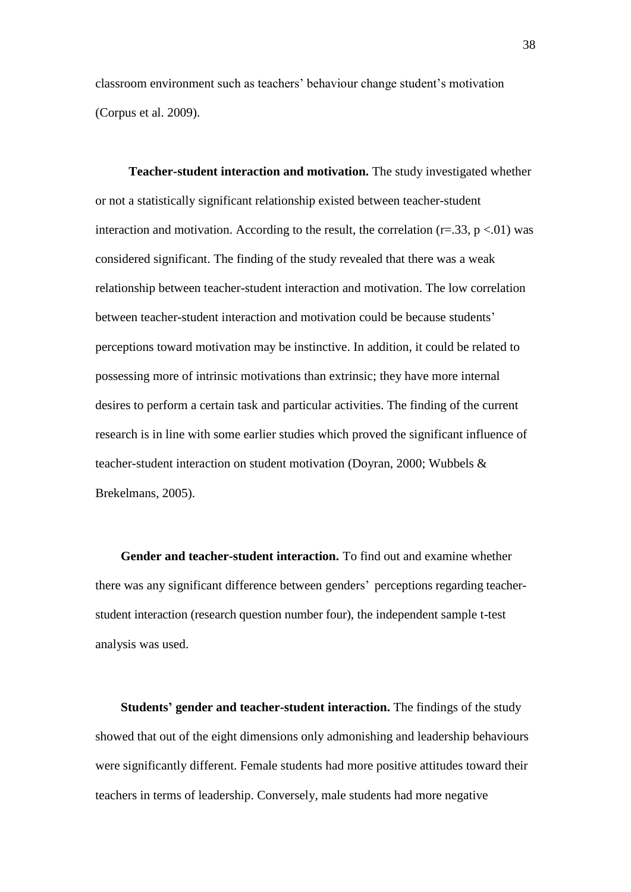classroom environment such as teachers' behaviour change student's motivation (Corpus et al. 2009).

**Teacher-student interaction and motivation.** The study investigated whether or not a statistically significant relationship existed between teacher-student interaction and motivation. According to the result, the correlation ($r=.33$, $p<.01$) was considered significant. The finding of the study revealed that there was a weak relationship between teacher-student interaction and motivation. The low correlation between teacher-student interaction and motivation could be because students' perceptions toward motivation may be instinctive. In addition, it could be related to possessing more of intrinsic motivations than extrinsic; they have more internal desires to perform a certain task and particular activities. The finding of the current research is in line with some earlier studies which proved the significant influence of teacher-student interaction on student motivation (Doyran, 2000; Wubbels & Brekelmans, 2005).

**Gender and teacher-student interaction.** To find out and examine whether there was any significant difference between genders' perceptions regarding teacher-student interaction (research question number four), the independent sample t-test analysis was used.

**Students' gender and teacher-student interaction.** The findings of the study showed that out of the eight dimensions only admonishing and leadership behaviours were significantly different. Female students had more positive attitudes toward their teachers in terms of leadership. Conversely, male students had more negative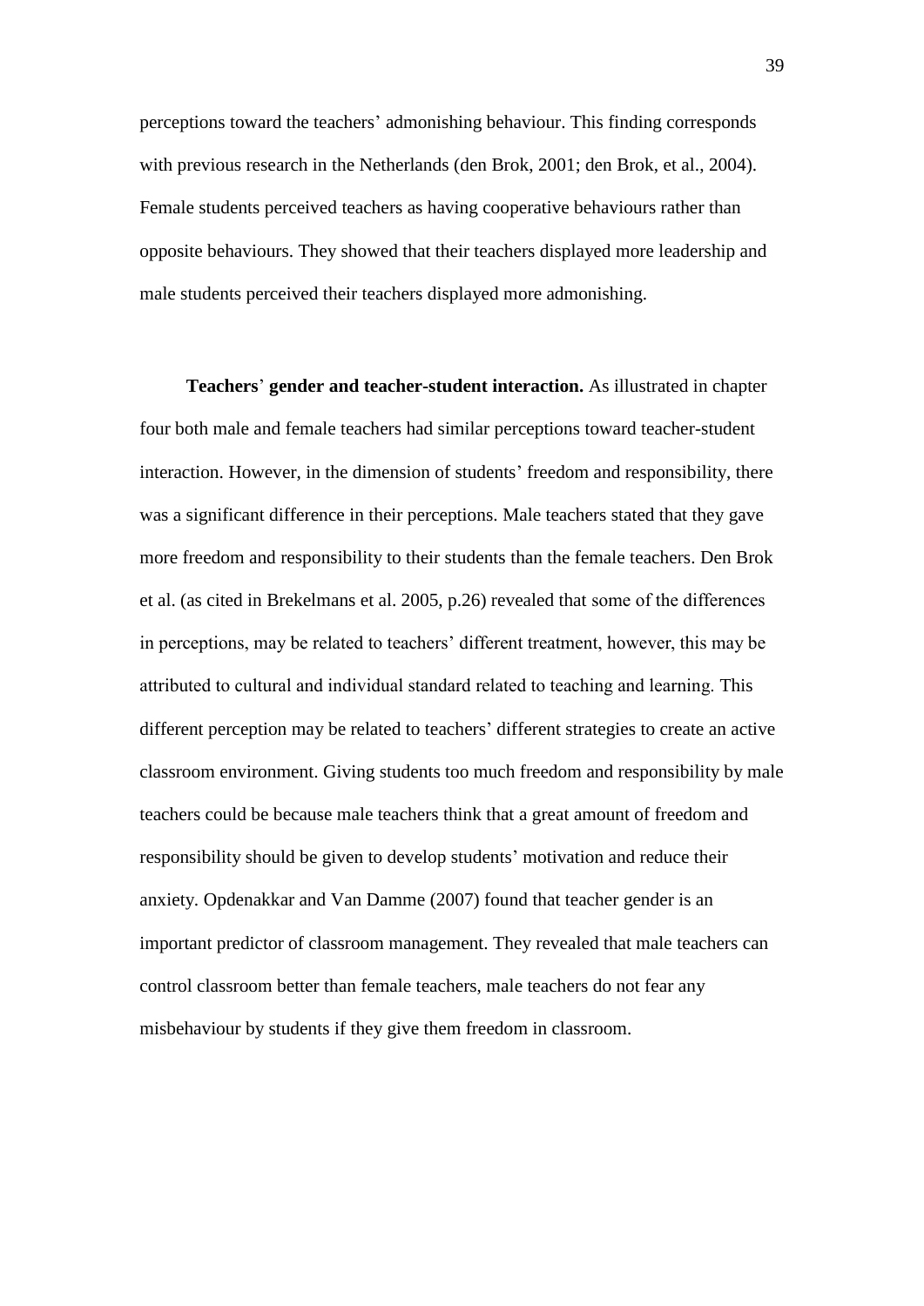perceptions toward the teachers' admonishing behaviour. This finding corresponds with previous research in the Netherlands (den Brok, 2001; den Brok, et al., 2004). Female students perceived teachers as having cooperative behaviours rather than opposite behaviours. They showed that their teachers displayed more leadership and male students perceived their teachers displayed more admonishing.

**Teachers' gender and teacher-student interaction.** As illustrated in chapter four both male and female teachers had similar perceptions toward teacher-student interaction. However, in the dimension of students' freedom and responsibility, there was a significant difference in their perceptions. Male teachers stated that they gave more freedom and responsibility to their students than the female teachers. Den Brok et al. (as cited in Brekelmans et al. 2005, p.26) revealed that some of the differences in perceptions, may be related to teachers' different treatment, however, this may be attributed to cultural and individual standard related to teaching and learning. This different perception may be related to teachers' different strategies to create an active classroom environment. Giving students too much freedom and responsibility by male teachers could be because male teachers think that a great amount of freedom and responsibility should be given to develop students' motivation and reduce their anxiety. Opdenakkar and Van Damme (2007) found that teacher gender is an important predictor of classroom management. They revealed that male teachers can control classroom better than female teachers, male teachers do not fear any misbehaviour by students if they give them freedom in classroom.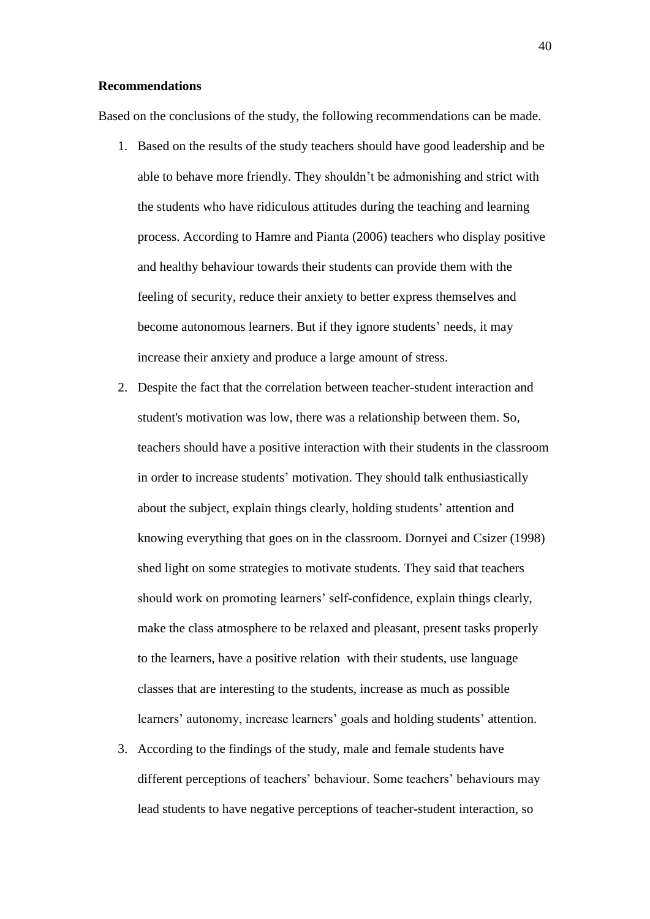**Recommendations**

Based on the conclusions of the study, the following recommendations can be made.

1. Based on the results of the study teachers should have good leadership and be able to behave more friendly. They shouldn't be admonishing and strict with the students who have ridiculous attitudes during the teaching and learning process. According to Hamre and Pianta (2006) teachers who display positive and healthy behaviour towards their students can provide them with the feeling of security, reduce their anxiety to better express themselves and become autonomous learners. But if they ignore students' needs, it may increase their anxiety and produce a large amount of stress.
2. Despite the fact that the correlation between teacher-student interaction and student's motivation was low, there was a relationship between them. So, teachers should have a positive interaction with their students in the classroom in order to increase students' motivation. They should talk enthusiastically about the subject, explain things clearly, holding students' attention and knowing everything that goes on in the classroom. Dornyei and Csizer (1998) shed light on some strategies to motivate students. They said that teachers should work on promoting learners' self-confidence, explain things clearly, make the class atmosphere to be relaxed and pleasant, present tasks properly to the learners, have a positive relation with their students, use language classes that are interesting to the students, increase as much as possible learners' autonomy, increase learners' goals and holding students' attention.
3. According to the findings of the study, male and female students have different perceptions of teachers' behaviour. Some teachers' behaviours may lead students to have negative perceptions of teacher-student interaction, so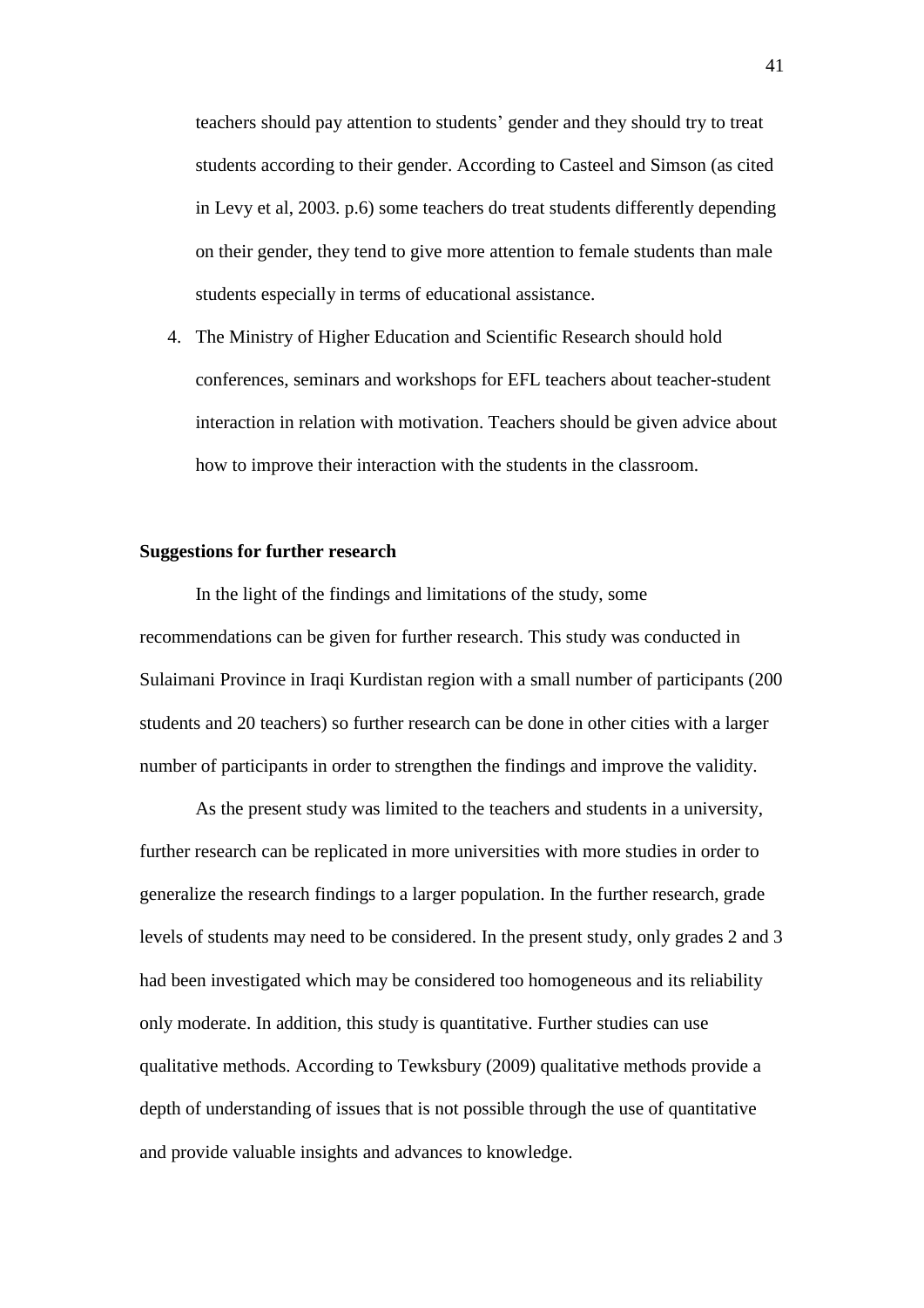teachers should pay attention to students' gender and they should try to treat students according to their gender. According to Casteel and Simson (as cited in Levy et al, 2003. p.6) some teachers do treat students differently depending on their gender, they tend to give more attention to female students than male students especially in terms of educational assistance.

4. The Ministry of Higher Education and Scientific Research should hold conferences, seminars and workshops for EFL teachers about teacher-student interaction in relation with motivation. Teachers should be given advice about how to improve their interaction with the students in the classroom.

**Suggestions for further research**

In the light of the findings and limitations of the study, some recommendations can be given for further research. This study was conducted in Sulaimani Province in Iraqi Kurdistan region with a small number of participants (200 students and 20 teachers) so further research can be done in other cities with a larger number of participants in order to strengthen the findings and improve the validity.

As the present study was limited to the teachers and students in a university, further research can be replicated in more universities with more studies in order to generalize the research findings to a larger population. In the further research, grade levels of students may need to be considered. In the present study, only grades 2 and 3 had been investigated which may be considered too homogeneous and its reliability only moderate. In addition, this study is quantitative. Further studies can use qualitative methods. According to Tewksbury (2009) qualitative methods provide a depth of understanding of issues that is not possible through the use of quantitative and provide valuable insights and advances to knowledge.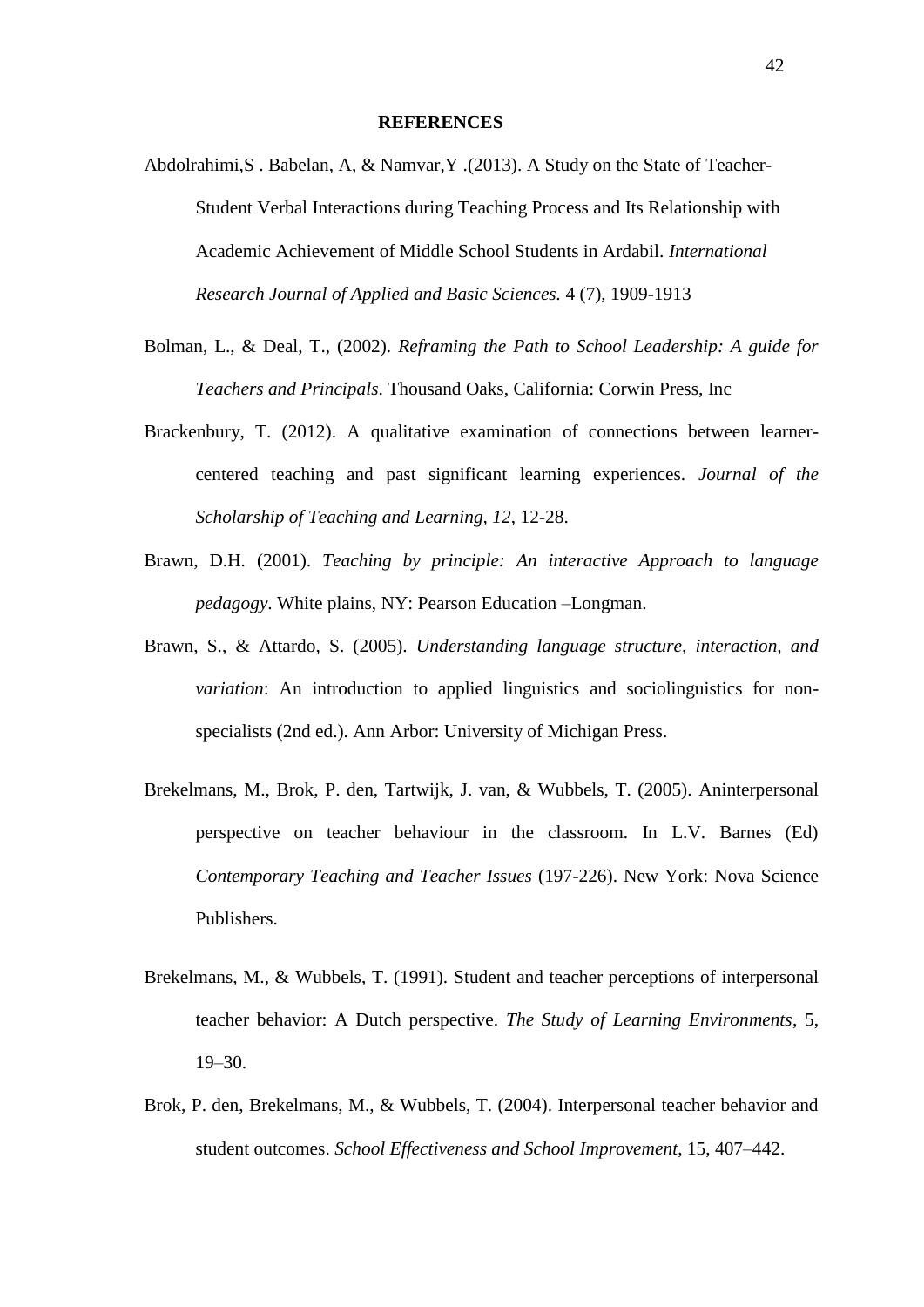## REFERENCES

Abdolrahimi,S . Babelan, A, & Namvar,Y .(2013). A Study on the State of Teacher-Student Verbal Interactions during Teaching Process and Its Relationship with Academic Achievement of Middle School Students in Ardabil. *International Research Journal of Applied and Basic Sciences.* 4 (7), 1909-1913

Bolman, L., & Deal, T., (2002). *Reframing the Path to School Leadership: A guide for Teachers and Principals*. Thousand Oaks, California: Corwin Press, Inc

Brackenbury, T. (2012). A qualitative examination of connections between learner-centered teaching and past significant learning experiences. *Journal of the Scholarship of Teaching and Learning, 12*, 12-28.

Brawn, D.H. (2001). *Teaching by principle: An interactive Approach to language pedagogy*. White plains, NY: Pearson Education –Longman.

Brawn, S., & Attardo, S. (2005). *Understanding language structure, interaction, and variation*: An introduction to applied linguistics and sociolinguistics for non-specialists (2nd ed.). Ann Arbor: University of Michigan Press.

Brekelmans, M., Brok, P. den, Tartwijk, J. van, & Wubbels, T. (2005). Aninterpersonal perspective on teacher behaviour in the classroom. In L.V. Barnes (Ed) *Contemporary Teaching and Teacher Issues* (197-226). New York: Nova Science Publishers.

Brekelmans, M., & Wubbels, T. (1991). Student and teacher perceptions of interpersonal teacher behavior: A Dutch perspective. *The Study of Learning Environments*, 5, 19–30.

Brok, P. den, Brekelmans, M., & Wubbels, T. (2004). Interpersonal teacher behavior and student outcomes. *School Effectiveness and School Improvement*, 15, 407–442.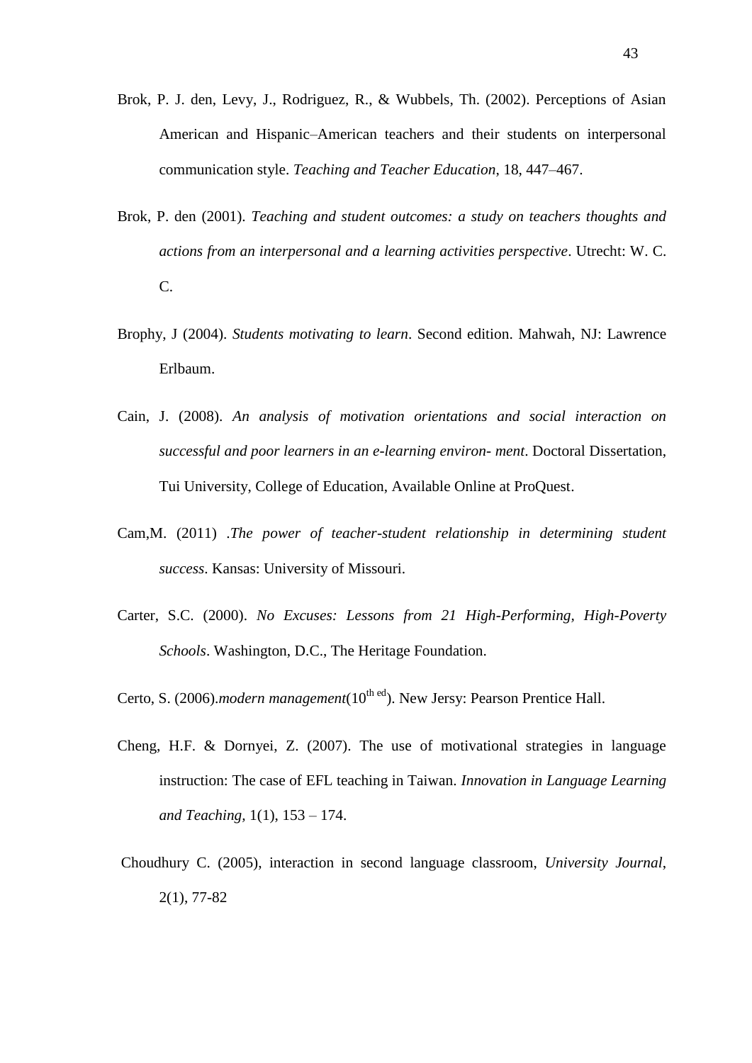Brok, P. J. den, Levy, J., Rodriguez, R., & Wubbels, Th. (2002). Perceptions of Asian American and Hispanic–American teachers and their students on interpersonal communication style. *Teaching and Teacher Education*, 18, 447–467.

Brok, P. den (2001). *Teaching and student outcomes: a study on teachers thoughts and actions from an interpersonal and a learning activities perspective*. Utrecht: W. C. C.

Brophy, J (2004). *Students motivating to learn*. Second edition. Mahwah, NJ: Lawrence Erlbaum.

Cain, J. (2008). *An analysis of motivation orientations and social interaction on successful and poor learners in an e-learning environ- ment*. Doctoral Dissertation, Tui University, College of Education, Available Online at ProQuest.

Cam,M. (2011) .*The power of teacher-student relationship in determining student success*. Kansas: University of Missouri.

Carter, S.C. (2000). *No Excuses: Lessons from 21 High-Performing, High-Poverty Schools*. Washington, D.C., The Heritage Foundation.

Certo, S. (2006).*modern management*(10th ed). New Jersy: Pearson Prentice Hall.

Cheng, H.F. & Dornyei, Z. (2007). The use of motivational strategies in language instruction: The case of EFL teaching in Taiwan. *Innovation in Language Learning and Teaching,* 1(1), 153 – 174.

Choudhury C. (2005), interaction in second language classroom, *University Journal*, 2(1), 77-82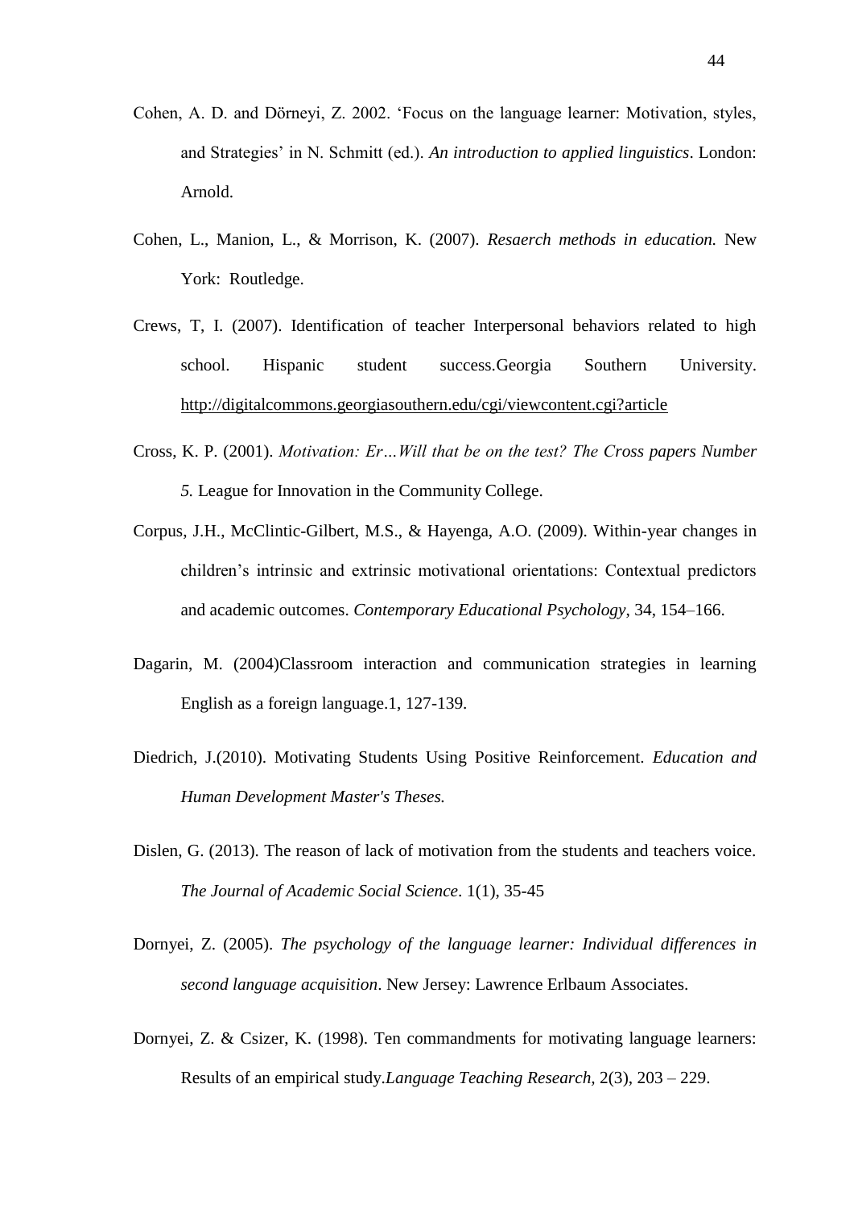Cohen, A. D. and Dörneyi, Z. 2002. 'Focus on the language learner: Motivation, styles, and Strategies' in N. Schmitt (ed.). *An introduction to applied linguistics*. London: Arnold.

Cohen, L., Manion, L., & Morrison, K. (2007). *Resaerch methods in education.* New York: Routledge.

Crews, T, I. (2007). Identification of teacher Interpersonal behaviors related to high school. Hispanic student success.Georgia Southern University. http://digitalcommons.georgiasouthern.edu/cgi/viewcontent.cgi?article

Cross, K. P. (2001). *Motivation: Er…Will that be on the test? The Cross papers Number 5.* League for Innovation in the Community College.

Corpus, J.H., McClintic-Gilbert, M.S., & Hayenga, A.O. (2009). Within-year changes in children's intrinsic and extrinsic motivational orientations: Contextual predictors and academic outcomes. *Contemporary Educational Psychology*, 34, 154–166.

Dagarin, M. (2004)Classroom interaction and communication strategies in learning English as a foreign language.1, 127-139.

Diedrich, J.(2010). Motivating Students Using Positive Reinforcement. *Education and Human Development Master's Theses.*

Dislen, G. (2013). The reason of lack of motivation from the students and teachers voice. *The Journal of Academic Social Science*. 1(1), 35-45

Dornyei, Z. (2005). *The psychology of the language learner: Individual differences in second language acquisition*. New Jersey: Lawrence Erlbaum Associates.

Dornyei, Z. & Csizer, K. (1998). Ten commandments for motivating language learners: Results of an empirical study.*Language Teaching Research,* 2(3), 203 – 229.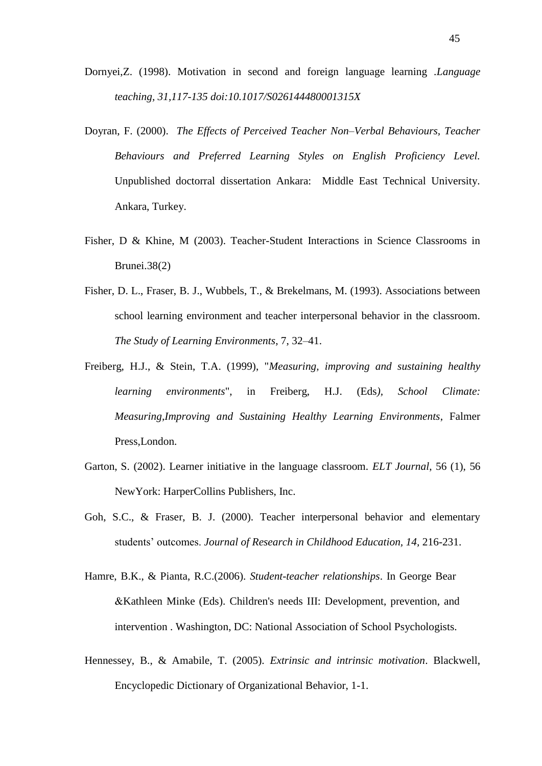Dornyei,Z. (1998). Motivation in second and foreign language learning .*Language teaching, 31,117-135 doi:10.1017/S026144480001315X*

Doyran, F. (2000). *The Effects of Perceived Teacher Non–Verbal Behaviours, Teacher Behaviours and Preferred Learning Styles on English Proficiency Level.* Unpublished doctorral dissertation Ankara: Middle East Technical University. Ankara, Turkey.

Fisher, D & Khine, M (2003). Teacher-Student Interactions in Science Classrooms in Brunei.38(2)

Fisher, D. L., Fraser, B. J., Wubbels, T., & Brekelmans, M. (1993). Associations between school learning environment and teacher interpersonal behavior in the classroom. *The Study of Learning Environments*, 7, 32–41.

Freiberg, H.J., & Stein, T.A. (1999), "*Measuring, improving and sustaining healthy learning environments*", in Freiberg, H.J. (Eds*), School Climate: Measuring,Improving and Sustaining Healthy Learning Environments*, Falmer Press,London.

Garton, S. (2002). Learner initiative in the language classroom. *ELT Journal*, 56 (1), 56 NewYork: HarperCollins Publishers, Inc.

Goh, S.C., & Fraser, B. J. (2000). Teacher interpersonal behavior and elementary students' outcomes. *Journal of Research in Childhood Education, 14,* 216-231.

Hamre, B.K., & Pianta, R.C.(2006). *Student-teacher relationships*. In George Bear &Kathleen Minke (Eds). Children's needs III: Development, prevention, and intervention . Washington, DC: National Association of School Psychologists.

Hennessey, B., & Amabile, T. (2005). *Extrinsic and intrinsic motivation*. Blackwell, Encyclopedic Dictionary of Organizational Behavior, 1-1.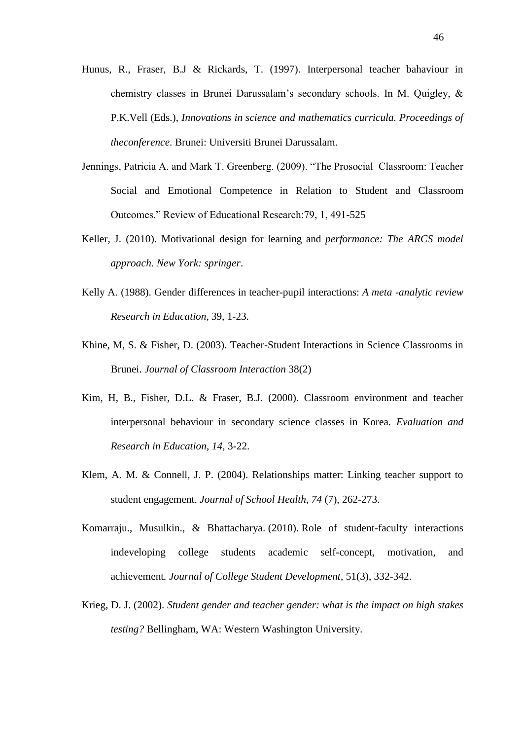Hunus, R., Fraser, B.J & Rickards, T. (1997). Interpersonal teacher bahaviour in chemistry classes in Brunei Darussalam's secondary schools. In M. Quigley, & P.K.Vell (Eds.), *Innovations in science and mathematics curricula. Proceedings of theconference*. Brunei: Universiti Brunei Darussalam.

Jennings, Patricia A. and Mark T. Greenberg. (2009). "The Prosocial Classroom: Teacher Social and Emotional Competence in Relation to Student and Classroom Outcomes." Review of Educational Research:79, 1, 491-525

Keller, J. (2010). Motivational design for learning and *performance: The ARCS model approach. New York: springer*.

Kelly A. (1988). Gender differences in teacher-pupil interactions: *A meta -analytic review Research in Education*, 39, 1-23.

Khine, M, S. & Fisher, D. (2003). Teacher-Student Interactions in Science Classrooms in Brunei. *Journal of Classroom Interaction* 38(2)

Kim, H, B., Fisher, D.L. & Fraser, B.J. (2000). Classroom environment and teacher interpersonal behaviour in secondary science classes in Korea. *Evaluation and Research in Education, 14,* 3-22.

Klem, A. M. & Connell, J. P. (2004). Relationships matter: Linking teacher support to student engagement. *Journal of School Health, 74* (7), 262-273.

Komarraju., Musulkin., & Bhattacharya. (2010). Role of student-faculty interactions indeveloping college students academic self-concept, motivation, and achievement*. Journal of College Student Development*, 51(3), 332-342.

Krieg, D. J. (2002). *Student gender and teacher gender: what is the impact on high stakes testing?* Bellingham, WA: Western Washington University.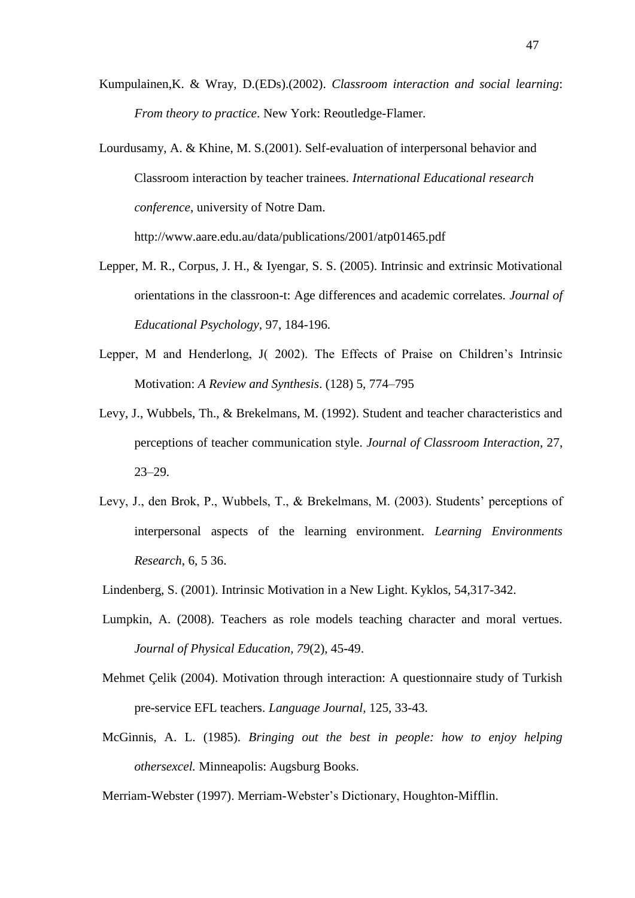Kumpulainen,K. & Wray, D.(EDs).(2002). *Classroom interaction and social learning*: *From theory to practice*. New York: Reoutledge-Flamer.

Lourdusamy, A. & Khine, M. S.(2001). Self-evaluation of interpersonal behavior and Classroom interaction by teacher trainees. *International Educational research conference*, university of Notre Dam. http://www.aare.edu.au/data/publications/2001/atp01465.pdf

Lepper, M. R., Corpus, J. H., & Iyengar, S. S. (2005). Intrinsic and extrinsic Motivational orientations in the classroon-t: Age differences and academic correlates. *Journal of Educational Psychology*, 97, 184-196.

Lepper, M and Henderlong, J( 2002). The Effects of Praise on Children's Intrinsic Motivation: *A Review and Synthesis*. (128) 5, 774–795

Levy, J., Wubbels, Th., & Brekelmans, M. (1992). Student and teacher characteristics and perceptions of teacher communication style. *Journal of Classroom Interaction*, 27, 23–29.

Levy, J., den Brok, P., Wubbels, T., & Brekelmans, M. (2003). Students' perceptions of interpersonal aspects of the learning environment. *Learning Environments Research*, 6, 5 36.

Lindenberg, S. (2001). Intrinsic Motivation in a New Light. Kyklos, 54,317-342.

Lumpkin, A. (2008). Teachers as role models teaching character and moral vertues. *Journal of Physical Education*, *79*(2), 45-49.

Mehmet Çelik (2004). Motivation through interaction: A questionnaire study of Turkish pre-service EFL teachers. *Language Journal,* 125, 33-43.

McGinnis, A. L. (1985). *Bringing out the best in people: how to enjoy helping othersexcel.* Minneapolis: Augsburg Books.

Merriam-Webster (1997). Merriam-Webster's Dictionary, Houghton-Mifflin.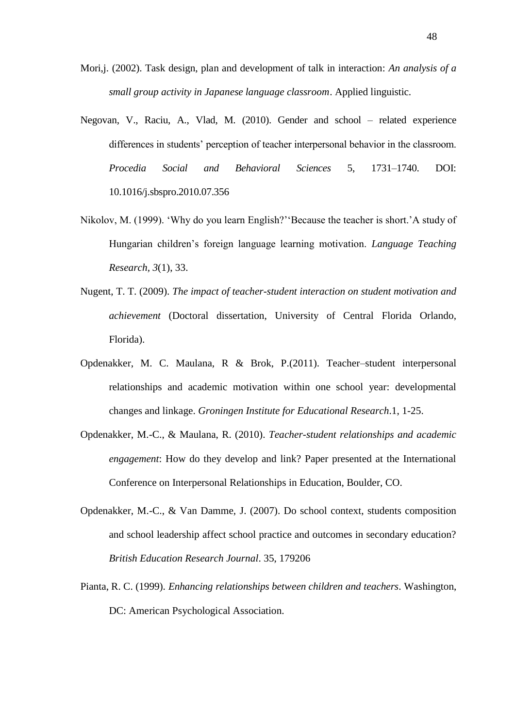Mori,j. (2002). Task design, plan and development of talk in interaction: *An analysis of a small group activity in Japanese language classroom*. Applied linguistic.

Negovan, V., Raciu, A., Vlad, M. (2010). Gender and school – related experience differences in students' perception of teacher interpersonal behavior in the classroom. *Procedia Social and Behavioral Sciences* 5, 1731–1740. DOI: 10.1016/j.sbspro.2010.07.356

Nikolov, M. (1999). 'Why do you learn English?''Because the teacher is short.'A study of Hungarian children's foreign language learning motivation. *Language Teaching Research*, *3*(1), 33.

Nugent, T. T. (2009). *The impact of teacher-student interaction on student motivation and achievement* (Doctoral dissertation, University of Central Florida Orlando, Florida).

Opdenakker, M. C. Maulana, R & Brok, P.(2011). Teacher–student interpersonal relationships and academic motivation within one school year: developmental changes and linkage. *Groningen Institute for Educational Research*.1, 1-25.

Opdenakker, M.-C., & Maulana, R. (2010). *Teacher-student relationships and academic engagement*: How do they develop and link? Paper presented at the International Conference on Interpersonal Relationships in Education, Boulder, CO.

Opdenakker, M.-C., & Van Damme, J. (2007). Do school context, students composition and school leadership affect school practice and outcomes in secondary education? *British Education Research Journal*. 35, 179206

Pianta, R. C. (1999). *Enhancing relationships between children and teachers*. Washington, DC: American Psychological Association.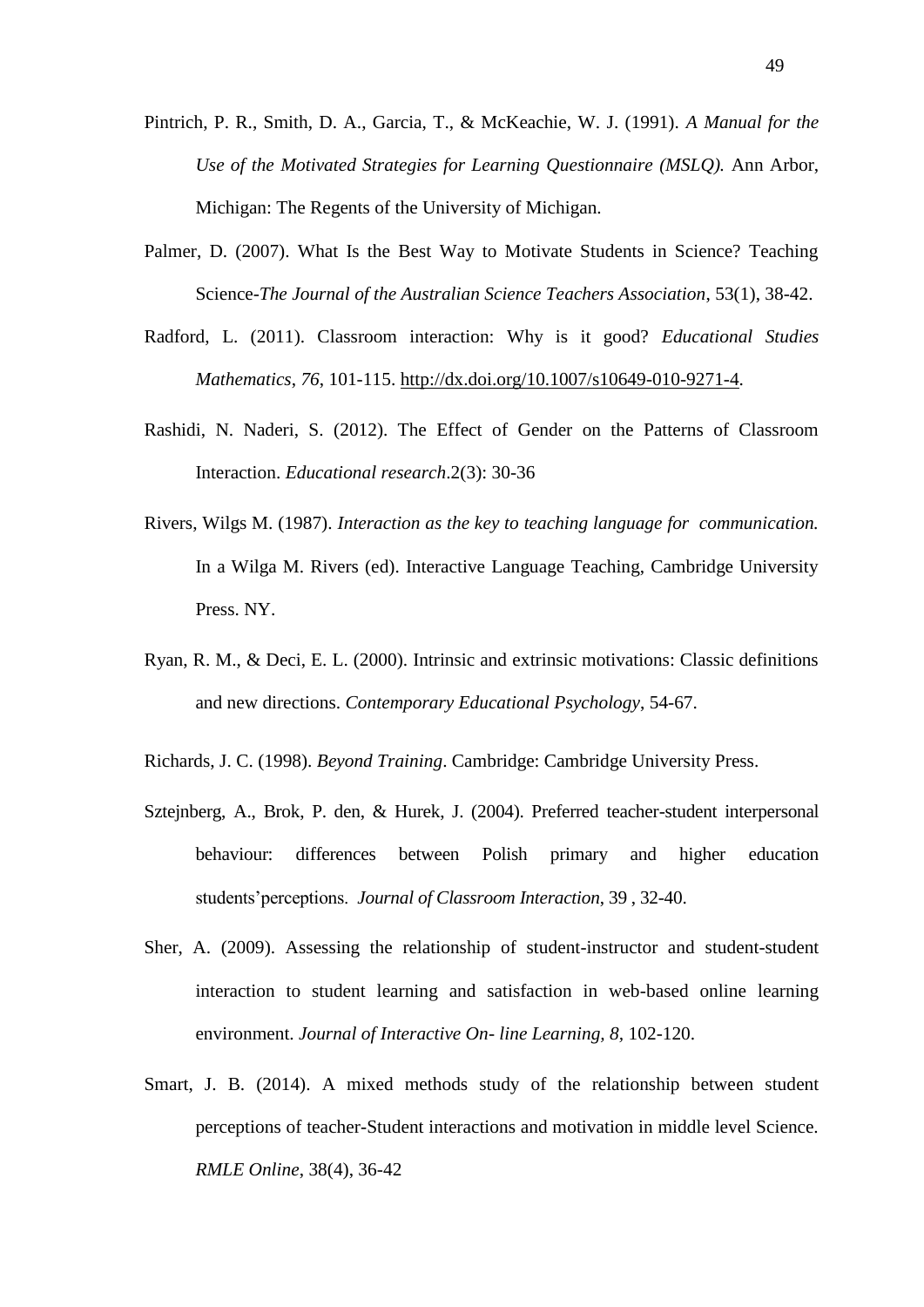Pintrich, P. R., Smith, D. A., Garcia, T., & McKeachie, W. J. (1991). *A Manual for the Use of the Motivated Strategies for Learning Questionnaire (MSLQ).* Ann Arbor, Michigan: The Regents of the University of Michigan.

Palmer, D. (2007). What Is the Best Way to Motivate Students in Science? Teaching Science-*The Journal of the Australian Science Teachers Association*, 53(1), 38-42.

Radford, L. (2011). Classroom interaction: Why is it good? *Educational Studies Mathematics*, *76*, 101-115. http://dx.doi.org/10.1007/s10649-010-9271-4.

Rashidi, N. Naderi, S. (2012). The Effect of Gender on the Patterns of Classroom Interaction. *Educational research*.2(3): 30-36

Rivers, Wilgs M. (1987). *Interaction as the key to teaching language for communication.* In a Wilga M. Rivers (ed). Interactive Language Teaching, Cambridge University Press. NY.

Ryan, R. M., & Deci, E. L. (2000). Intrinsic and extrinsic motivations: Classic definitions and new directions. *Contemporary Educational Psychology*, 54-67.

Richards, J. C. (1998). *Beyond Training*. Cambridge: Cambridge University Press.

Sztejnberg, A., Brok, P. den, & Hurek, J. (2004). Preferred teacher-student interpersonal behaviour: differences between Polish primary and higher education students'perceptions. *Journal of Classroom Interaction*, 39 , 32-40.

Sher, A. (2009). Assessing the relationship of student-instructor and student-student interaction to student learning and satisfaction in web-based online learning environment. *Journal of Interactive On- line Learning, 8,* 102-120.

Smart, J. B. (2014). A mixed methods study of the relationship between student perceptions of teacher-Student interactions and motivation in middle level Science. *RMLE Online*, 38(4), 36-42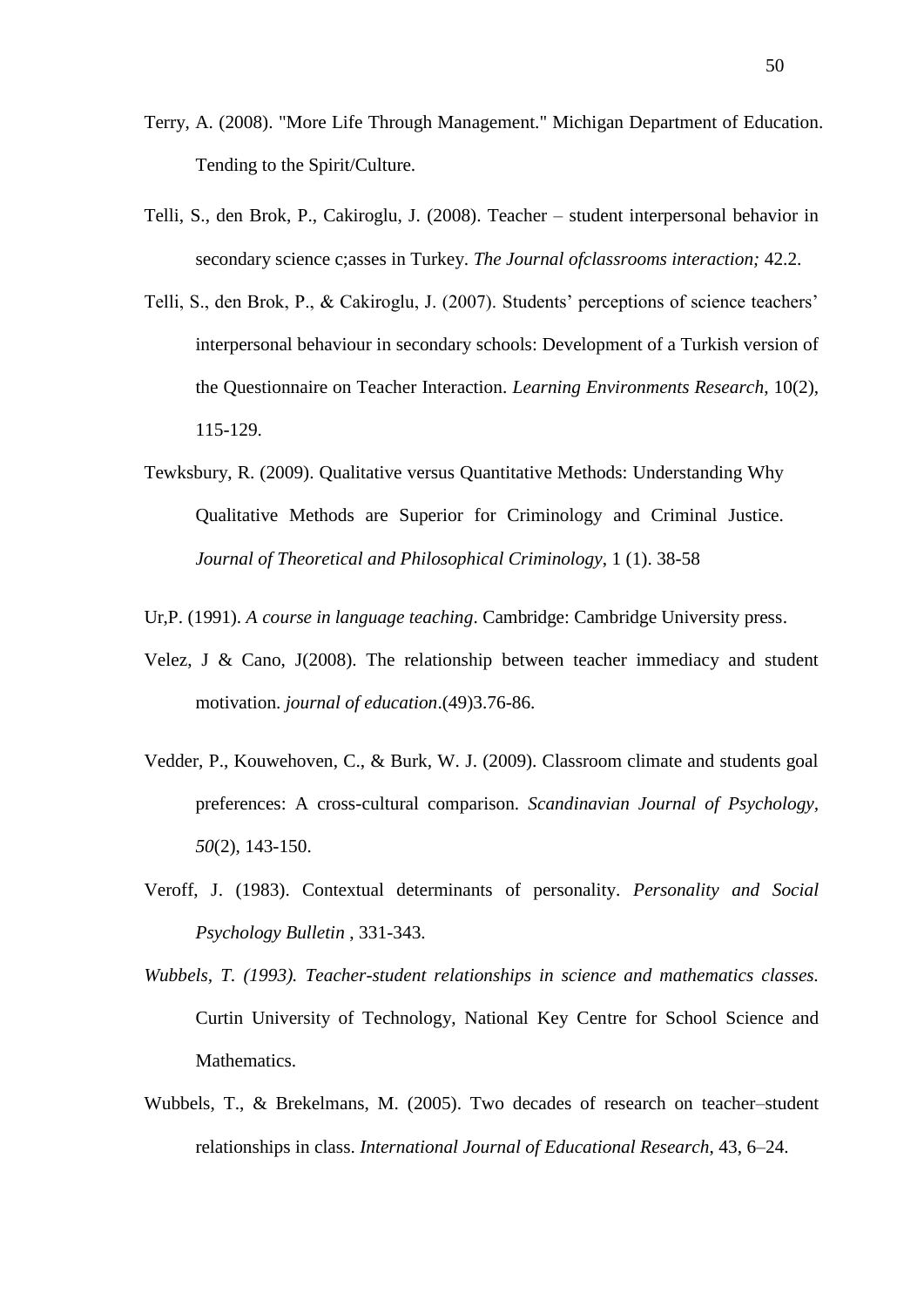Terry, A. (2008). "More Life Through Management." Michigan Department of Education. Tending to the Spirit/Culture.

Telli, S., den Brok, P., Cakiroglu, J. (2008). Teacher – student interpersonal behavior in secondary science c;asses in Turkey. *The Journal ofclassrooms interaction;* 42.2.

Telli, S., den Brok, P., & Cakiroglu, J. (2007). Students' perceptions of science teachers' interpersonal behaviour in secondary schools: Development of a Turkish version of the Questionnaire on Teacher Interaction. *Learning Environments Research*, 10(2), 115-129.

Tewksbury, R. (2009). Qualitative versus Quantitative Methods: Understanding Why Qualitative Methods are Superior for Criminology and Criminal Justice. *Journal of Theoretical and Philosophical Criminology*, 1 (1). 38-58

Ur,P. (1991). *A course in language teaching*. Cambridge: Cambridge University press.

Velez, J & Cano, J(2008). The relationship between teacher immediacy and student motivation. *journal of education*.(49)3.76-86.

Vedder, P., Kouwehoven, C., & Burk, W. J. (2009). Classroom climate and students goal preferences: A cross-cultural comparison. *Scandinavian Journal of Psychology*, *50*(2), 143-150.

Veroff, J. (1983). Contextual determinants of personality. *Personality and Social Psychology Bulletin* , 331-343.

*Wubbels, T. (1993). Teacher-student relationships in science and mathematics classes.* Curtin University of Technology, National Key Centre for School Science and Mathematics.

Wubbels, T., & Brekelmans, M. (2005). Two decades of research on teacher–student relationships in class. *International Journal of Educational Research*, 43, 6–24.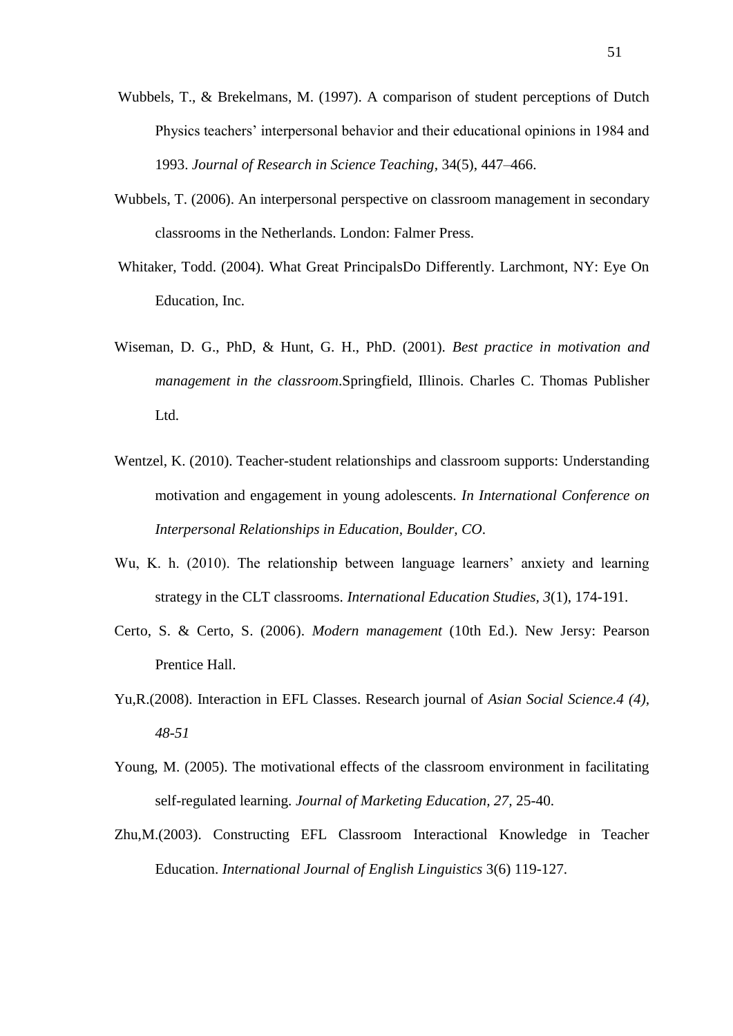Wubbels, T., & Brekelmans, M. (1997). A comparison of student perceptions of Dutch Physics teachers' interpersonal behavior and their educational opinions in 1984 and 1993. *Journal of Research in Science Teaching*, 34(5), 447–466.

Wubbels, T. (2006). An interpersonal perspective on classroom management in secondary classrooms in the Netherlands. London: Falmer Press.

Whitaker, Todd. (2004). What Great PrincipalsDo Differently. Larchmont, NY: Eye On Education, Inc.

Wiseman, D. G., PhD, & Hunt, G. H., PhD. (2001). *Best practice in motivation and management in the classroom*.Springfield, Illinois. Charles C. Thomas Publisher Ltd.

Wentzel, K. (2010). Teacher-student relationships and classroom supports: Understanding motivation and engagement in young adolescents. *In International Conference on Interpersonal Relationships in Education, Boulder, CO*.

Wu, K. h. (2010). The relationship between language learners' anxiety and learning strategy in the CLT classrooms. *International Education Studies, 3*(1), 174-191.

Certo, S. & Certo, S. (2006). *Modern management* (10th Ed.). New Jersy: Pearson Prentice Hall.

Yu,R.(2008). Interaction in EFL Classes. Research journal of *Asian Social Science.4 (4), 48-51*

Young, M. (2005). The motivational effects of the classroom environment in facilitating self-regulated learning. *Journal of Marketing Education, 27,* 25-40.

Zhu,M.(2003). Constructing EFL Classroom Interactional Knowledge in Teacher Education. *International Journal of English Linguistics* 3(6) 119-127.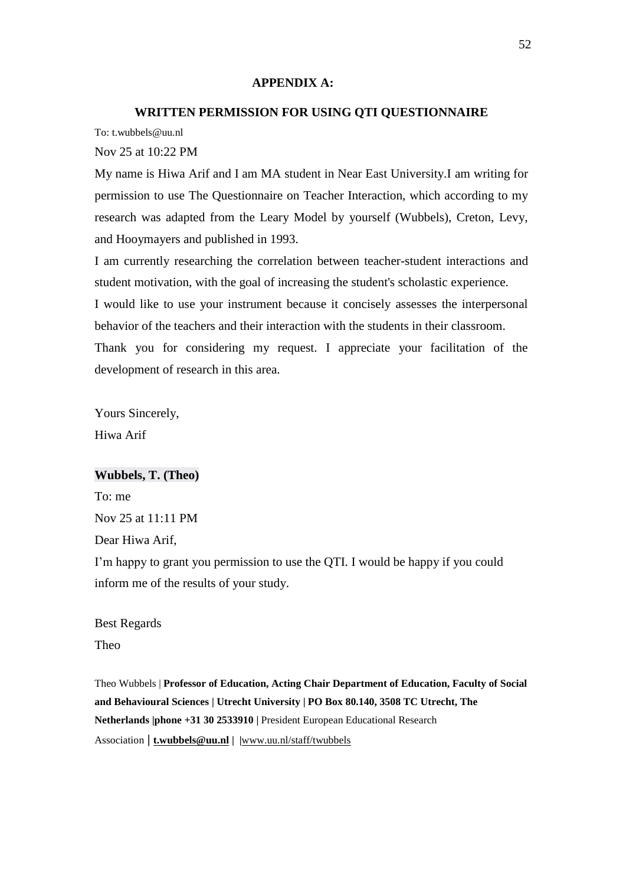## APPENDIX A:

## WRITTEN PERMISSION FOR USING QTI QUESTIONNAIRE

To: t.wubbels@uu.nl

Nov 25 at 10:22 PM

My name is Hiwa Arif and I am MA student in Near East University.I am writing for permission to use The Questionnaire on Teacher Interaction, which according to my research was adapted from the Leary Model by yourself (Wubbels), Creton, Levy, and Hooymayers and published in 1993.

I am currently researching the correlation between teacher-student interactions and student motivation, with the goal of increasing the student's scholastic experience.

I would like to use your instrument because it concisely assesses the interpersonal behavior of the teachers and their interaction with the students in their classroom.

Thank you for considering my request. I appreciate your facilitation of the development of research in this area.

Yours Sincerely,
Hiwa Arif

**Wubbels, T. (Theo)**

To: me

Nov 25 at 11:11 PM

Dear Hiwa Arif,

I'm happy to grant you permission to use the QTI. I would be happy if you could inform me of the results of your study.

Best Regards
Theo

Theo Wubbels | **Professor of Education, Acting Chair Department of Education, Faculty of Social and Behavioural Sciences | Utrecht University | PO Box 80.140, 3508 TC Utrecht, The Netherlands |phone +31 30 2533910 |** President European Educational Research Association | **t.wubbels@uu.nl** | |www.uu.nl/staff/twubbels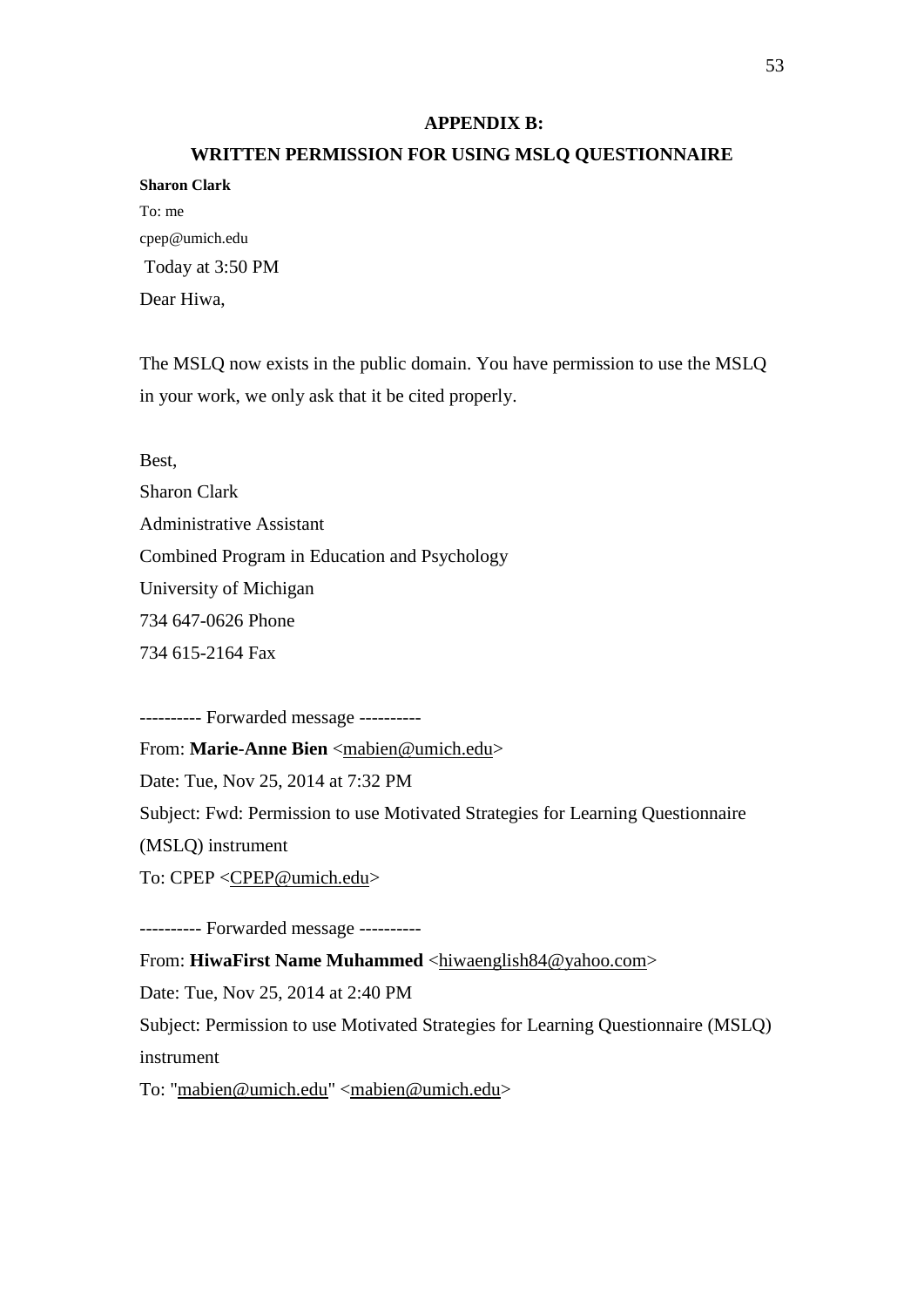## APPENDIX B:

## WRITTEN PERMISSION FOR USING MSLQ QUESTIONNAIRE

**Sharon Clark**

To: me

cpep@umich.edu

Today at 3:50 PM

Dear Hiwa,

The MSLQ now exists in the public domain. You have permission to use the MSLQ in your work, we only ask that it be cited properly.

Best,

Sharon Clark

Administrative Assistant

Combined Program in Education and Psychology

University of Michigan

734 647-0626 Phone

734 615-2164 Fax

---------- Forwarded message ----------

From: **Marie-Anne Bien** <mabien@umich.edu>

Date: Tue, Nov 25, 2014 at 7:32 PM

Subject: Fwd: Permission to use Motivated Strategies for Learning Questionnaire (MSLQ) instrument

To: CPEP <CPEP@umich.edu>

---------- Forwarded message ----------

From: **HiwaFirst Name Muhammed** <hiwaenglish84@yahoo.com>

Date: Tue, Nov 25, 2014 at 2:40 PM

Subject: Permission to use Motivated Strategies for Learning Questionnaire (MSLQ) instrument

To: "mabien@umich.edu" <mabien@umich.edu>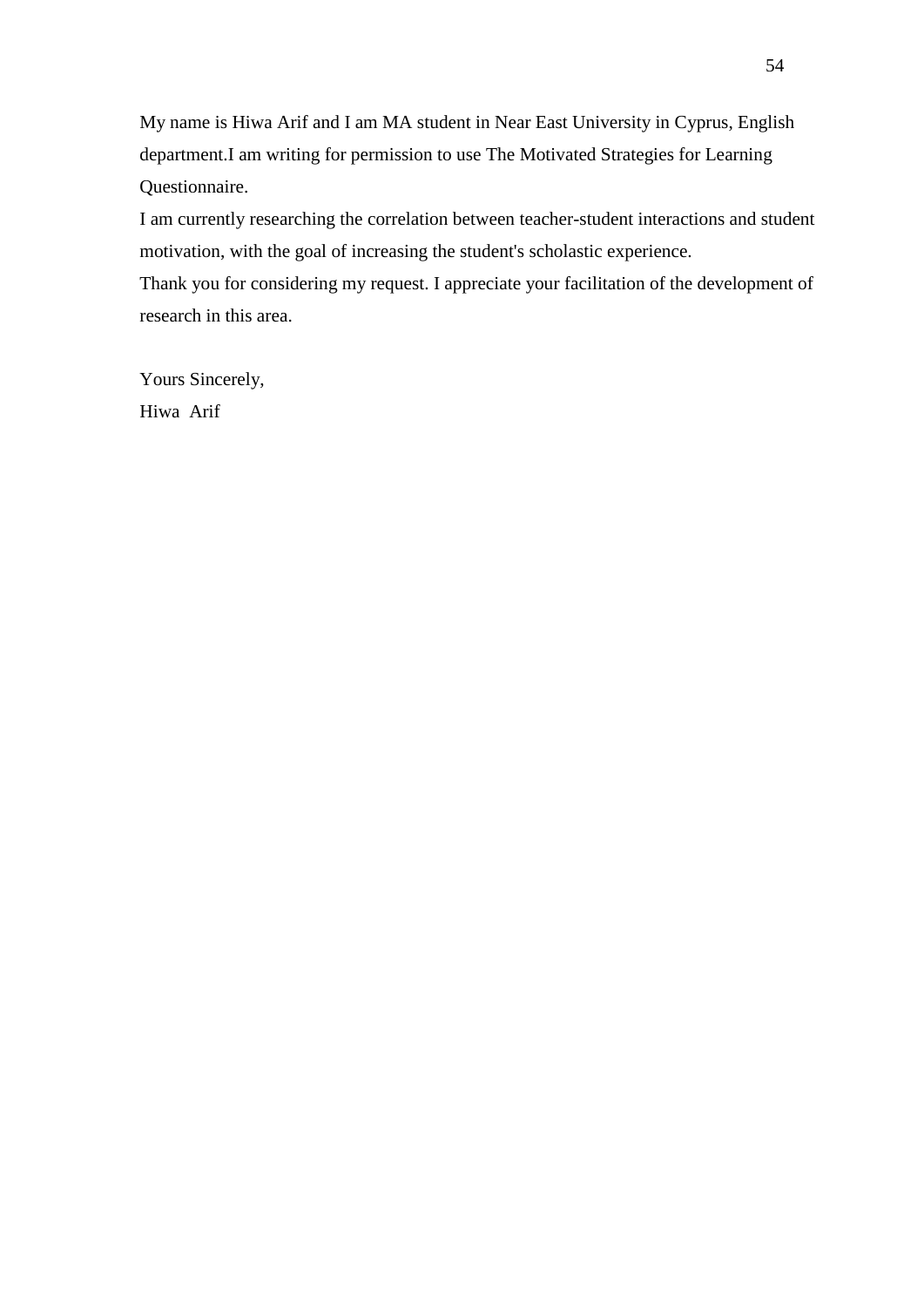My name is Hiwa Arif and I am MA student in Near East University in Cyprus, English department.I am writing for permission to use The Motivated Strategies for Learning Questionnaire.

I am currently researching the correlation between teacher-student interactions and student motivation, with the goal of increasing the student's scholastic experience.

Thank you for considering my request. I appreciate your facilitation of the development of research in this area.

Yours Sincerely,

Hiwa Arif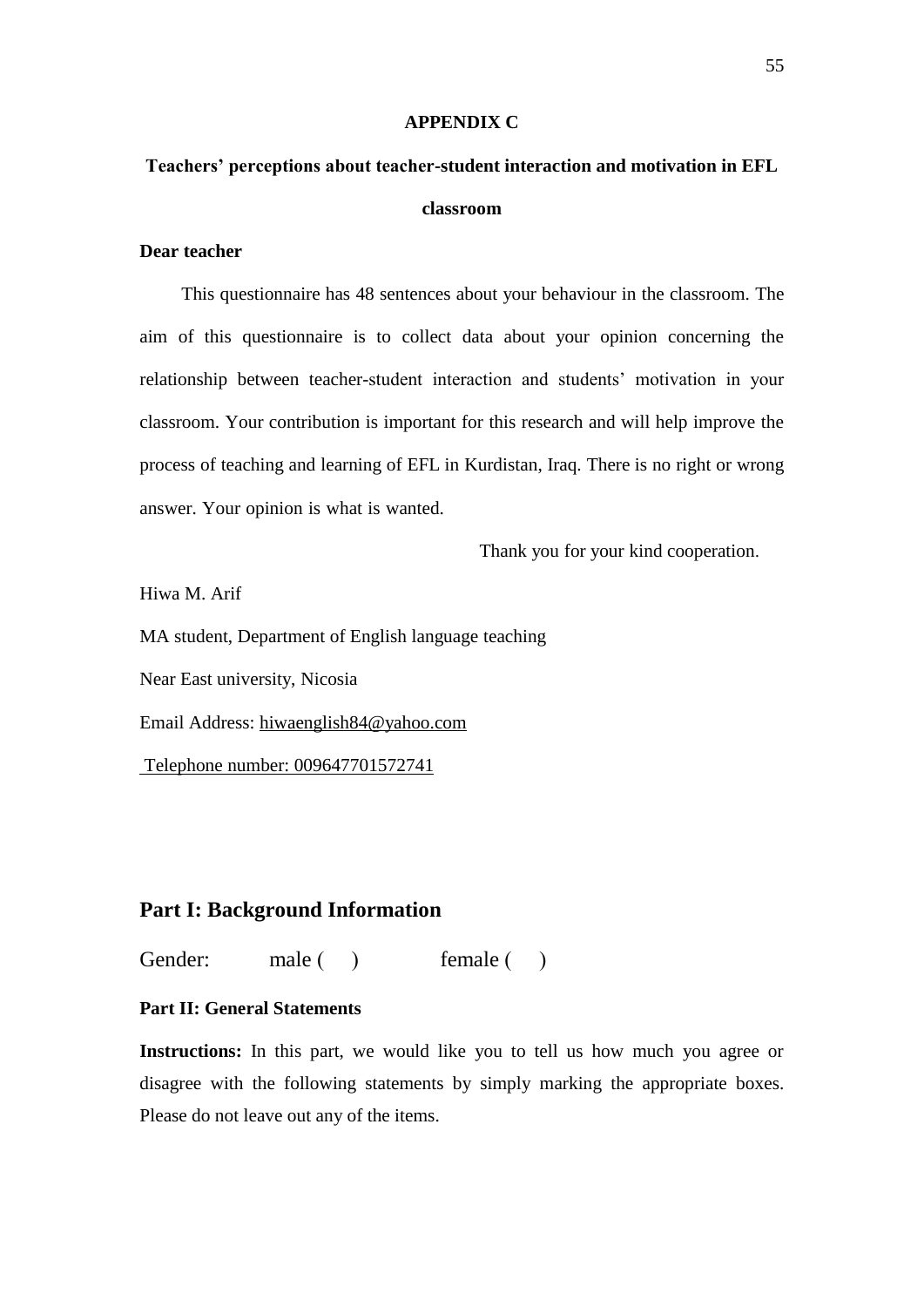## APPENDIX C

### Teachers' perceptions about teacher-student interaction and motivation in EFL classroom

**Dear teacher**

This questionnaire has 48 sentences about your behaviour in the classroom. The aim of this questionnaire is to collect data about your opinion concerning the relationship between teacher-student interaction and students' motivation in your classroom. Your contribution is important for this research and will help improve the process of teaching and learning of EFL in Kurdistan, Iraq. There is no right or wrong answer. Your opinion is what is wanted.

Thank you for your kind cooperation.

Hiwa M. Arif

MA student, Department of English language teaching

Near East university, Nicosia

Email Address: hiwaenglish84@yahoo.com

Telephone number: 009647701572741

## Part I: Background Information

Gender: male ( ) female ( )

**Part II: General Statements**

**Instructions:** In this part, we would like you to tell us how much you agree or disagree with the following statements by simply marking the appropriate boxes. Please do not leave out any of the items.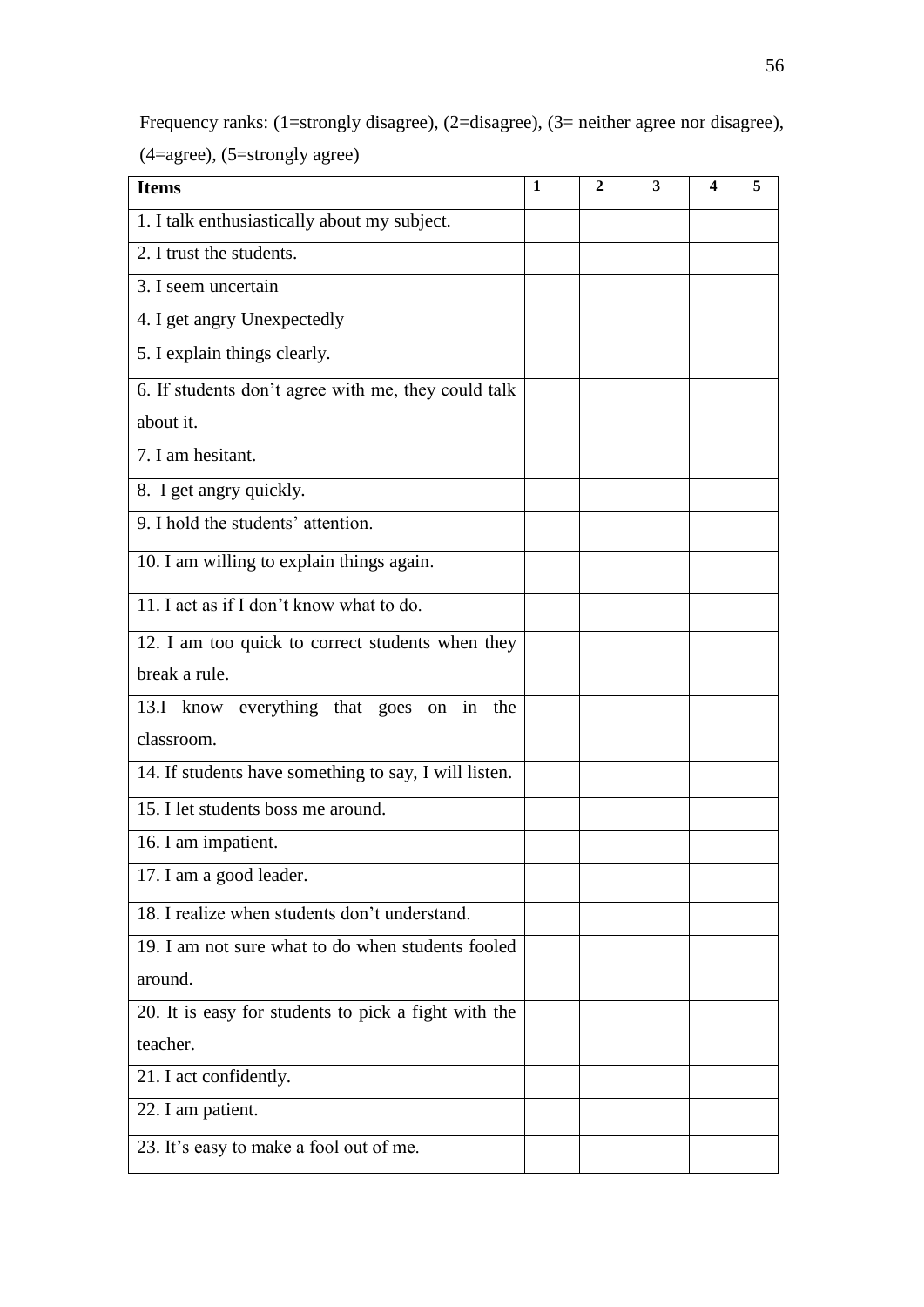Frequency ranks: (1=strongly disagree), (2=disagree), (3= neither agree nor disagree), (4=agree), (5=strongly agree)

| **Items** | **1** | **2** | **3** | **4** | **5** |
|---|---|---|---|---|---|
| 1. I talk enthusiastically about my subject. | | | | | |
| 2. I trust the students. | | | | | |
| 3. I seem uncertain | | | | | |
| 4. I get angry Unexpectedly | | | | | |
| 5. I explain things clearly. | | | | | |
| 6. If students don't agree with me, they could talk about it. | | | | | |
| 7. I am hesitant. | | | | | |
| 8. I get angry quickly. | | | | | |
| 9. I hold the students' attention. | | | | | |
| 10. I am willing to explain things again. | | | | | |
| 11. I act as if I don't know what to do. | | | | | |
| 12. I am too quick to correct students when they break a rule. | | | | | |
| 13.I know everything that goes on in the classroom. | | | | | |
| 14. If students have something to say, I will listen. | | | | | |
| 15. I let students boss me around. | | | | | |
| 16. I am impatient. | | | | | |
| 17. I am a good leader. | | | | | |
| 18. I realize when students don't understand. | | | | | |
| 19. I am not sure what to do when students fooled around. | | | | | |
| 20. It is easy for students to pick a fight with the teacher. | | | | | |
| 21. I act confidently. | | | | | |
| 22. I am patient. | | | | | |
| 23. It's easy to make a fool out of me. | | | | | |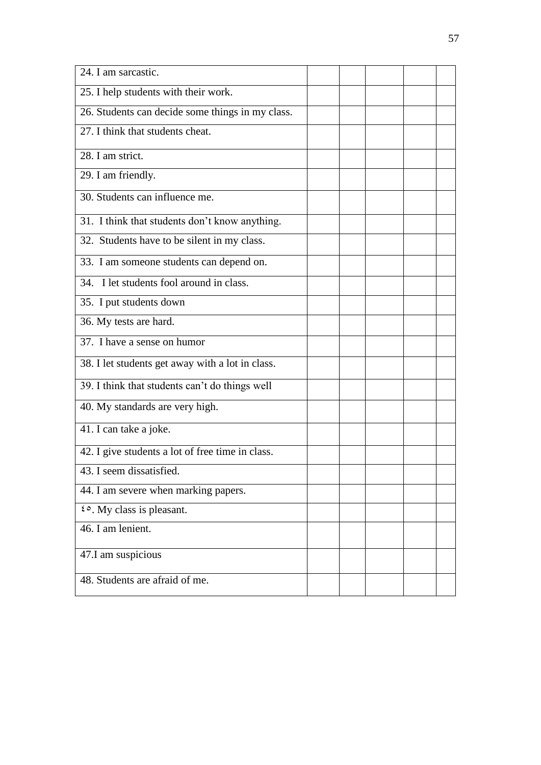| | | | | | |
|---|---|---|---|---|---|
| 24. I am sarcastic. | | | | | |
| 25. I help students with their work. | | | | | |
| 26. Students can decide some things in my class. | | | | | |
| 27. I think that students cheat. | | | | | |
| 28. I am strict. | | | | | |
| 29. I am friendly. | | | | | |
| 30. Students can influence me. | | | | | |
| 31. I think that students don’t know anything. | | | | | |
| 32. Students have to be silent in my class. | | | | | |
| 33. I am someone students can depend on. | | | | | |
| 34. I let students fool around in class. | | | | | |
| 35. I put students down | | | | | |
| 36. My tests are hard. | | | | | |
| 37. I have a sense on humor | | | | | |
| 38. I let students get away with a lot in class. | | | | | |
| 39. I think that students can’t do things well | | | | | |
| 40. My standards are very high. | | | | | |
| 41. I can take a joke. | | | | | |
| 42. I give students a lot of free time in class. | | | | | |
| 43. I seem dissatisfied. | | | | | |
| 44. I am severe when marking papers. | | | | | |
| ٤٥. My class is pleasant. | | | | | |
| 46. I am lenient. | | | | | |
| 47.I am suspicious | | | | | |
| 48. Students are afraid of me. | | | | | |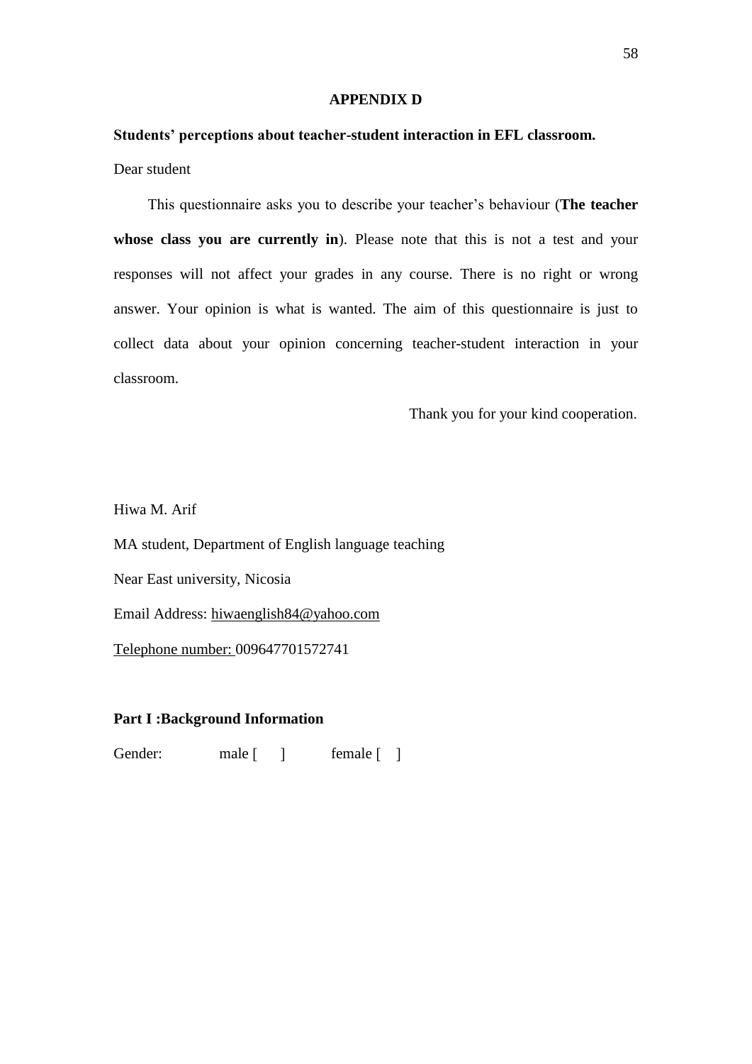# APPENDIX D

**Students' perceptions about teacher-student interaction in EFL classroom.**

Dear student

This questionnaire asks you to describe your teacher's behaviour (**The teacher whose class you are currently in**). Please note that this is not a test and your responses will not affect your grades in any course. There is no right or wrong answer. Your opinion is what is wanted. The aim of this questionnaire is just to collect data about your opinion concerning teacher-student interaction in your classroom.

Thank you for your kind cooperation.

Hiwa M. Arif

MA student, Department of English language teaching

Near East university, Nicosia

Email Address: hiwaenglish84@yahoo.com

Telephone number: 009647701572741

**Part I :Background Information**

Gender: male [ ] female [ ]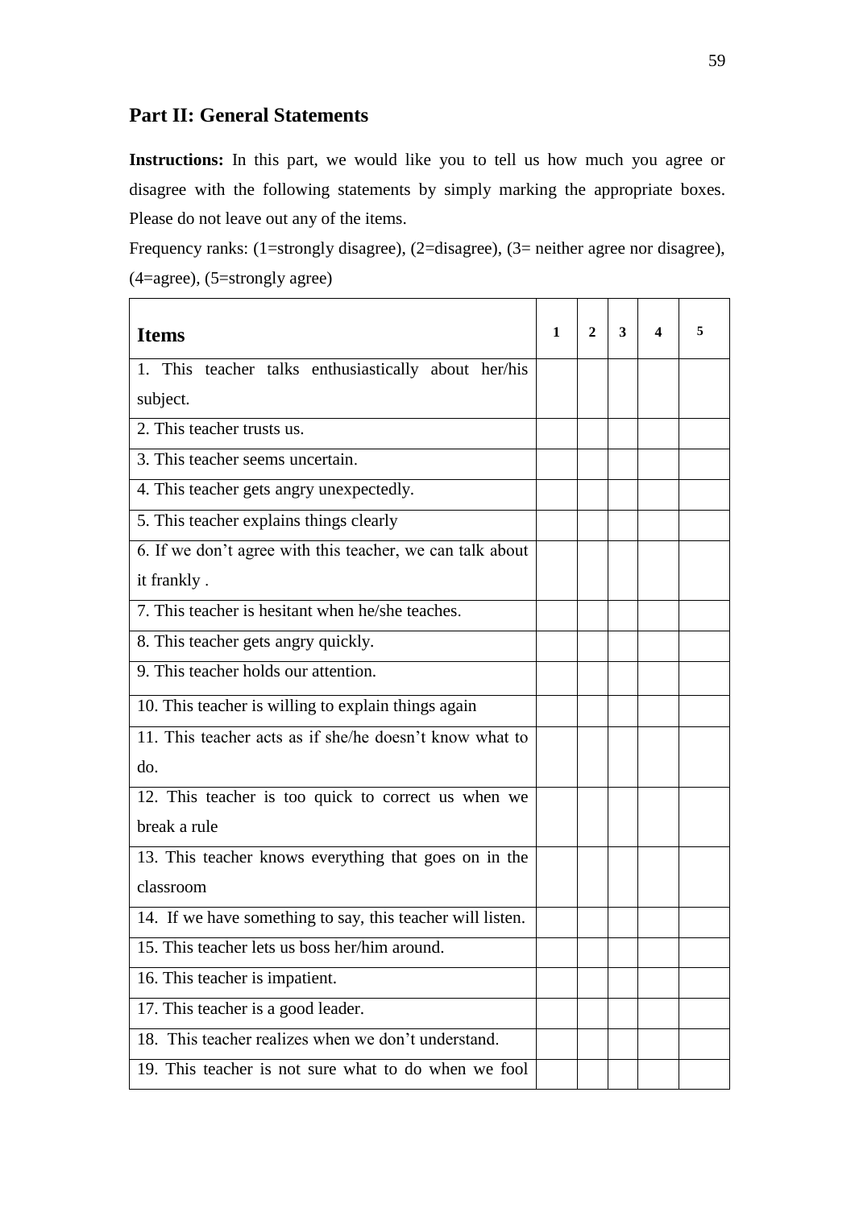## Part II: General Statements

**Instructions:** In this part, we would like you to tell us how much you agree or disagree with the following statements by simply marking the appropriate boxes. Please do not leave out any of the items.

Frequency ranks: (1=strongly disagree), (2=disagree), (3= neither agree nor disagree), (4=agree), (5=strongly agree)

| **Items** | **1** | **2** | **3** | **4** | **5** |
|---|---|---|---|---|---|
| 1. This teacher talks enthusiastically about her/his subject. | | | | | |
| 2. This teacher trusts us. | | | | | |
| 3. This teacher seems uncertain. | | | | | |
| 4. This teacher gets angry unexpectedly. | | | | | |
| 5. This teacher explains things clearly | | | | | |
| 6. If we don't agree with this teacher, we can talk about it frankly . | | | | | |
| 7. This teacher is hesitant when he/she teaches. | | | | | |
| 8. This teacher gets angry quickly. | | | | | |
| 9. This teacher holds our attention. | | | | | |
| 10. This teacher is willing to explain things again | | | | | |
| 11. This teacher acts as if she/he doesn't know what to do. | | | | | |
| 12. This teacher is too quick to correct us when we break a rule | | | | | |
| 13. This teacher knows everything that goes on in the classroom | | | | | |
| 14. If we have something to say, this teacher will listen. | | | | | |
| 15. This teacher lets us boss her/him around. | | | | | |
| 16. This teacher is impatient. | | | | | |
| 17. This teacher is a good leader. | | | | | |
| 18. This teacher realizes when we don't understand. | | | | | |
| 19. This teacher is not sure what to do when we fool | | | | | |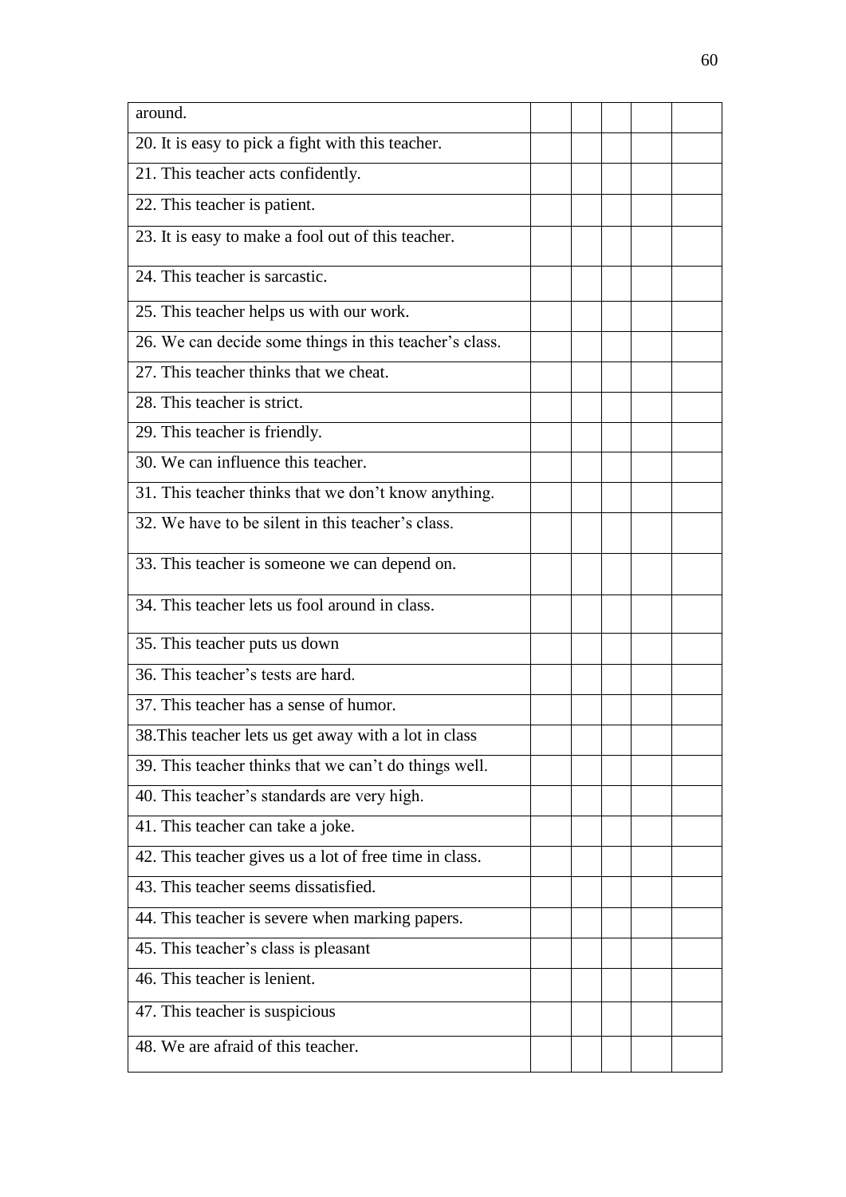| | | | | | |
|---|---|---|---|---|---|
| around. | | | | | |
| 20. It is easy to pick a fight with this teacher. | | | | | |
| 21. This teacher acts confidently. | | | | | |
| 22. This teacher is patient. | | | | | |
| 23. It is easy to make a fool out of this teacher. | | | | | |
| 24. This teacher is sarcastic. | | | | | |
| 25. This teacher helps us with our work. | | | | | |
| 26. We can decide some things in this teacher's class. | | | | | |
| 27. This teacher thinks that we cheat. | | | | | |
| 28. This teacher is strict. | | | | | |
| 29. This teacher is friendly. | | | | | |
| 30. We can influence this teacher. | | | | | |
| 31. This teacher thinks that we don't know anything. | | | | | |
| 32. We have to be silent in this teacher's class. | | | | | |
| 33. This teacher is someone we can depend on. | | | | | |
| 34. This teacher lets us fool around in class. | | | | | |
| 35. This teacher puts us down | | | | | |
| 36. This teacher's tests are hard. | | | | | |
| 37. This teacher has a sense of humor. | | | | | |
| 38.This teacher lets us get away with a lot in class | | | | | |
| 39. This teacher thinks that we can't do things well. | | | | | |
| 40. This teacher's standards are very high. | | | | | |
| 41. This teacher can take a joke. | | | | | |
| 42. This teacher gives us a lot of free time in class. | | | | | |
| 43. This teacher seems dissatisfied. | | | | | |
| 44. This teacher is severe when marking papers. | | | | | |
| 45. This teacher's class is pleasant | | | | | |
| 46. This teacher is lenient. | | | | | |
| 47. This teacher is suspicious | | | | | |
| 48. We are afraid of this teacher. | | | | | |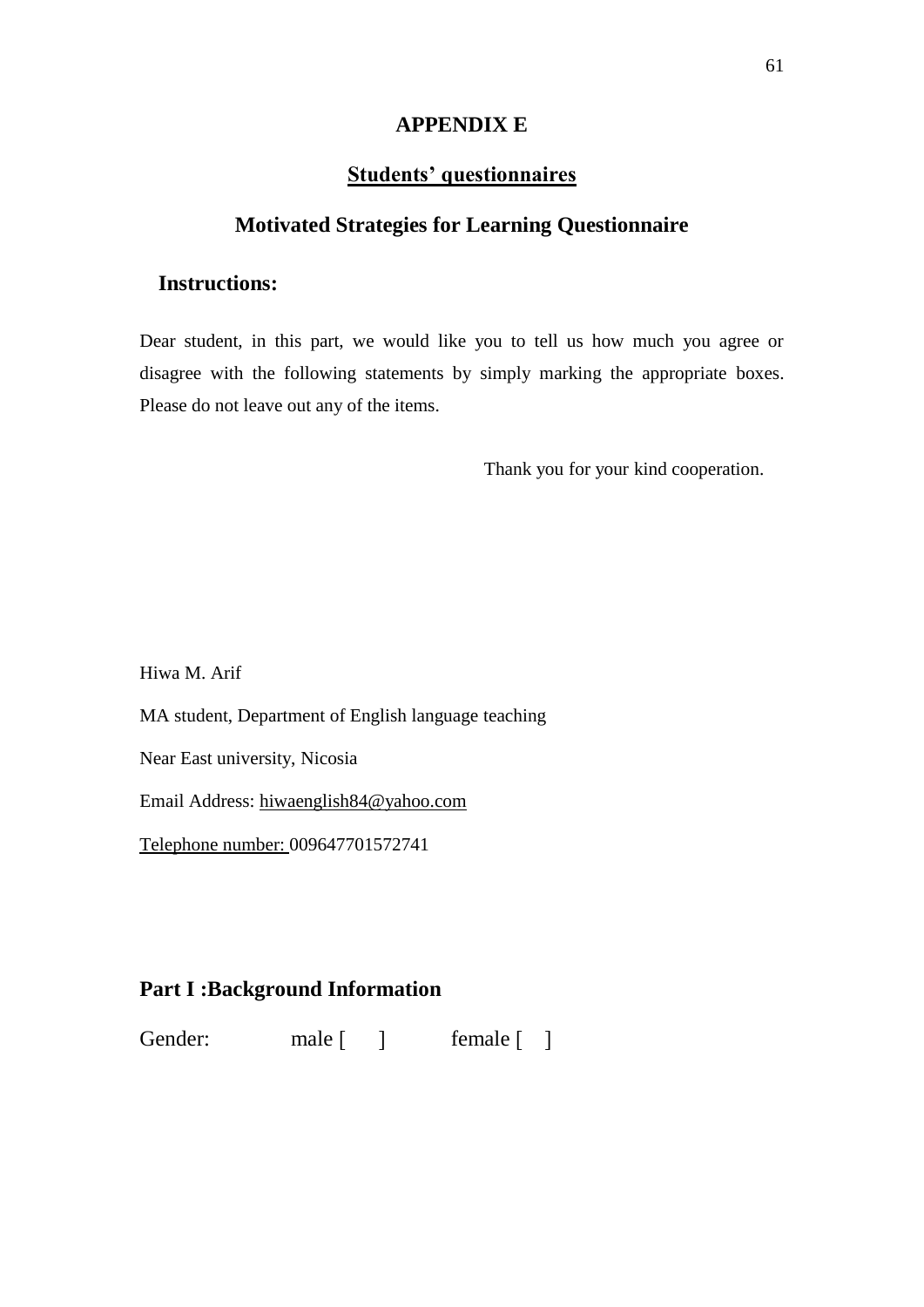# APPENDIX E

## Students' questionnaires

## Motivated Strategies for Learning Questionnaire

### Instructions:

Dear student, in this part, we would like you to tell us how much you agree or disagree with the following statements by simply marking the appropriate boxes. Please do not leave out any of the items.

Thank you for your kind cooperation.

Hiwa M. Arif

MA student, Department of English language teaching

Near East university, Nicosia

Email Address: hiwaenglish84@yahoo.com

Telephone number: 009647701572741

## Part I :Background Information

Gender: male [ ] female [ ]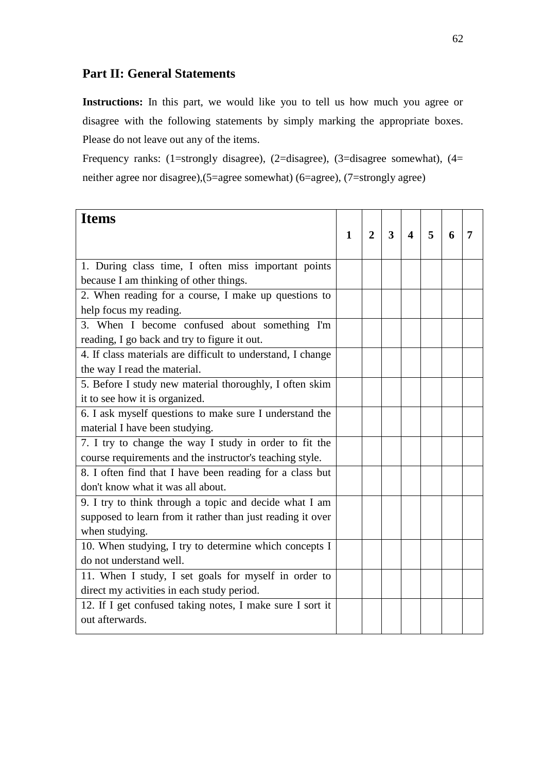## Part II: General Statements

**Instructions:** In this part, we would like you to tell us how much you agree or disagree with the following statements by simply marking the appropriate boxes. Please do not leave out any of the items.

Frequency ranks: (1=strongly disagree), (2=disagree), (3=disagree somewhat), (4= neither agree nor disagree),(5=agree somewhat) (6=agree), (7=strongly agree)

| **Items** | **1** | **2** | **3** | **4** | **5** | **6** | **7** |
|---|---|---|---|---|---|---|---|
| 1. During class time, I often miss important points because I am thinking of other things. | | | | | | | |
| 2. When reading for a course, I make up questions to help focus my reading. | | | | | | | |
| 3. When I become confused about something I'm reading, I go back and try to figure it out. | | | | | | | |
| 4. If class materials are difficult to understand, I change the way I read the material. | | | | | | | |
| 5. Before I study new material thoroughly, I often skim it to see how it is organized. | | | | | | | |
| 6. I ask myself questions to make sure I understand the material I have been studying. | | | | | | | |
| 7. I try to change the way I study in order to fit the course requirements and the instructor's teaching style. | | | | | | | |
| 8. I often find that I have been reading for a class but don't know what it was all about. | | | | | | | |
| 9. I try to think through a topic and decide what I am supposed to learn from it rather than just reading it over when studying. | | | | | | | |
| 10. When studying, I try to determine which concepts I do not understand well. | | | | | | | |
| 11. When I study, I set goals for myself in order to direct my activities in each study period. | | | | | | | |
| 12. If I get confused taking notes, I make sure I sort it out afterwards. | | | | | | | |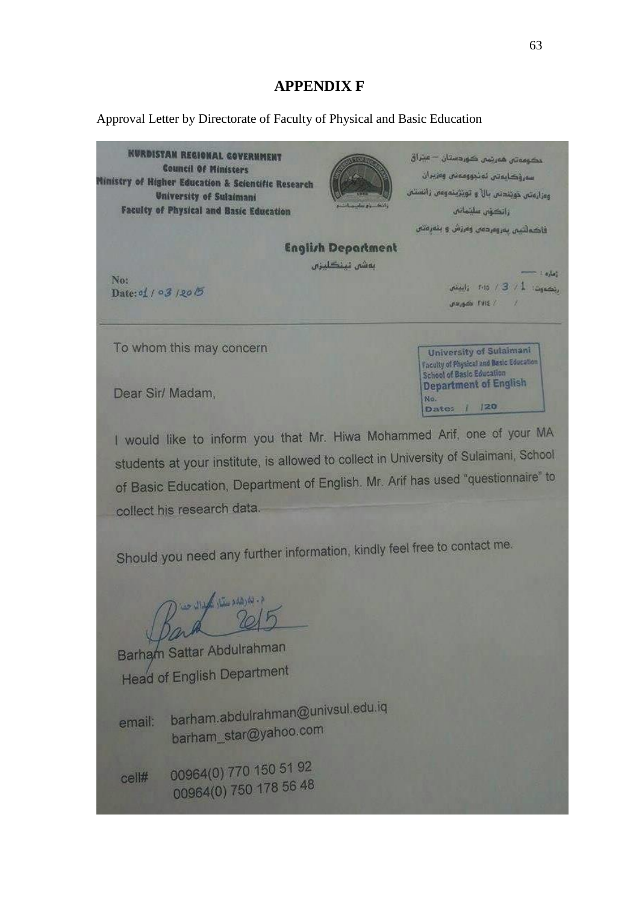# APPENDIX F

Approval Letter by Directorate of Faculty of Physical and Basic Education

**KURDISTAN REGIONAL GOVERNMENT**
**Council Of Ministers**
**Ministry of Higher Education & Scientific Research**
**University of Sulaimani**
**Faculty of Physical and Basic Education**

حكومەتی هەرێمی كوردستان – عێراق
سەرۆكایەتی ئەنجوومەنی وەزیران
وەزارەتی خوێندنی باڵا و توێژینەوەی زانستی
زانكۆی سلێمانی
فاكەڵتیی پەروەردەی وەرزش و بنەڕەتی

**English Department**

بەشی ئینگلیزی

No:
Date: 01 / 03 / 2015

ژمارە:
ڕێكەوت: 1 / 3 / 2015 زایینی
/ / 2714 كوردی

University of Sulaimani
Faculty of Physical and Basic Education
School of Basic Education
Department of English
No.
Date: / /20

To whom this may concern

Dear Sir/ Madam,

I would like to inform you that Mr. Hiwa Mohammed Arif, one of your MA students at your institute, is allowed to collect in University of Sulaimani, School of Basic Education, Department of English. Mr. Arif has used "questionnaire" to collect his research data.

Should you need any further information, kindly feel free to contact me.

2015

Barham Sattar Abdulrahman
Head of English Department

email: barham.abdulrahman@univsul.edu.iq
barham_star@yahoo.com

cell# 00964(0) 770 150 51 92
00964(0) 750 178 56 48